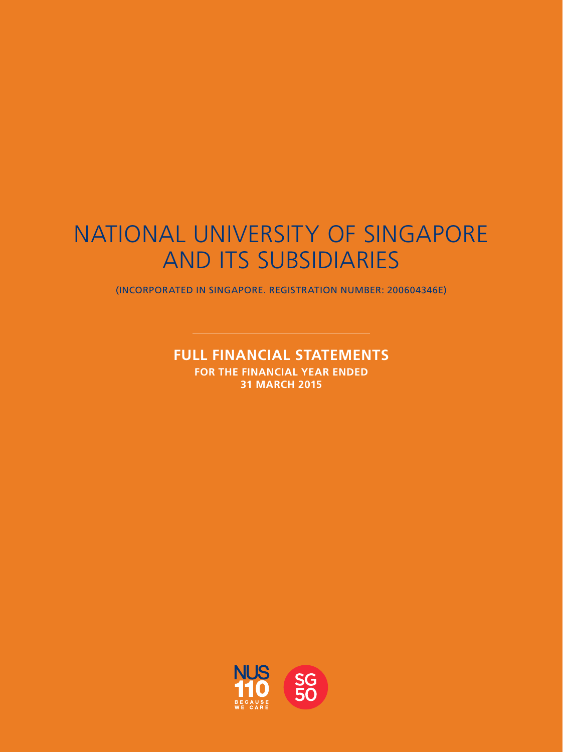# NATIONAL UNIVERSITY OF SINGAPORE AND ITS SUBSIDIARIES

(INCORPORATED IN SINGAPORE. REGISTRATION NUMBER: 200604346E)

## FULL FINANCIAL STATEMENTS

**FOR THE FINANCIAL YEAR ENDED 31 MARCH 2015**

NUS 110 BECAUSE WE CARE

SG 50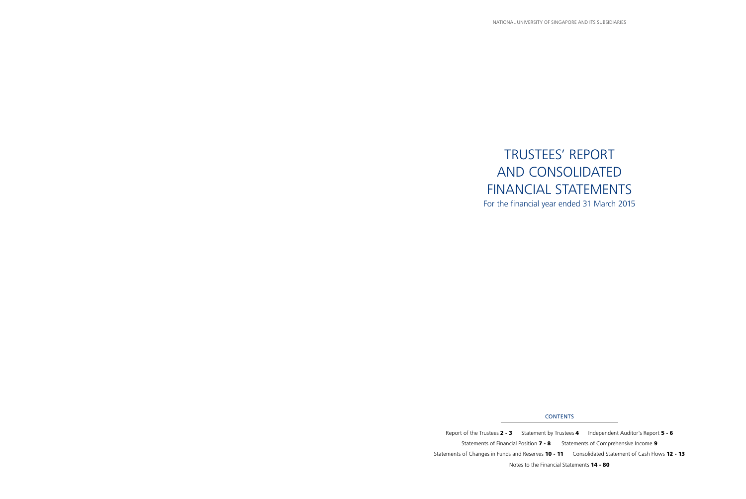# TRUSTEES' REPORT AND CONSOLIDATED FINANCIAL STATEMENTS

For the financial year ended 31 March 2015

## CONTENTS

Report of the Trustees **2 - 3** Statement by Trustees **4** Independent Auditor's Report **5 - 6**

Statements of Financial Position **7 - 8** Statements of Comprehensive Income **9**

Statements of Changes in Funds and Reserves **10 - 11** Consolidated Statement of Cash Flows **12 - 13**

Notes to the Financial Statements **14 - 80**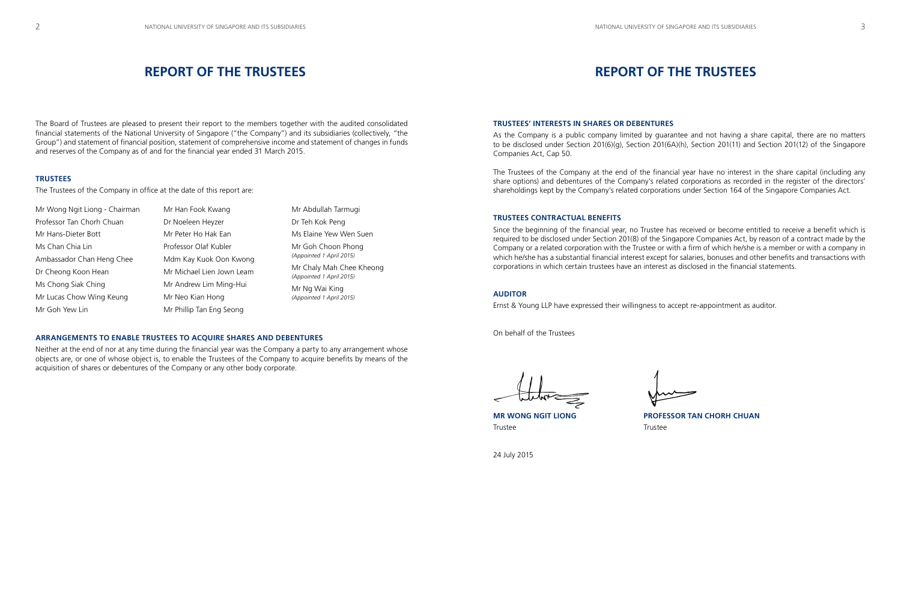# REPORT OF THE TRUSTEES

The Board of Trustees are pleased to present their report to the members together with the audited consolidated financial statements of the National University of Singapore ("the Company") and its subsidiaries (collectively, "the Group") and statement of financial position, statement of comprehensive income and statement of changes in funds and reserves of the Company as of and for the financial year ended 31 March 2015.

## TRUSTEES

The Trustees of the Company in office at the date of this report are:

- Mr Wong Ngit Liong - Chairman
- Professor Tan Chorh Chuan
- Mr Hans-Dieter Bott
- Ms Chan Chia Lin
- Ambassador Chan Heng Chee
- Dr Cheong Koon Hean
- Ms Chong Siak Ching
- Mr Lucas Chow Wing Keung
- Mr Goh Yew Lin
- Mr Han Fook Kwang
- Dr Noeleen Heyzer
- Mr Peter Ho Hak Ean
- Professor Olaf Kubler
- Mdm Kay Kuok Oon Kwong
- Mr Michael Lien Jown Leam
- Mr Andrew Lim Ming-Hui
- Mr Neo Kian Hong
- Mr Phillip Tan Eng Seong
- Mr Abdullah Tarmugi
- Dr Teh Kok Peng
- Ms Elaine Yew Wen Suen
- Mr Goh Choon Phong *(Appointed 1 April 2015)*
- Mr Chaly Mah Chee Kheong *(Appointed 1 April 2015)*
- Mr Ng Wai King *(Appointed 1 April 2015)*

## ARRANGEMENTS TO ENABLE TRUSTEES TO ACQUIRE SHARES AND DEBENTURES

Neither at the end of nor at any time during the financial year was the Company a party to any arrangement whose objects are, or one of whose object is, to enable the Trustees of the Company to acquire benefits by means of the acquisition of shares or debentures of the Company or any other body corporate.

## TRUSTEES' INTERESTS IN SHARES OR DEBENTURES

As the Company is a public company limited by guarantee and not having a share capital, there are no matters to be disclosed under Section 201(6)(g), Section 201(6A)(h), Section 201(11) and Section 201(12) of the Singapore Companies Act, Cap 50.

The Trustees of the Company at the end of the financial year have no interest in the share capital (including any share options) and debentures of the Company's related corporations as recorded in the register of the directors' shareholdings kept by the Company's related corporations under Section 164 of the Singapore Companies Act.

## TRUSTEES CONTRACTUAL BENEFITS

Since the beginning of the financial year, no Trustee has received or become entitled to receive a benefit which is required to be disclosed under Section 201(8) of the Singapore Companies Act, by reason of a contract made by the Company or a related corporation with the Trustee or with a firm of which he/she is a member or with a company in which he/she has a substantial financial interest except for salaries, bonuses and other benefits and transactions with corporations in which certain trustees have an interest as disclosed in the financial statements.

## AUDITOR

Ernst & Young LLP have expressed their willingness to accept re-appointment as auditor.

On behalf of the Trustees

**MR WONG NGIT LIONG**
Trustee

**PROFESSOR TAN CHORH CHUAN**
Trustee

24 July 2015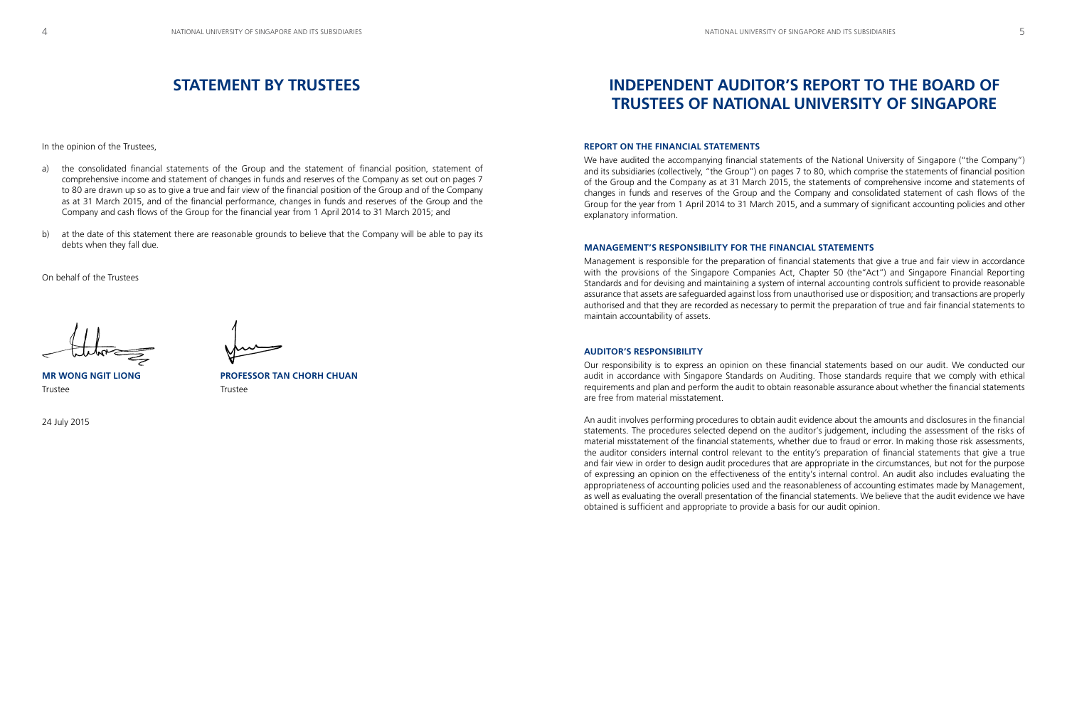# STATEMENT BY TRUSTEES

In the opinion of the Trustees,

a) the consolidated financial statements of the Group and the statement of financial position, statement of comprehensive income and statement of changes in funds and reserves of the Company as set out on pages 7 to 80 are drawn up so as to give a true and fair view of the financial position of the Group and of the Company as at 31 March 2015, and of the financial performance, changes in funds and reserves of the Group and the Company and cash flows of the Group for the financial year from 1 April 2014 to 31 March 2015; and

b) at the date of this statement there are reasonable grounds to believe that the Company will be able to pay its debts when they fall due.

On behalf of the Trustees

**MR WONG NGIT LIONG**
Trustee

**PROFESSOR TAN CHORH CHUAN**
Trustee

24 July 2015

# INDEPENDENT AUDITOR'S REPORT TO THE BOARD OF TRUSTEES OF NATIONAL UNIVERSITY OF SINGAPORE

### REPORT ON THE FINANCIAL STATEMENTS

We have audited the accompanying financial statements of the National University of Singapore ("the Company") and its subsidiaries (collectively, "the Group") on pages 7 to 80, which comprise the statements of financial position of the Group and the Company as at 31 March 2015, the statements of comprehensive income and statements of changes in funds and reserves of the Group and the Company and consolidated statement of cash flows of the Group for the year from 1 April 2014 to 31 March 2015, and a summary of significant accounting policies and other explanatory information.

### MANAGEMENT'S RESPONSIBILITY FOR THE FINANCIAL STATEMENTS

Management is responsible for the preparation of financial statements that give a true and fair view in accordance with the provisions of the Singapore Companies Act, Chapter 50 (the"Act") and Singapore Financial Reporting Standards and for devising and maintaining a system of internal accounting controls sufficient to provide reasonable assurance that assets are safeguarded against loss from unauthorised use or disposition; and transactions are properly authorised and that they are recorded as necessary to permit the preparation of true and fair financial statements to maintain accountability of assets.

### AUDITOR'S RESPONSIBILITY

Our responsibility is to express an opinion on these financial statements based on our audit. We conducted our audit in accordance with Singapore Standards on Auditing. Those standards require that we comply with ethical requirements and plan and perform the audit to obtain reasonable assurance about whether the financial statements are free from material misstatement.

An audit involves performing procedures to obtain audit evidence about the amounts and disclosures in the financial statements. The procedures selected depend on the auditor's judgement, including the assessment of the risks of material misstatement of the financial statements, whether due to fraud or error. In making those risk assessments, the auditor considers internal control relevant to the entity's preparation of financial statements that give a true and fair view in order to design audit procedures that are appropriate in the circumstances, but not for the purpose of expressing an opinion on the effectiveness of the entity's internal control. An audit also includes evaluating the appropriateness of accounting policies used and the reasonableness of accounting estimates made by Management, as well as evaluating the overall presentation of the financial statements. We believe that the audit evidence we have obtained is sufficient and appropriate to provide a basis for our audit opinion.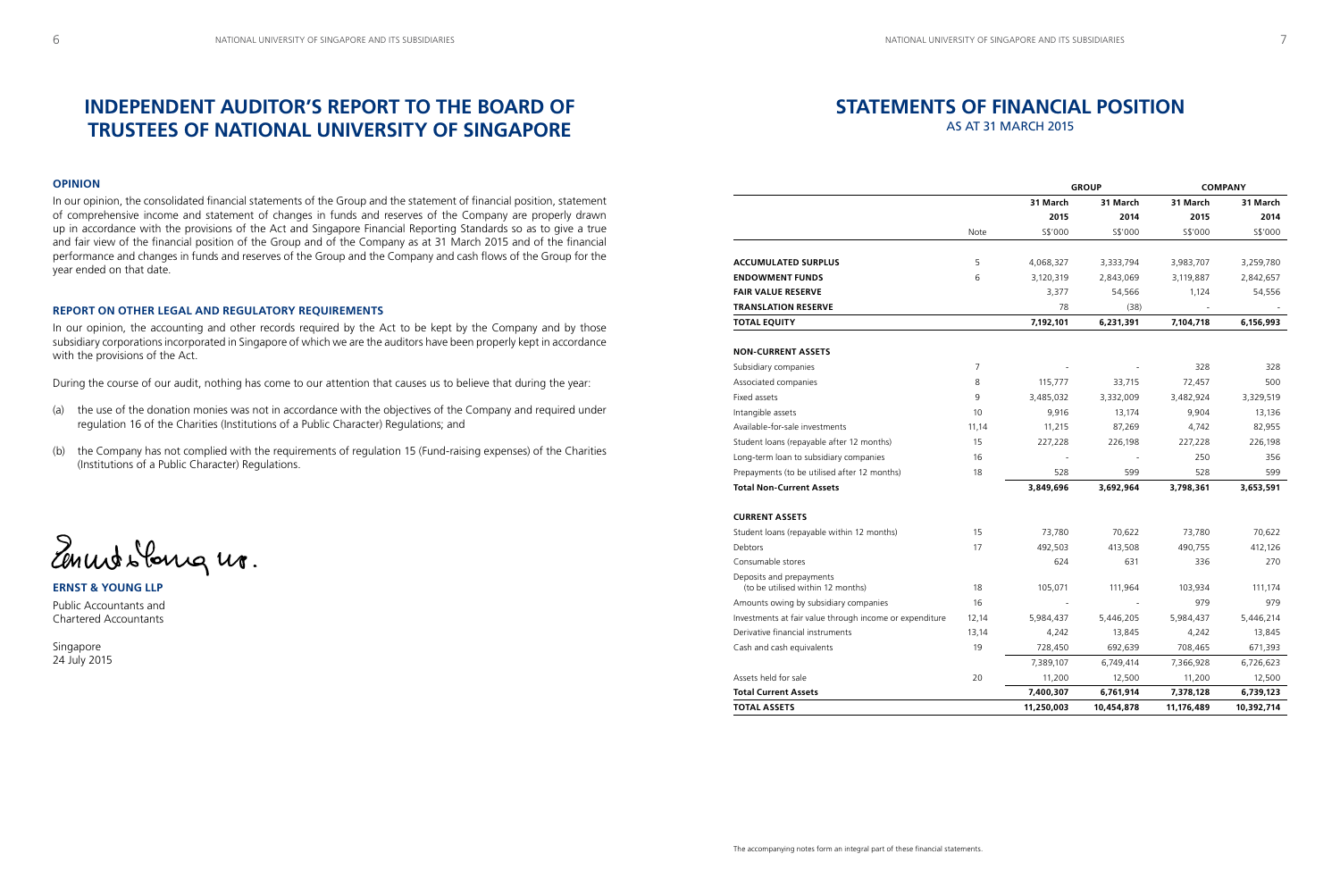# INDEPENDENT AUDITOR'S REPORT TO THE BOARD OF TRUSTEES OF NATIONAL UNIVERSITY OF SINGAPORE

### OPINION

In our opinion, the consolidated financial statements of the Group and the statement of financial position, statement of comprehensive income and statement of changes in funds and reserves of the Company are properly drawn up in accordance with the provisions of the Act and Singapore Financial Reporting Standards so as to give a true and fair view of the financial position of the Group and of the Company as at 31 March 2015 and of the financial performance and changes in funds and reserves of the Group and the Company and cash flows of the Group for the year ended on that date.

### REPORT ON OTHER LEGAL AND REGULATORY REQUIREMENTS

In our opinion, the accounting and other records required by the Act to be kept by the Company and by those subsidiary corporations incorporated in Singapore of which we are the auditors have been properly kept in accordance with the provisions of the Act.

During the course of our audit, nothing has come to our attention that causes us to believe that during the year:

(a) the use of the donation monies was not in accordance with the objectives of the Company and required under regulation 16 of the Charities (Institutions of a Public Character) Regulations; and

(b) the Company has not complied with the requirements of regulation 15 (Fund-raising expenses) of the Charities (Institutions of a Public Character) Regulations.

**ERNST & YOUNG LLP**

Public Accountants and
Chartered Accountants

Singapore
24 July 2015

# STATEMENTS OF FINANCIAL POSITION

AS AT 31 MARCH 2015

| | | GROUP | | COMPANY | |
|---|---|---|---|---|---|
| | | 31 March 2015 | 31 March 2014 | 31 March 2015 | 31 March 2014 |
| | Note | S$'000 | S$'000 | S$'000 | S$'000 |
| **ACCUMULATED SURPLUS** | 5 | 4,068,327 | 3,333,794 | 3,983,707 | 3,259,780 |
| **ENDOWMENT FUNDS** | 6 | 3,120,319 | 2,843,069 | 3,119,887 | 2,842,657 |
| **FAIR VALUE RESERVE** | | 3,377 | 54,566 | 1,124 | 54,556 |
| **TRANSLATION RESERVE** | | 78 | (38) | - | - |
| **TOTAL EQUITY** | | **7,192,101** | **6,231,391** | **7,104,718** | **6,156,993** |
| **NON-CURRENT ASSETS** | | | | | |
| Subsidiary companies | 7 | - | - | 328 | 328 |
| Associated companies | 8 | 115,777 | 33,715 | 72,457 | 500 |
| Fixed assets | 9 | 3,485,032 | 3,332,009 | 3,482,924 | 3,329,519 |
| Intangible assets | 10 | 9,916 | 13,174 | 9,904 | 13,136 |
| Available-for-sale investments | 11,14 | 11,215 | 87,269 | 4,742 | 82,955 |
| Student loans (repayable after 12 months) | 15 | 227,228 | 226,198 | 227,228 | 226,198 |
| Long-term loan to subsidiary companies | 16 | - | - | 250 | 356 |
| Prepayments (to be utilised after 12 months) | 18 | 528 | 599 | 528 | 599 |
| **Total Non-Current Assets** | | **3,849,696** | **3,692,964** | **3,798,361** | **3,653,591** |
| **CURRENT ASSETS** | | | | | |
| Student loans (repayable within 12 months) | 15 | 73,780 | 70,622 | 73,780 | 70,622 |
| Debtors | 17 | 492,503 | 413,508 | 490,755 | 412,126 |
| Consumable stores | | 624 | 631 | 336 | 270 |
| Deposits and prepayments (to be utilised within 12 months) | 18 | 105,071 | 111,964 | 103,934 | 111,174 |
| Amounts owing by subsidiary companies | 16 | - | - | 979 | 979 |
| Investments at fair value through income or expenditure | 12,14 | 5,984,437 | 5,446,205 | 5,984,437 | 5,446,214 |
| Derivative financial instruments | 13,14 | 4,242 | 13,845 | 4,242 | 13,845 |
| Cash and cash equivalents | 19 | 728,450 | 692,639 | 708,465 | 671,393 |
| | | 7,389,107 | 6,749,414 | 7,366,928 | 6,726,623 |
| Assets held for sale | 20 | 11,200 | 12,500 | 11,200 | 12,500 |
| **Total Current Assets** | | **7,400,307** | **6,761,914** | **7,378,128** | **6,739,123** |
| **TOTAL ASSETS** | | **11,250,003** | **10,454,878** | **11,176,489** | **10,392,714** |

The accompanying notes form an integral part of these financial statements.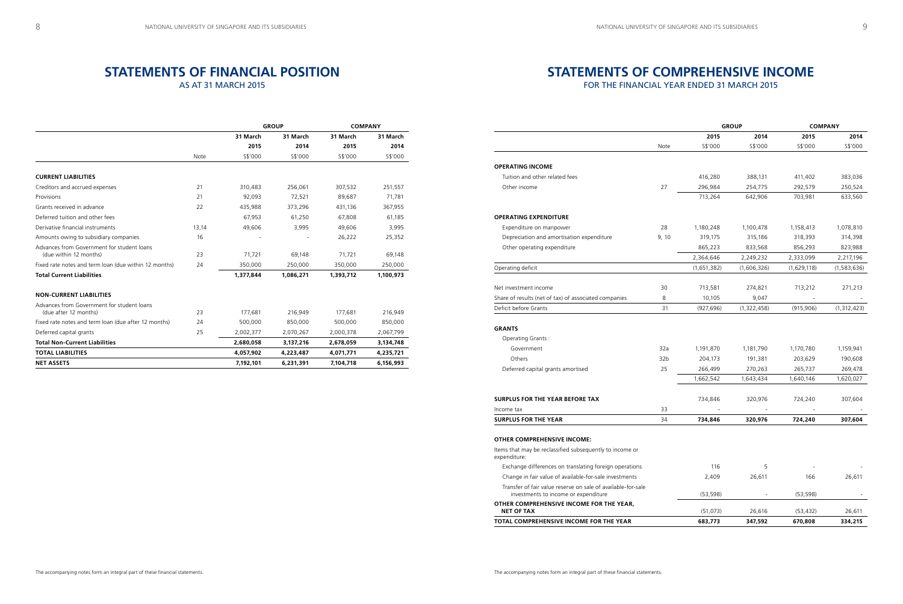# STATEMENTS OF FINANCIAL POSITION

AS AT 31 MARCH 2015

| | | GROUP | | COMPANY | |
|---|---|---|---|---|---|
| | | 31 March 2015 | 31 March 2014 | 31 March 2015 | 31 March 2014 |
| | Note | S$'000 | S$'000 | S$'000 | S$'000 |
| **CURRENT LIABILITIES** | | | | | |
| Creditors and accrued expenses | 21 | 310,483 | 256,061 | 307,532 | 251,557 |
| Provisions | 21 | 92,093 | 72,521 | 89,687 | 71,781 |
| Grants received in advance | 22 | 435,988 | 373,296 | 431,136 | 367,955 |
| Deferred tuition and other fees | | 67,953 | 61,250 | 67,808 | 61,185 |
| Derivative financial instruments | 13,14 | 49,606 | 3,995 | 49,606 | 3,995 |
| Amounts owing to subsidiary companies | 16 | - | - | 26,222 | 25,352 |
| Advances from Government for student loans (due within 12 months) | 23 | 71,721 | 69,148 | 71,721 | 69,148 |
| Fixed rate notes and term loan (due within 12 months) | 24 | 350,000 | 250,000 | 350,000 | 250,000 |
| **Total Current Liabilities** | | **1,377,844** | **1,086,271** | **1,393,712** | **1,100,973** |
| **NON-CURRENT LIABILITIES** | | | | | |
| Advances from Government for student loans (due after 12 months) | 23 | 177,681 | 216,949 | 177,681 | 216,949 |
| Fixed rate notes and term loan (due after 12 months) | 24 | 500,000 | 850,000 | 500,000 | 850,000 |
| Deferred capital grants | 25 | 2,002,377 | 2,070,267 | 2,000,378 | 2,067,799 |
| **Total Non-Current Liabilities** | | **2,680,058** | **3,137,216** | **2,678,059** | **3,134,748** |
| **TOTAL LIABILITIES** | | **4,057,902** | **4,223,487** | **4,071,771** | **4,235,721** |
| **NET ASSETS** | | **7,192,101** | **6,231,391** | **7,104,718** | **6,156,993** |

The accompanying notes form an integral part of these financial statements.

# STATEMENTS OF COMPREHENSIVE INCOME

FOR THE FINANCIAL YEAR ENDED 31 MARCH 2015

| | | GROUP | | COMPANY | |
|---|---|---|---|---|---|
| | | 2015 | 2014 | 2015 | 2014 |
| | Note | S$'000 | S$'000 | S$'000 | S$'000 |
| **OPERATING INCOME** | | | | | |
| Tuition and other related fees | | 416,280 | 388,131 | 411,402 | 383,036 |
| Other income | 27 | 296,984 | 254,775 | 292,579 | 250,524 |
| | | 713,264 | 642,906 | 703,981 | 633,560 |
| **OPERATING EXPENDITURE** | | | | | |
| Expenditure on manpower | 28 | 1,180,248 | 1,100,478 | 1,158,413 | 1,078,810 |
| Depreciation and amortisation expenditure | 9, 10 | 319,175 | 315,186 | 318,393 | 314,398 |
| Other operating expenditure | | 865,223 | 833,568 | 856,293 | 823,988 |
| | | 2,364,646 | 2,249,232 | 2,333,099 | 2,217,196 |
| Operating deficit | | (1,651,382) | (1,606,326) | (1,629,118) | (1,583,636) |
| Net investment income | 30 | 713,581 | 274,821 | 713,212 | 271,213 |
| Share of results (net of tax) of associated companies | 8 | 10,105 | 9,047 | - | - |
| Deficit before Grants | 31 | (927,696) | (1,322,458) | (915,906) | (1,312,423) |
| **GRANTS** | | | | | |
| Operating Grants : | | | | | |
| Government | 32a | 1,191,870 | 1,181,790 | 1,170,780 | 1,159,941 |
| Others | 32b | 204,173 | 191,381 | 203,629 | 190,608 |
| Deferred capital grants amortised | 25 | 266,499 | 270,263 | 265,737 | 269,478 |
| | | 1,662,542 | 1,643,434 | 1,640,146 | 1,620,027 |
| **SURPLUS FOR THE YEAR BEFORE TAX** | | 734,846 | 320,976 | 724,240 | 307,604 |
| Income tax | 33 | - | - | - | - |
| **SURPLUS FOR THE YEAR** | 34 | **734,846** | **320,976** | **724,240** | **307,604** |
| **OTHER COMPREHENSIVE INCOME:** | | | | | |
| Items that may be reclassified subsequently to income or expenditure: | | | | | |
| Exchange differences on translating foreign operations | | 116 | 5 | - | - |
| Change in fair value of available-for-sale investments | | 2,409 | 26,611 | 166 | 26,611 |
| Transfer of fair value reserve on sale of available-for-sale investments to income or expenditure | | (53,598) | - | (53,598) | - |
| **OTHER COMPREHENSIVE INCOME FOR THE YEAR, NET OF TAX** | | (51,073) | 26,616 | (53,432) | 26,611 |
| **TOTAL COMPREHENSIVE INCOME FOR THE YEAR** | | **683,773** | **347,592** | **670,808** | **334,215** |

The accompanying notes form an integral part of these financial statements.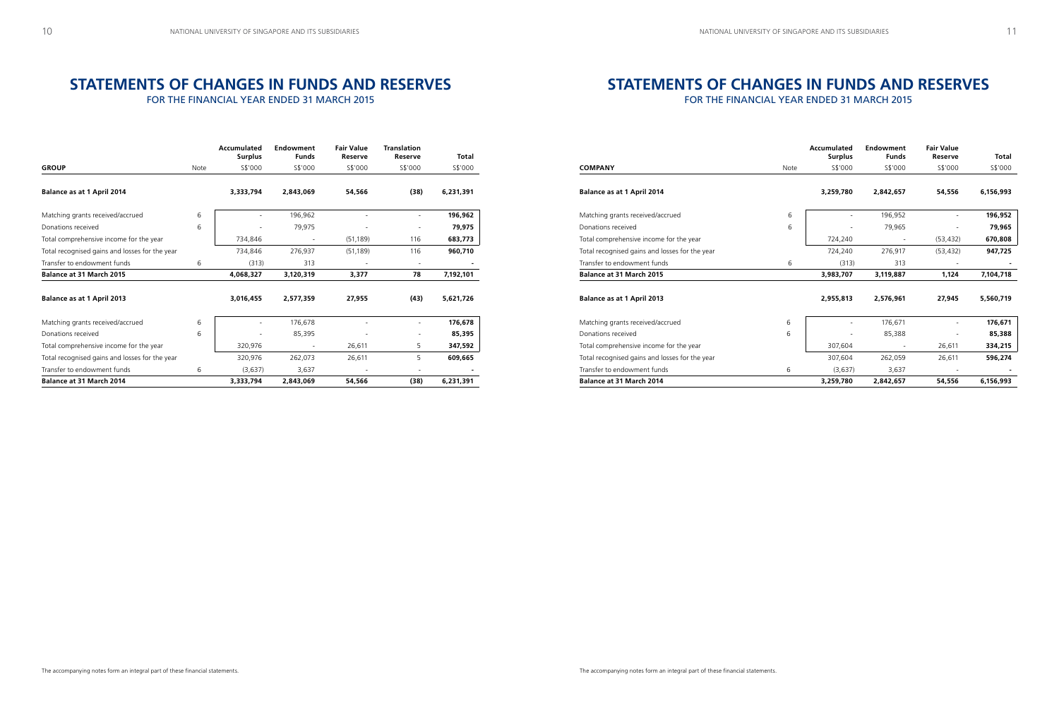# STATEMENTS OF CHANGES IN FUNDS AND RESERVES

FOR THE FINANCIAL YEAR ENDED 31 MARCH 2015

| GROUP | Note | Accumulated Surplus S$'000 | Endowment Funds S$'000 | Fair Value Reserve S$'000 | Translation Reserve S$'000 | Total S$'000 |
|---|---|---|---|---|---|---|
| **Balance as at 1 April 2014** | | **3,333,794** | **2,843,069** | **54,566** | **(38)** | **6,231,391** |
| Matching grants received/accrued | 6 | - | 196,962 | - | - | **196,962** |
| Donations received | 6 | - | 79,975 | - | - | **79,975** |
| Total comprehensive income for the year | | 734,846 | - | (51,189) | 116 | **683,773** |
| Total recognised gains and losses for the year | | 734,846 | 276,937 | (51,189) | 116 | **960,710** |
| Transfer to endowment funds | 6 | (313) | 313 | - | - | **-** |
| **Balance at 31 March 2015** | | **4,068,327** | **3,120,319** | **3,377** | **78** | **7,192,101** |
| **Balance as at 1 April 2013** | | **3,016,455** | **2,577,359** | **27,955** | **(43)** | **5,621,726** |
| Matching grants received/accrued | 6 | - | 176,678 | - | - | **176,678** |
| Donations received | 6 | - | 85,395 | - | - | **85,395** |
| Total comprehensive income for the year | | 320,976 | - | 26,611 | 5 | **347,592** |
| Total recognised gains and losses for the year | | 320,976 | 262,073 | 26,611 | 5 | **609,665** |
| Transfer to endowment funds | 6 | (3,637) | 3,637 | - | - | **-** |
| **Balance at 31 March 2014** | | **3,333,794** | **2,843,069** | **54,566** | **(38)** | **6,231,391** |

The accompanying notes form an integral part of these financial statements.

# STATEMENTS OF CHANGES IN FUNDS AND RESERVES

FOR THE FINANCIAL YEAR ENDED 31 MARCH 2015

| COMPANY | Note | Accumulated Surplus S$'000 | Endowment Funds S$'000 | Fair Value Reserve S$'000 | Total S$'000 |
|---|---|---|---|---|---|
| **Balance as at 1 April 2014** | | **3,259,780** | **2,842,657** | **54,556** | **6,156,993** |
| Matching grants received/accrued | 6 | - | 196,952 | - | **196,952** |
| Donations received | 6 | - | 79,965 | - | **79,965** |
| Total comprehensive income for the year | | 724,240 | - | (53,432) | **670,808** |
| Total recognised gains and losses for the year | | 724,240 | 276,917 | (53,432) | **947,725** |
| Transfer to endowment funds | 6 | (313) | 313 | - | **-** |
| **Balance at 31 March 2015** | | **3,983,707** | **3,119,887** | **1,124** | **7,104,718** |
| **Balance as at 1 April 2013** | | **2,955,813** | **2,576,961** | **27,945** | **5,560,719** |
| Matching grants received/accrued | 6 | - | 176,671 | - | **176,671** |
| Donations received | 6 | - | 85,388 | - | **85,388** |
| Total comprehensive income for the year | | 307,604 | - | 26,611 | **334,215** |
| Total recognised gains and losses for the year | | 307,604 | 262,059 | 26,611 | **596,274** |
| Transfer to endowment funds | 6 | (3,637) | 3,637 | - | **-** |
| **Balance at 31 March 2014** | | **3,259,780** | **2,842,657** | **54,556** | **6,156,993** |

The accompanying notes form an integral part of these financial statements.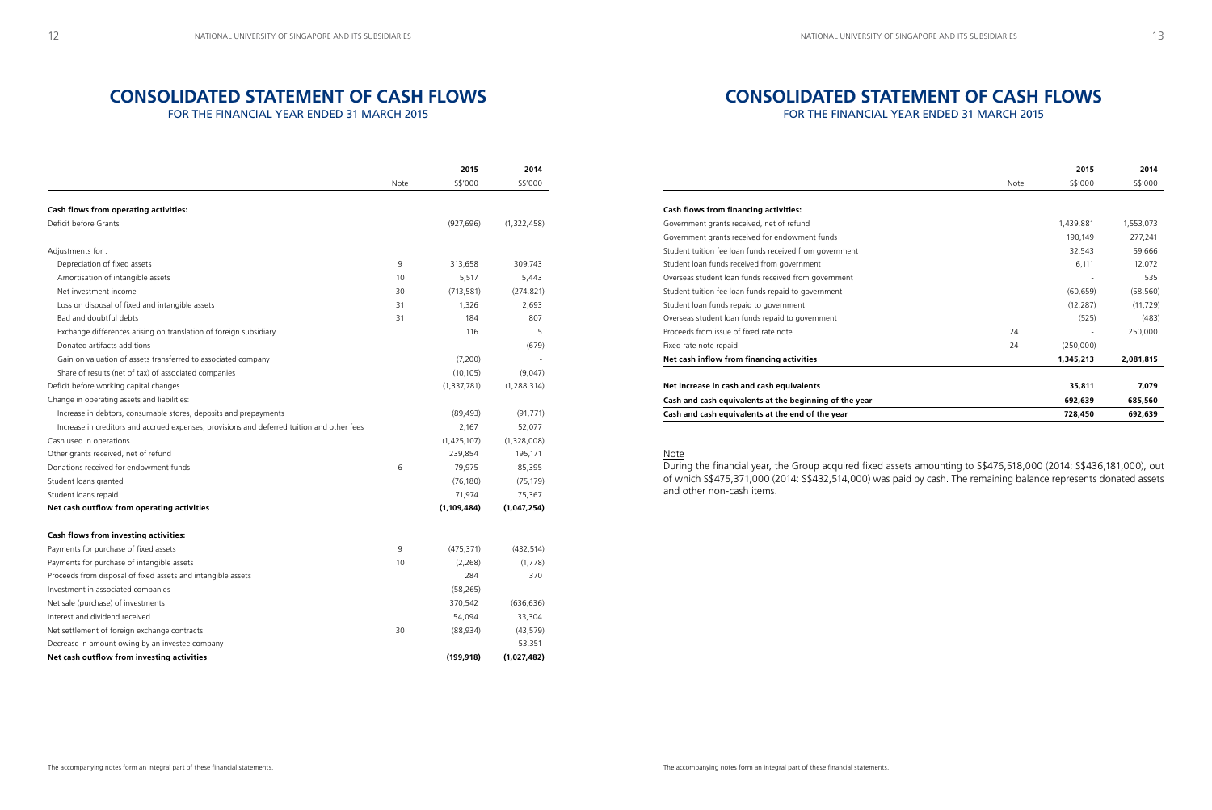# CONSOLIDATED STATEMENT OF CASH FLOWS

FOR THE FINANCIAL YEAR ENDED 31 MARCH 2015

| | Note | 2015<br>S$'000 | 2014<br>S$'000 |
|---|---|---|---|
| **Cash flows from operating activities:** | | | |
| Deficit before Grants | | (927,696) | (1,322,458) |
| Adjustments for : | | | |
| Depreciation of fixed assets | 9 | 313,658 | 309,743 |
| Amortisation of intangible assets | 10 | 5,517 | 5,443 |
| Net investment income | 30 | (713,581) | (274,821) |
| Loss on disposal of fixed and intangible assets | 31 | 1,326 | 2,693 |
| Bad and doubtful debts | 31 | 184 | 807 |
| Exchange differences arising on translation of foreign subsidiary | | 116 | 5 |
| Donated artifacts additions | | - | (679) |
| Gain on valuation of assets transferred to associated company | | (7,200) | - |
| Share of results (net of tax) of associated companies | | (10,105) | (9,047) |
| Deficit before working capital changes | | (1,337,781) | (1,288,314) |
| Change in operating assets and liabilities: | | | |
| Increase in debtors, consumable stores, deposits and prepayments | | (89,493) | (91,771) |
| Increase in creditors and accrued expenses, provisions and deferred tuition and other fees | | 2,167 | 52,077 |
| Cash used in operations | | (1,425,107) | (1,328,008) |
| Other grants received, net of refund | | 239,854 | 195,171 |
| Donations received for endowment funds | 6 | 79,975 | 85,395 |
| Student loans granted | | (76,180) | (75,179) |
| Student loans repaid | | 71,974 | 75,367 |
| **Net cash outflow from operating activities** | | **(1,109,484)** | **(1,047,254)** |
| **Cash flows from investing activities:** | | | |
| Payments for purchase of fixed assets | 9 | (475,371) | (432,514) |
| Payments for purchase of intangible assets | 10 | (2,268) | (1,778) |
| Proceeds from disposal of fixed assets and intangible assets | | 284 | 370 |
| Investment in associated companies | | (58,265) | - |
| Net sale (purchase) of investments | | 370,542 | (636,636) |
| Interest and dividend received | | 54,094 | 33,304 |
| Net settlement of foreign exchange contracts | 30 | (88,934) | (43,579) |
| Decrease in amount owing by an investee company | | - | 53,351 |
| **Net cash outflow from investing activities** | | **(199,918)** | **(1,027,482)** |

| | Note | 2015<br>S$'000 | 2014<br>S$'000 |
|---|---|---|---|
| **Cash flows from financing activities:** | | | |
| Government grants received, net of refund | | 1,439,881 | 1,553,073 |
| Government grants received for endowment funds | | 190,149 | 277,241 |
| Student tuition fee loan funds received from government | | 32,543 | 59,666 |
| Student loan funds received from government | | 6,111 | 12,072 |
| Overseas student loan funds received from government | | - | 535 |
| Student tuition fee loan funds repaid to government | | (60,659) | (58,560) |
| Student loan funds repaid to government | | (12,287) | (11,729) |
| Overseas student loan funds repaid to government | | (525) | (483) |
| Proceeds from issue of fixed rate note | 24 | - | 250,000 |
| Fixed rate note repaid | 24 | (250,000) | - |
| **Net cash inflow from financing activities** | | **1,345,213** | **2,081,815** |
| **Net increase in cash and cash equivalents** | | **35,811** | **7,079** |
| **Cash and cash equivalents at the beginning of the year** | | **692,639** | **685,560** |
| **Cash and cash equivalents at the end of the year** | | **728,450** | **692,639** |

Note

During the financial year, the Group acquired fixed assets amounting to S$476,518,000 (2014: S$436,181,000), out of which S$475,371,000 (2014: S$432,514,000) was paid by cash. The remaining balance represents donated assets and other non-cash items.

The accompanying notes form an integral part of these financial statements.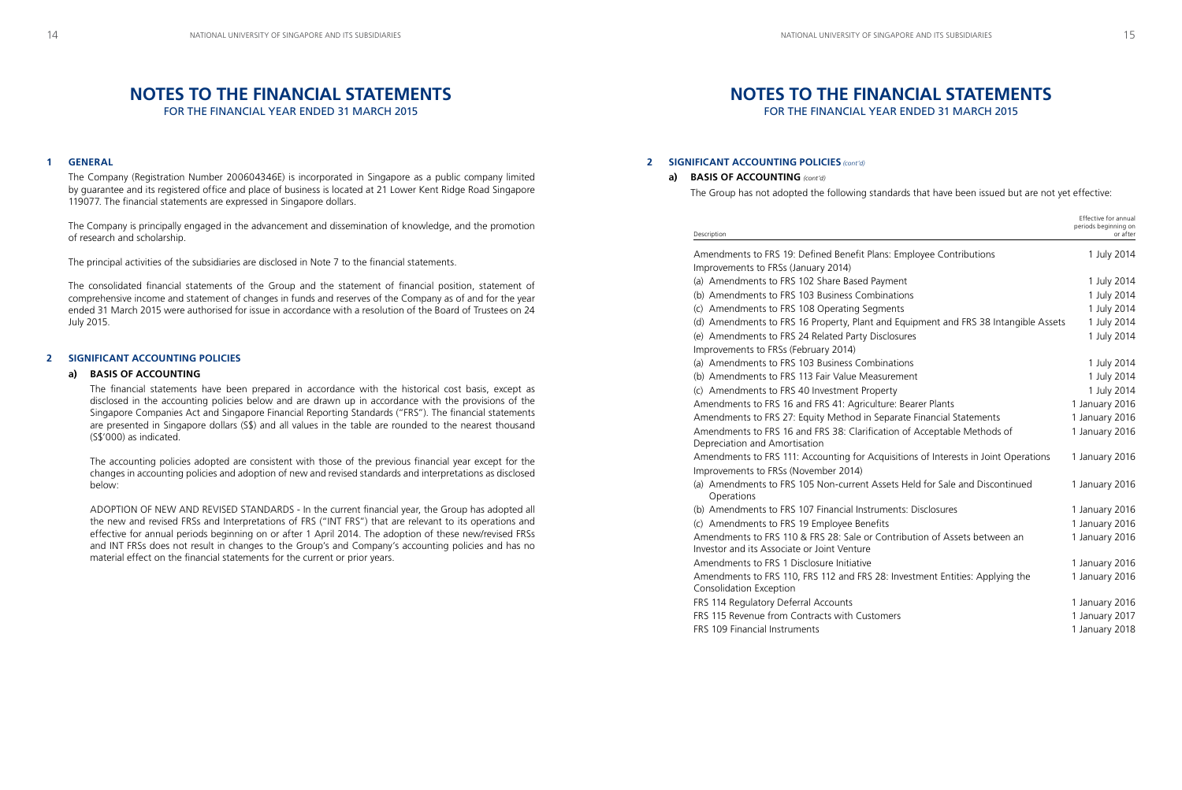# NOTES TO THE FINANCIAL STATEMENTS

FOR THE FINANCIAL YEAR ENDED 31 MARCH 2015

## 1 GENERAL

The Company (Registration Number 200604346E) is incorporated in Singapore as a public company limited by guarantee and its registered office and place of business is located at 21 Lower Kent Ridge Road Singapore 119077. The financial statements are expressed in Singapore dollars.

The Company is principally engaged in the advancement and dissemination of knowledge, and the promotion of research and scholarship.

The principal activities of the subsidiaries are disclosed in Note 7 to the financial statements.

The consolidated financial statements of the Group and the statement of financial position, statement of comprehensive income and statement of changes in funds and reserves of the Company as of and for the year ended 31 March 2015 were authorised for issue in accordance with a resolution of the Board of Trustees on 24 July 2015.

## 2 SIGNIFICANT ACCOUNTING POLICIES

### a) BASIS OF ACCOUNTING

The financial statements have been prepared in accordance with the historical cost basis, except as disclosed in the accounting policies below and are drawn up in accordance with the provisions of the Singapore Companies Act and Singapore Financial Reporting Standards ("FRS"). The financial statements are presented in Singapore dollars (S$) and all values in the table are rounded to the nearest thousand (S$'000) as indicated.

The accounting policies adopted are consistent with those of the previous financial year except for the changes in accounting policies and adoption of new and revised standards and interpretations as disclosed below:

ADOPTION OF NEW AND REVISED STANDARDS - In the current financial year, the Group has adopted all the new and revised FRSs and Interpretations of FRS ("INT FRS") that are relevant to its operations and effective for annual periods beginning on or after 1 April 2014. The adoption of these new/revised FRSs and INT FRSs does not result in changes to the Group's and Company's accounting policies and has no material effect on the financial statements for the current or prior years.

# NOTES TO THE FINANCIAL STATEMENTS

FOR THE FINANCIAL YEAR ENDED 31 MARCH 2015

## 2 SIGNIFICANT ACCOUNTING POLICIES *(cont'd)*

### a) BASIS OF ACCOUNTING *(cont'd)*

The Group has not adopted the following standards that have been issued but are not yet effective:

| Description | Effective for annual periods beginning on or after |
|---|---|
| Amendments to FRS 19: Defined Benefit Plans: Employee Contributions | 1 July 2014 |
| Improvements to FRSs (January 2014) | |
| (a) Amendments to FRS 102 Share Based Payment | 1 July 2014 |
| (b) Amendments to FRS 103 Business Combinations | 1 July 2014 |
| (c) Amendments to FRS 108 Operating Segments | 1 July 2014 |
| (d) Amendments to FRS 16 Property, Plant and Equipment and FRS 38 Intangible Assets | 1 July 2014 |
| (e) Amendments to FRS 24 Related Party Disclosures | 1 July 2014 |
| Improvements to FRSs (February 2014) | |
| (a) Amendments to FRS 103 Business Combinations | 1 July 2014 |
| (b) Amendments to FRS 113 Fair Value Measurement | 1 July 2014 |
| (c) Amendments to FRS 40 Investment Property | 1 July 2014 |
| Amendments to FRS 16 and FRS 41: Agriculture: Bearer Plants | 1 January 2016 |
| Amendments to FRS 27: Equity Method in Separate Financial Statements | 1 January 2016 |
| Amendments to FRS 16 and FRS 38: Clarification of Acceptable Methods of Depreciation and Amortisation | 1 January 2016 |
| Amendments to FRS 111: Accounting for Acquisitions of Interests in Joint Operations | 1 January 2016 |
| Improvements to FRSs (November 2014) | |
| (a) Amendments to FRS 105 Non-current Assets Held for Sale and Discontinued Operations | 1 January 2016 |
| (b) Amendments to FRS 107 Financial Instruments: Disclosures | 1 January 2016 |
| (c) Amendments to FRS 19 Employee Benefits | 1 January 2016 |
| Amendments to FRS 110 & FRS 28: Sale or Contribution of Assets between an Investor and its Associate or Joint Venture | 1 January 2016 |
| Amendments to FRS 1 Disclosure Initiative | 1 January 2016 |
| Amendments to FRS 110, FRS 112 and FRS 28: Investment Entities: Applying the Consolidation Exception | 1 January 2016 |
| FRS 114 Regulatory Deferral Accounts | 1 January 2016 |
| FRS 115 Revenue from Contracts with Customers | 1 January 2017 |
| FRS 109 Financial Instruments | 1 January 2018 |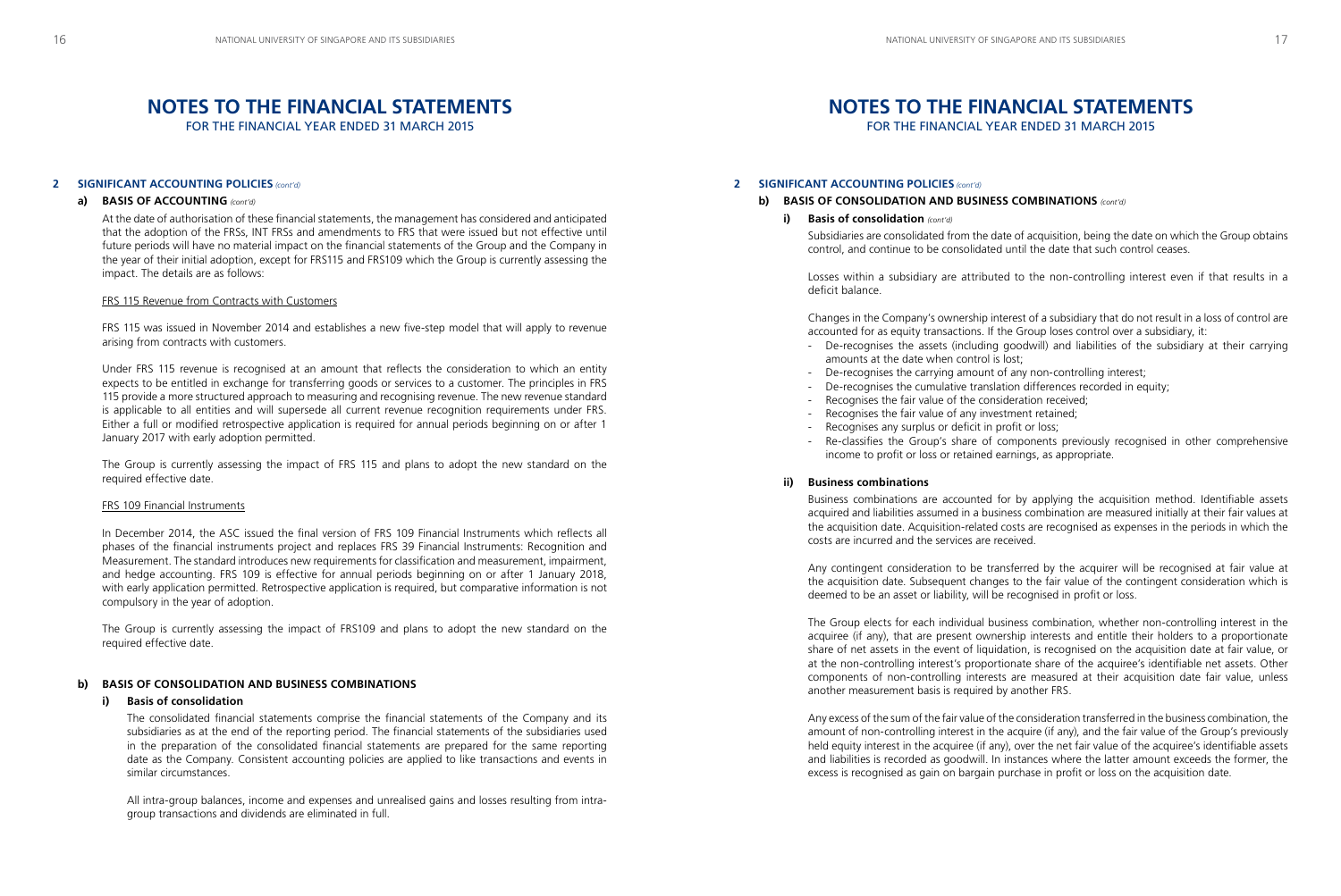# NOTES TO THE FINANCIAL STATEMENTS

FOR THE FINANCIAL YEAR ENDED 31 MARCH 2015

## 2 SIGNIFICANT ACCOUNTING POLICIES *(cont'd)*

### a) BASIS OF ACCOUNTING *(cont'd)*

At the date of authorisation of these financial statements, the management has considered and anticipated that the adoption of the FRSs, INT FRSs and amendments to FRS that were issued but not effective until future periods will have no material impact on the financial statements of the Group and the Company in the year of their initial adoption, except for FRS115 and FRS109 which the Group is currently assessing the impact. The details are as follows:

FRS 115 Revenue from Contracts with Customers

FRS 115 was issued in November 2014 and establishes a new five-step model that will apply to revenue arising from contracts with customers.

Under FRS 115 revenue is recognised at an amount that reflects the consideration to which an entity expects to be entitled in exchange for transferring goods or services to a customer. The principles in FRS 115 provide a more structured approach to measuring and recognising revenue. The new revenue standard is applicable to all entities and will supersede all current revenue recognition requirements under FRS. Either a full or modified retrospective application is required for annual periods beginning on or after 1 January 2017 with early adoption permitted.

The Group is currently assessing the impact of FRS 115 and plans to adopt the new standard on the required effective date.

FRS 109 Financial Instruments

In December 2014, the ASC issued the final version of FRS 109 Financial Instruments which reflects all phases of the financial instruments project and replaces FRS 39 Financial Instruments: Recognition and Measurement. The standard introduces new requirements for classification and measurement, impairment, and hedge accounting. FRS 109 is effective for annual periods beginning on or after 1 January 2018, with early application permitted. Retrospective application is required, but comparative information is not compulsory in the year of adoption.

The Group is currently assessing the impact of FRS109 and plans to adopt the new standard on the required effective date.

### b) BASIS OF CONSOLIDATION AND BUSINESS COMBINATIONS

#### i) Basis of consolidation

The consolidated financial statements comprise the financial statements of the Company and its subsidiaries as at the end of the reporting period. The financial statements of the subsidiaries used in the preparation of the consolidated financial statements are prepared for the same reporting date as the Company. Consistent accounting policies are applied to like transactions and events in similar circumstances.

All intra-group balances, income and expenses and unrealised gains and losses resulting from intra-group transactions and dividends are eliminated in full.

Subsidiaries are consolidated from the date of acquisition, being the date on which the Group obtains control, and continue to be consolidated until the date that such control ceases.

Losses within a subsidiary are attributed to the non-controlling interest even if that results in a deficit balance.

Changes in the Company's ownership interest of a subsidiary that do not result in a loss of control are accounted for as equity transactions. If the Group loses control over a subsidiary, it:

- De-recognises the assets (including goodwill) and liabilities of the subsidiary at their carrying amounts at the date when control is lost;
- De-recognises the carrying amount of any non-controlling interest;
- De-recognises the cumulative translation differences recorded in equity;
- Recognises the fair value of the consideration received;
- Recognises the fair value of any investment retained;
- Recognises any surplus or deficit in profit or loss;
- Re-classifies the Group's share of components previously recognised in other comprehensive income to profit or loss or retained earnings, as appropriate.

#### ii) Business combinations

Business combinations are accounted for by applying the acquisition method. Identifiable assets acquired and liabilities assumed in a business combination are measured initially at their fair values at the acquisition date. Acquisition-related costs are recognised as expenses in the periods in which the costs are incurred and the services are received.

Any contingent consideration to be transferred by the acquirer will be recognised at fair value at the acquisition date. Subsequent changes to the fair value of the contingent consideration which is deemed to be an asset or liability, will be recognised in profit or loss.

The Group elects for each individual business combination, whether non-controlling interest in the acquiree (if any), that are present ownership interests and entitle their holders to a proportionate share of net assets in the event of liquidation, is recognised on the acquisition date at fair value, or at the non-controlling interest's proportionate share of the acquiree's identifiable net assets. Other components of non-controlling interests are measured at their acquisition date fair value, unless another measurement basis is required by another FRS.

Any excess of the sum of the fair value of the consideration transferred in the business combination, the amount of non-controlling interest in the acquire (if any), and the fair value of the Group's previously held equity interest in the acquiree (if any), over the net fair value of the acquiree's identifiable assets and liabilities is recorded as goodwill. In instances where the latter amount exceeds the former, the excess is recognised as gain on bargain purchase in profit or loss on the acquisition date.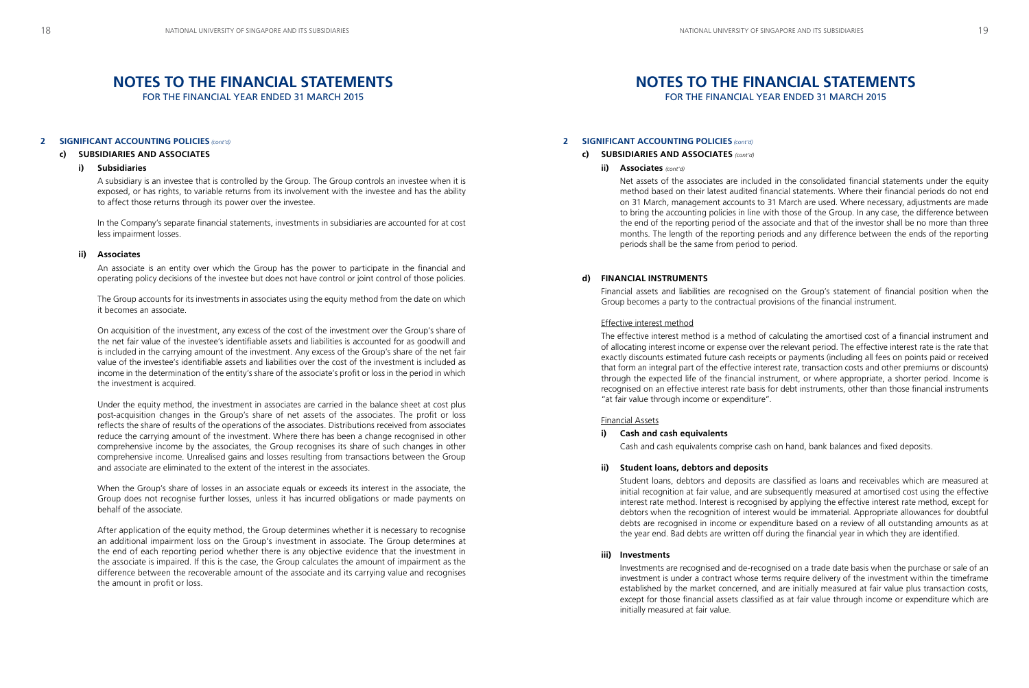# NOTES TO THE FINANCIAL STATEMENTS

FOR THE FINANCIAL YEAR ENDED 31 MARCH 2015

**2 SIGNIFICANT ACCOUNTING POLICIES** *(cont'd)*

**c) SUBSIDIARIES AND ASSOCIATES**

**i) Subsidiaries**

A subsidiary is an investee that is controlled by the Group. The Group controls an investee when it is exposed, or has rights, to variable returns from its involvement with the investee and has the ability to affect those returns through its power over the investee.

In the Company's separate financial statements, investments in subsidiaries are accounted for at cost less impairment losses.

**ii) Associates**

An associate is an entity over which the Group has the power to participate in the financial and operating policy decisions of the investee but does not have control or joint control of those policies.

The Group accounts for its investments in associates using the equity method from the date on which it becomes an associate.

On acquisition of the investment, any excess of the cost of the investment over the Group's share of the net fair value of the investee's identifiable assets and liabilities is accounted for as goodwill and is included in the carrying amount of the investment. Any excess of the Group's share of the net fair value of the investee's identifiable assets and liabilities over the cost of the investment is included as income in the determination of the entity's share of the associate's profit or loss in the period in which the investment is acquired.

Under the equity method, the investment in associates are carried in the balance sheet at cost plus post-acquisition changes in the Group's share of net assets of the associates. The profit or loss reflects the share of results of the operations of the associates. Distributions received from associates reduce the carrying amount of the investment. Where there has been a change recognised in other comprehensive income by the associates, the Group recognises its share of such changes in other comprehensive income. Unrealised gains and losses resulting from transactions between the Group and associate are eliminated to the extent of the interest in the associates.

When the Group's share of losses in an associate equals or exceeds its interest in the associate, the Group does not recognise further losses, unless it has incurred obligations or made payments on behalf of the associate.

After application of the equity method, the Group determines whether it is necessary to recognise an additional impairment loss on the Group's investment in associate. The Group determines at the end of each reporting period whether there is any objective evidence that the investment in the associate is impaired. If this is the case, the Group calculates the amount of impairment as the difference between the recoverable amount of the associate and its carrying value and recognises the amount in profit or loss.

**2 SIGNIFICANT ACCOUNTING POLICIES** *(cont'd)*

**c) SUBSIDIARIES AND ASSOCIATES** *(cont'd)*

**ii) Associates** *(cont'd)*

Net assets of the associates are included in the consolidated financial statements under the equity method based on their latest audited financial statements. Where their financial periods do not end on 31 March, management accounts to 31 March are used. Where necessary, adjustments are made to bring the accounting policies in line with those of the Group. In any case, the difference between the end of the reporting period of the associate and that of the investor shall be no more than three months. The length of the reporting periods and any difference between the ends of the reporting periods shall be the same from period to period.

**d) FINANCIAL INSTRUMENTS**

Financial assets and liabilities are recognised on the Group's statement of financial position when the Group becomes a party to the contractual provisions of the financial instrument.

Effective interest method

The effective interest method is a method of calculating the amortised cost of a financial instrument and of allocating interest income or expense over the relevant period. The effective interest rate is the rate that exactly discounts estimated future cash receipts or payments (including all fees on points paid or received that form an integral part of the effective interest rate, transaction costs and other premiums or discounts) through the expected life of the financial instrument, or where appropriate, a shorter period. Income is recognised on an effective interest rate basis for debt instruments, other than those financial instruments "at fair value through income or expenditure".

Financial Assets

**i) Cash and cash equivalents**

Cash and cash equivalents comprise cash on hand, bank balances and fixed deposits.

**ii) Student loans, debtors and deposits**

Student loans, debtors and deposits are classified as loans and receivables which are measured at initial recognition at fair value, and are subsequently measured at amortised cost using the effective interest rate method. Interest is recognised by applying the effective interest rate method, except for debtors when the recognition of interest would be immaterial. Appropriate allowances for doubtful debts are recognised in income or expenditure based on a review of all outstanding amounts as at the year end. Bad debts are written off during the financial year in which they are identified.

**iii) Investments**

Investments are recognised and de-recognised on a trade date basis when the purchase or sale of an investment is under a contract whose terms require delivery of the investment within the timeframe established by the market concerned, and are initially measured at fair value plus transaction costs, except for those financial assets classified as at fair value through income or expenditure which are initially measured at fair value.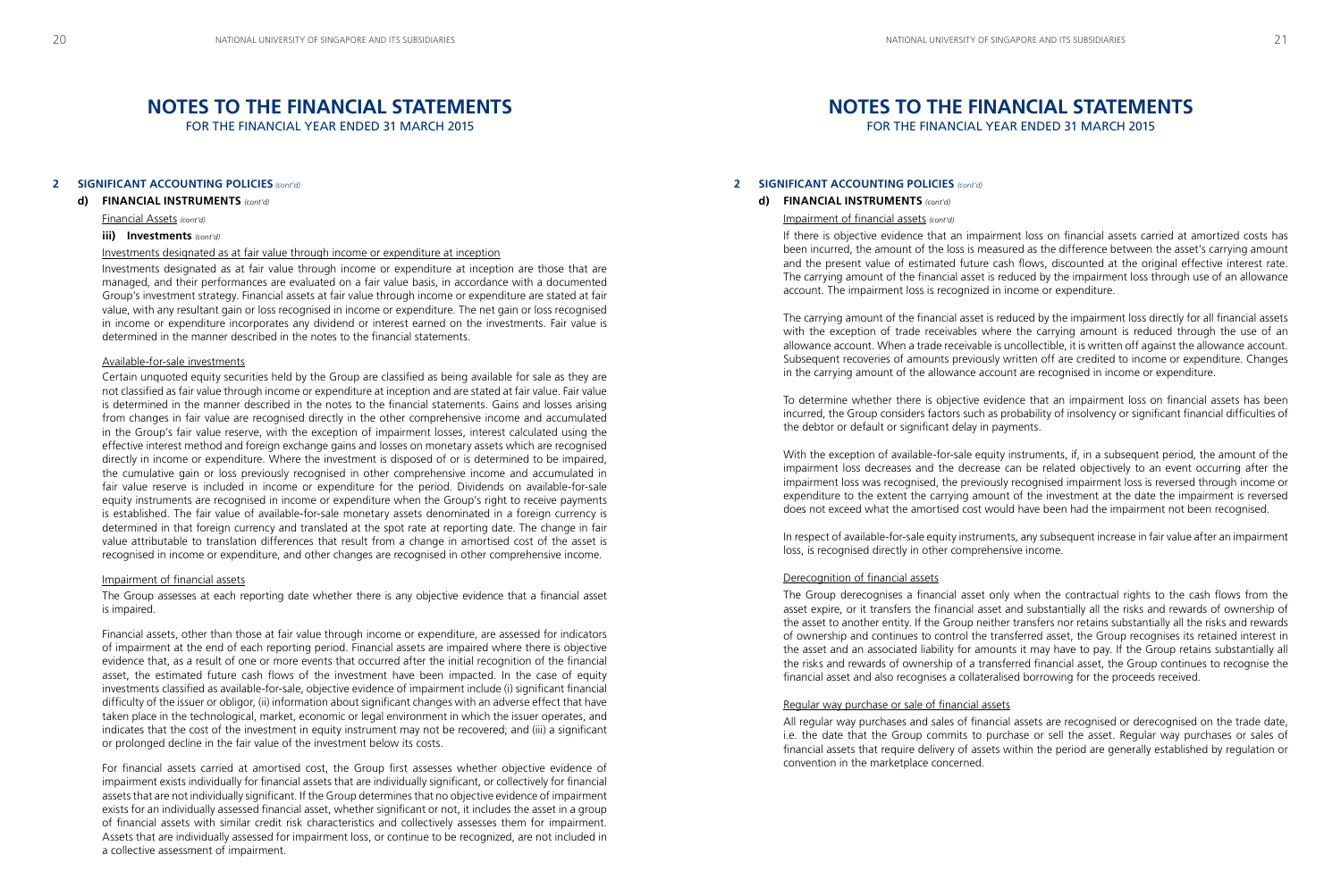# NOTES TO THE FINANCIAL STATEMENTS

FOR THE FINANCIAL YEAR ENDED 31 MARCH 2015

## 2 SIGNIFICANT ACCOUNTING POLICIES *(cont'd)*

### d) FINANCIAL INSTRUMENTS *(cont'd)*

Financial Assets *(cont'd)*

#### iii) Investments *(cont'd)*

Investments designated as at fair value through income or expenditure at inception

Investments designated as at fair value through income or expenditure at inception are those that are managed, and their performances are evaluated on a fair value basis, in accordance with a documented Group's investment strategy. Financial assets at fair value through income or expenditure are stated at fair value, with any resultant gain or loss recognised in income or expenditure. The net gain or loss recognised in income or expenditure incorporates any dividend or interest earned on the investments. Fair value is determined in the manner described in the notes to the financial statements.

Available-for-sale investments

Certain unquoted equity securities held by the Group are classified as being available for sale as they are not classified as fair value through income or expenditure at inception and are stated at fair value. Fair value is determined in the manner described in the notes to the financial statements. Gains and losses arising from changes in fair value are recognised directly in the other comprehensive income and accumulated in the Group's fair value reserve, with the exception of impairment losses, interest calculated using the effective interest method and foreign exchange gains and losses on monetary assets which are recognised directly in income or expenditure. Where the investment is disposed of or is determined to be impaired, the cumulative gain or loss previously recognised in other comprehensive income and accumulated in fair value reserve is included in income or expenditure for the period. Dividends on available-for-sale equity instruments are recognised in income or expenditure when the Group's right to receive payments is established. The fair value of available-for-sale monetary assets denominated in a foreign currency is determined in that foreign currency and translated at the spot rate at reporting date. The change in fair value attributable to translation differences that result from a change in amortised cost of the asset is recognised in income or expenditure, and other changes are recognised in other comprehensive income.

Impairment of financial assets

The Group assesses at each reporting date whether there is any objective evidence that a financial asset is impaired.

Financial assets, other than those at fair value through income or expenditure, are assessed for indicators of impairment at the end of each reporting period. Financial assets are impaired where there is objective evidence that, as a result of one or more events that occurred after the initial recognition of the financial asset, the estimated future cash flows of the investment have been impacted. In the case of equity investments classified as available-for-sale, objective evidence of impairment include (i) significant financial difficulty of the issuer or obligor, (ii) information about significant changes with an adverse effect that have taken place in the technological, market, economic or legal environment in which the issuer operates, and indicates that the cost of the investment in equity instrument may not be recovered; and (iii) a significant or prolonged decline in the fair value of the investment below its costs.

For financial assets carried at amortised cost, the Group first assesses whether objective evidence of impairment exists individually for financial assets that are individually significant, or collectively for financial assets that are not individually significant. If the Group determines that no objective evidence of impairment exists for an individually assessed financial asset, whether significant or not, it includes the asset in a group of financial assets with similar credit risk characteristics and collectively assesses them for impairment. Assets that are individually assessed for impairment loss, or continue to be recognized, are not included in a collective assessment of impairment.

Impairment of financial assets *(cont'd)*

If there is objective evidence that an impairment loss on financial assets carried at amortized costs has been incurred, the amount of the loss is measured as the difference between the asset's carrying amount and the present value of estimated future cash flows, discounted at the original effective interest rate. The carrying amount of the financial asset is reduced by the impairment loss through use of an allowance account. The impairment loss is recognized in income or expenditure.

The carrying amount of the financial asset is reduced by the impairment loss directly for all financial assets with the exception of trade receivables where the carrying amount is reduced through the use of an allowance account. When a trade receivable is uncollectible, it is written off against the allowance account. Subsequent recoveries of amounts previously written off are credited to income or expenditure. Changes in the carrying amount of the allowance account are recognised in income or expenditure.

To determine whether there is objective evidence that an impairment loss on financial assets has been incurred, the Group considers factors such as probability of insolvency or significant financial difficulties of the debtor or default or significant delay in payments.

With the exception of available-for-sale equity instruments, if, in a subsequent period, the amount of the impairment loss decreases and the decrease can be related objectively to an event occurring after the impairment loss was recognised, the previously recognised impairment loss is reversed through income or expenditure to the extent the carrying amount of the investment at the date the impairment is reversed does not exceed what the amortised cost would have been had the impairment not been recognised.

In respect of available-for-sale equity instruments, any subsequent increase in fair value after an impairment loss, is recognised directly in other comprehensive income.

Derecognition of financial assets

The Group derecognises a financial asset only when the contractual rights to the cash flows from the asset expire, or it transfers the financial asset and substantially all the risks and rewards of ownership of the asset to another entity. If the Group neither transfers nor retains substantially all the risks and rewards of ownership and continues to control the transferred asset, the Group recognises its retained interest in the asset and an associated liability for amounts it may have to pay. If the Group retains substantially all the risks and rewards of ownership of a transferred financial asset, the Group continues to recognise the financial asset and also recognises a collateralised borrowing for the proceeds received.

Regular way purchase or sale of financial assets

All regular way purchases and sales of financial assets are recognised or derecognised on the trade date, i.e. the date that the Group commits to purchase or sell the asset. Regular way purchases or sales of financial assets that require delivery of assets within the period are generally established by regulation or convention in the marketplace concerned.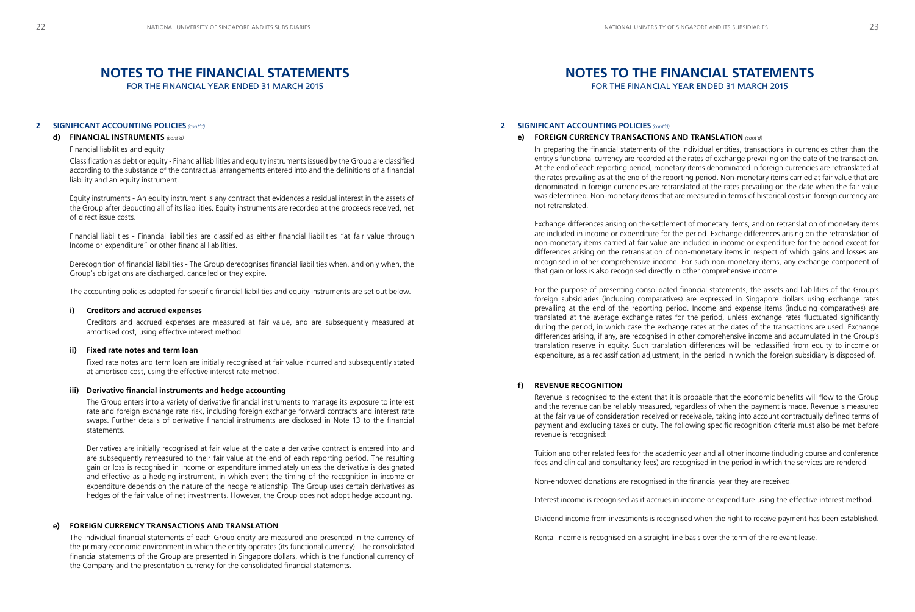# NOTES TO THE FINANCIAL STATEMENTS

FOR THE FINANCIAL YEAR ENDED 31 MARCH 2015

## 2 SIGNIFICANT ACCOUNTING POLICIES *(cont'd)*

### d) FINANCIAL INSTRUMENTS *(cont'd)*

Financial liabilities and equity

Classification as debt or equity - Financial liabilities and equity instruments issued by the Group are classified according to the substance of the contractual arrangements entered into and the definitions of a financial liability and an equity instrument.

Equity instruments - An equity instrument is any contract that evidences a residual interest in the assets of the Group after deducting all of its liabilities. Equity instruments are recorded at the proceeds received, net of direct issue costs.

Financial liabilities - Financial liabilities are classified as either financial liabilities "at fair value through Income or expenditure" or other financial liabilities.

Derecognition of financial liabilities - The Group derecognises financial liabilities when, and only when, the Group's obligations are discharged, cancelled or they expire.

The accounting policies adopted for specific financial liabilities and equity instruments are set out below.

#### i) Creditors and accrued expenses

Creditors and accrued expenses are measured at fair value, and are subsequently measured at amortised cost, using effective interest method.

#### ii) Fixed rate notes and term loan

Fixed rate notes and term loan are initially recognised at fair value incurred and subsequently stated at amortised cost, using the effective interest rate method.

#### iii) Derivative financial instruments and hedge accounting

The Group enters into a variety of derivative financial instruments to manage its exposure to interest rate and foreign exchange rate risk, including foreign exchange forward contracts and interest rate swaps. Further details of derivative financial instruments are disclosed in Note 13 to the financial statements.

Derivatives are initially recognised at fair value at the date a derivative contract is entered into and are subsequently remeasured to their fair value at the end of each reporting period. The resulting gain or loss is recognised in income or expenditure immediately unless the derivative is designated and effective as a hedging instrument, in which event the timing of the recognition in income or expenditure depends on the nature of the hedge relationship. The Group uses certain derivatives as hedges of the fair value of net investments. However, the Group does not adopt hedge accounting.

### e) FOREIGN CURRENCY TRANSACTIONS AND TRANSLATION

The individual financial statements of each Group entity are measured and presented in the currency of the primary economic environment in which the entity operates (its functional currency). The consolidated financial statements of the Group are presented in Singapore dollars, which is the functional currency of the Company and the presentation currency for the consolidated financial statements.

In preparing the financial statements of the individual entities, transactions in currencies other than the entity's functional currency are recorded at the rates of exchange prevailing on the date of the transaction. At the end of each reporting period, monetary items denominated in foreign currencies are retranslated at the rates prevailing as at the end of the reporting period. Non-monetary items carried at fair value that are denominated in foreign currencies are retranslated at the rates prevailing on the date when the fair value was determined. Non-monetary items that are measured in terms of historical costs in foreign currency are not retranslated.

Exchange differences arising on the settlement of monetary items, and on retranslation of monetary items are included in income or expenditure for the period. Exchange differences arising on the retranslation of non-monetary items carried at fair value are included in income or expenditure for the period except for differences arising on the retranslation of non-monetary items in respect of which gains and losses are recognised in other comprehensive income. For such non-monetary items, any exchange component of that gain or loss is also recognised directly in other comprehensive income.

For the purpose of presenting consolidated financial statements, the assets and liabilities of the Group's foreign subsidiaries (including comparatives) are expressed in Singapore dollars using exchange rates prevailing at the end of the reporting period. Income and expense items (including comparatives) are translated at the average exchange rates for the period, unless exchange rates fluctuated significantly during the period, in which case the exchange rates at the dates of the transactions are used. Exchange differences arising, if any, are recognised in other comprehensive income and accumulated in the Group's translation reserve in equity. Such translation differences will be reclassified from equity to income or expenditure, as a reclassification adjustment, in the period in which the foreign subsidiary is disposed of.

### f) REVENUE RECOGNITION

Revenue is recognised to the extent that it is probable that the economic benefits will flow to the Group and the revenue can be reliably measured, regardless of when the payment is made. Revenue is measured at the fair value of consideration received or receivable, taking into account contractually defined terms of payment and excluding taxes or duty. The following specific recognition criteria must also be met before revenue is recognised:

Tuition and other related fees for the academic year and all other income (including course and conference fees and clinical and consultancy fees) are recognised in the period in which the services are rendered.

Non-endowed donations are recognised in the financial year they are received.

Interest income is recognised as it accrues in income or expenditure using the effective interest method.

Dividend income from investments is recognised when the right to receive payment has been established.

Rental income is recognised on a straight-line basis over the term of the relevant lease.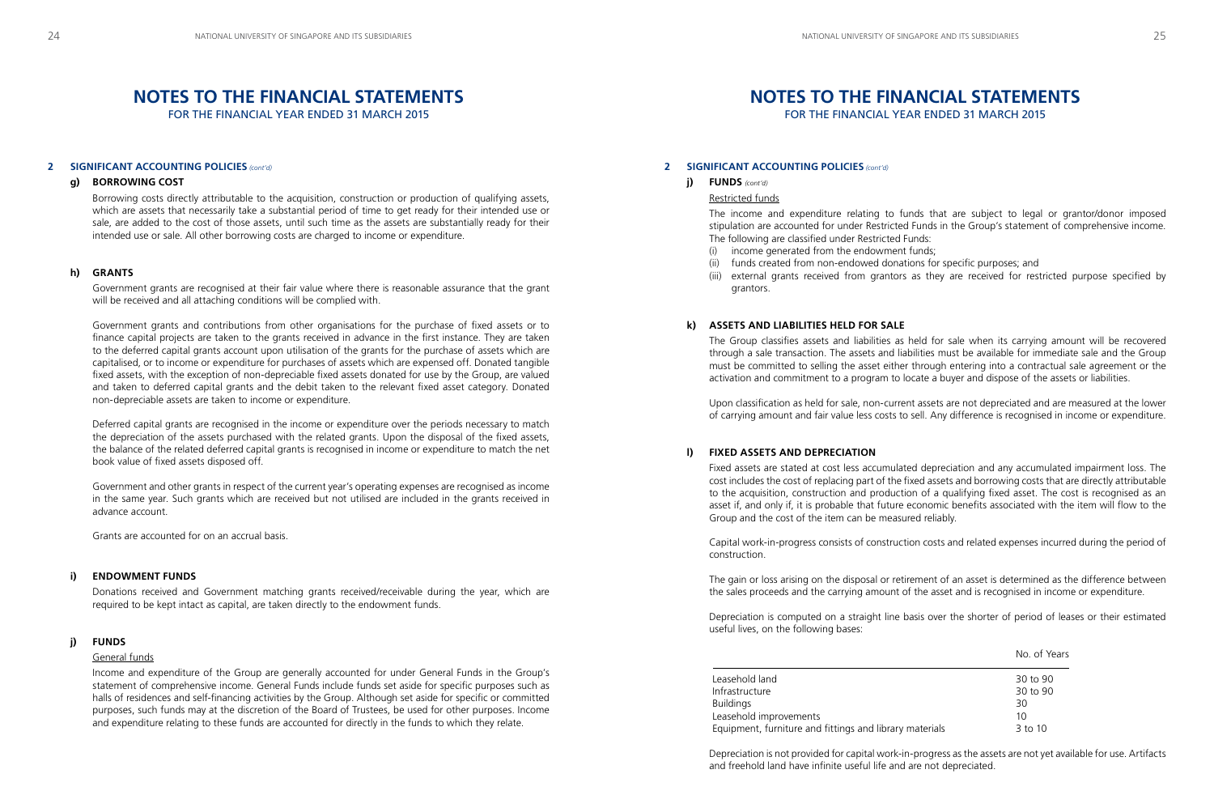# NOTES TO THE FINANCIAL STATEMENTS

FOR THE FINANCIAL YEAR ENDED 31 MARCH 2015

## 2 SIGNIFICANT ACCOUNTING POLICIES *(cont'd)*

### g) BORROWING COST

Borrowing costs directly attributable to the acquisition, construction or production of qualifying assets, which are assets that necessarily take a substantial period of time to get ready for their intended use or sale, are added to the cost of those assets, until such time as the assets are substantially ready for their intended use or sale. All other borrowing costs are charged to income or expenditure.

### h) GRANTS

Government grants are recognised at their fair value where there is reasonable assurance that the grant will be received and all attaching conditions will be complied with.

Government grants and contributions from other organisations for the purchase of fixed assets or to finance capital projects are taken to the grants received in advance in the first instance. They are taken to the deferred capital grants account upon utilisation of the grants for the purchase of assets which are capitalised, or to income or expenditure for purchases of assets which are expensed off. Donated tangible fixed assets, with the exception of non-depreciable fixed assets donated for use by the Group, are valued and taken to deferred capital grants and the debit taken to the relevant fixed asset category. Donated non-depreciable assets are taken to income or expenditure.

Deferred capital grants are recognised in the income or expenditure over the periods necessary to match the depreciation of the assets purchased with the related grants. Upon the disposal of the fixed assets, the balance of the related deferred capital grants is recognised in income or expenditure to match the net book value of fixed assets disposed off.

Government and other grants in respect of the current year's operating expenses are recognised as income in the same year. Such grants which are received but not utilised are included in the grants received in advance account.

Grants are accounted for on an accrual basis.

### i) ENDOWMENT FUNDS

Donations received and Government matching grants received/receivable during the year, which are required to be kept intact as capital, are taken directly to the endowment funds.

### j) FUNDS

#### General funds

Income and expenditure of the Group are generally accounted for under General Funds in the Group's statement of comprehensive income. General Funds include funds set aside for specific purposes such as halls of residences and self-financing activities by the Group. Although set aside for specific or committed purposes, such funds may at the discretion of the Board of Trustees, be used for other purposes. Income and expenditure relating to these funds are accounted for directly in the funds to which they relate.

### j) FUNDS *(cont'd)*

#### Restricted funds

The income and expenditure relating to funds that are subject to legal or grantor/donor imposed stipulation are accounted for under Restricted Funds in the Group's statement of comprehensive income. The following are classified under Restricted Funds:

(i) income generated from the endowment funds;
(ii) funds created from non-endowed donations for specific purposes; and
(iii) external grants received from grantors as they are received for restricted purpose specified by grantors.

### k) ASSETS AND LIABILITIES HELD FOR SALE

The Group classifies assets and liabilities as held for sale when its carrying amount will be recovered through a sale transaction. The assets and liabilities must be available for immediate sale and the Group must be committed to selling the asset either through entering into a contractual sale agreement or the activation and commitment to a program to locate a buyer and dispose of the assets or liabilities.

Upon classification as held for sale, non-current assets are not depreciated and are measured at the lower of carrying amount and fair value less costs to sell. Any difference is recognised in income or expenditure.

### l) FIXED ASSETS AND DEPRECIATION

Fixed assets are stated at cost less accumulated depreciation and any accumulated impairment loss. The cost includes the cost of replacing part of the fixed assets and borrowing costs that are directly attributable to the acquisition, construction and production of a qualifying fixed asset. The cost is recognised as an asset if, and only if, it is probable that future economic benefits associated with the item will flow to the Group and the cost of the item can be measured reliably.

Capital work-in-progress consists of construction costs and related expenses incurred during the period of construction.

The gain or loss arising on the disposal or retirement of an asset is determined as the difference between the sales proceeds and the carrying amount of the asset and is recognised in income or expenditure.

Depreciation is computed on a straight line basis over the shorter of period of leases or their estimated useful lives, on the following bases:

| | No. of Years |
|---|---|
| Leasehold land | 30 to 90 |
| Infrastructure | 30 to 90 |
| Buildings | 30 |
| Leasehold improvements | 10 |
| Equipment, furniture and fittings and library materials | 3 to 10 |

Depreciation is not provided for capital work-in-progress as the assets are not yet available for use. Artifacts and freehold land have infinite useful life and are not depreciated.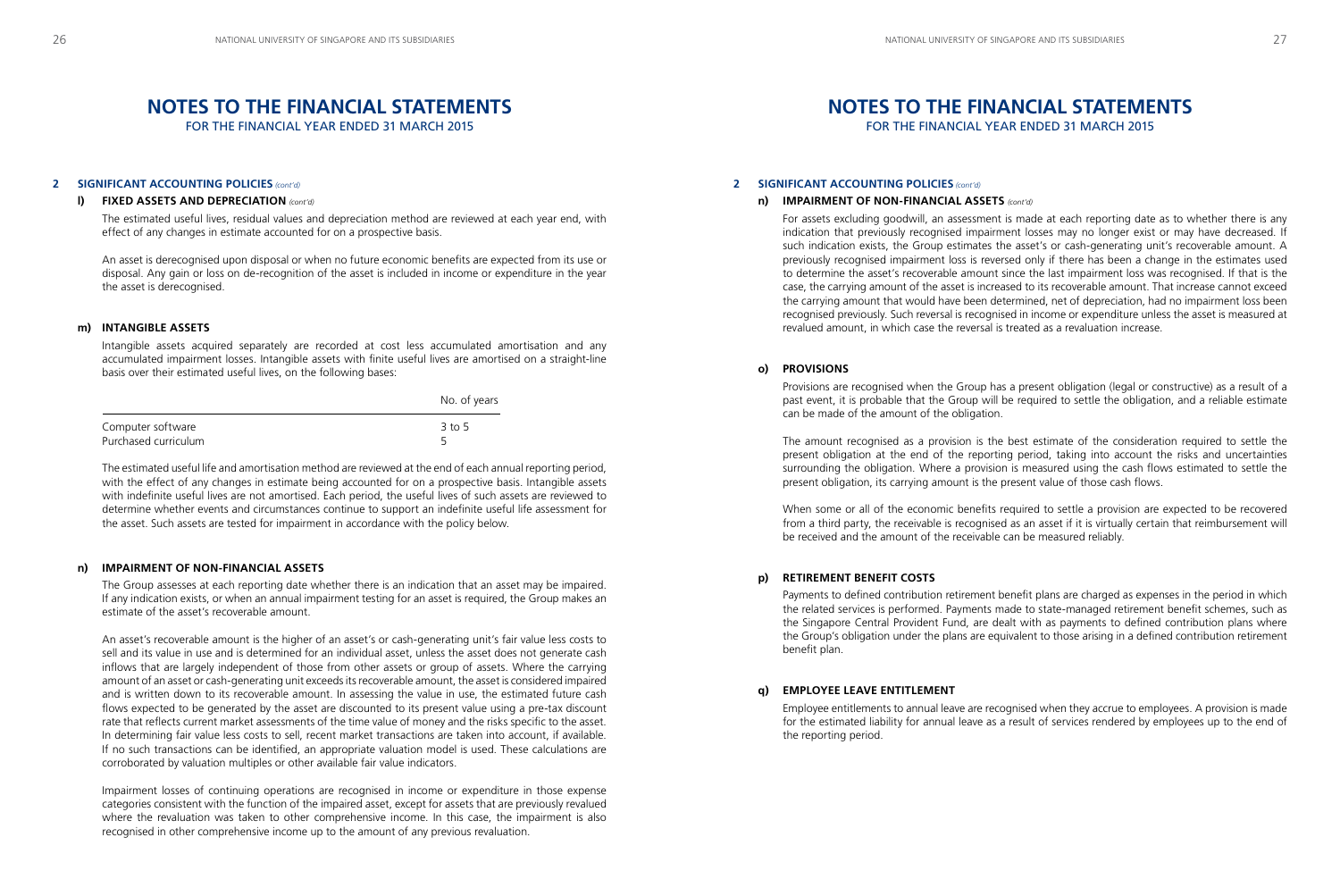# NOTES TO THE FINANCIAL STATEMENTS

FOR THE FINANCIAL YEAR ENDED 31 MARCH 2015

**2 SIGNIFICANT ACCOUNTING POLICIES** *(cont'd)*

**l) FIXED ASSETS AND DEPRECIATION** *(cont'd)*

The estimated useful lives, residual values and depreciation method are reviewed at each year end, with effect of any changes in estimate accounted for on a prospective basis.

An asset is derecognised upon disposal or when no future economic benefits are expected from its use or disposal. Any gain or loss on de-recognition of the asset is included in income or expenditure in the year the asset is derecognised.

**m) INTANGIBLE ASSETS**

Intangible assets acquired separately are recorded at cost less accumulated amortisation and any accumulated impairment losses. Intangible assets with finite useful lives are amortised on a straight-line basis over their estimated useful lives, on the following bases:

| | No. of years |
|---|---|
| Computer software | 3 to 5 |
| Purchased curriculum | 5 |

The estimated useful life and amortisation method are reviewed at the end of each annual reporting period, with the effect of any changes in estimate being accounted for on a prospective basis. Intangible assets with indefinite useful lives are not amortised. Each period, the useful lives of such assets are reviewed to determine whether events and circumstances continue to support an indefinite useful life assessment for the asset. Such assets are tested for impairment in accordance with the policy below.

**n) IMPAIRMENT OF NON-FINANCIAL ASSETS**

The Group assesses at each reporting date whether there is an indication that an asset may be impaired. If any indication exists, or when an annual impairment testing for an asset is required, the Group makes an estimate of the asset's recoverable amount.

An asset's recoverable amount is the higher of an asset's or cash-generating unit's fair value less costs to sell and its value in use and is determined for an individual asset, unless the asset does not generate cash inflows that are largely independent of those from other assets or group of assets. Where the carrying amount of an asset or cash-generating unit exceeds its recoverable amount, the asset is considered impaired and is written down to its recoverable amount. In assessing the value in use, the estimated future cash flows expected to be generated by the asset are discounted to its present value using a pre-tax discount rate that reflects current market assessments of the time value of money and the risks specific to the asset. In determining fair value less costs to sell, recent market transactions are taken into account, if available. If no such transactions can be identified, an appropriate valuation model is used. These calculations are corroborated by valuation multiples or other available fair value indicators.

Impairment losses of continuing operations are recognised in income or expenditure in those expense categories consistent with the function of the impaired asset, except for assets that are previously revalued where the revaluation was taken to other comprehensive income. In this case, the impairment is also recognised in other comprehensive income up to the amount of any previous revaluation.

# NOTES TO THE FINANCIAL STATEMENTS

FOR THE FINANCIAL YEAR ENDED 31 MARCH 2015

**2 SIGNIFICANT ACCOUNTING POLICIES** *(cont'd)*

**n) IMPAIRMENT OF NON-FINANCIAL ASSETS** *(cont'd)*

For assets excluding goodwill, an assessment is made at each reporting date as to whether there is any indication that previously recognised impairment losses may no longer exist or may have decreased. If such indication exists, the Group estimates the asset's or cash-generating unit's recoverable amount. A previously recognised impairment loss is reversed only if there has been a change in the estimates used to determine the asset's recoverable amount since the last impairment loss was recognised. If that is the case, the carrying amount of the asset is increased to its recoverable amount. That increase cannot exceed the carrying amount that would have been determined, net of depreciation, had no impairment loss been recognised previously. Such reversal is recognised in income or expenditure unless the asset is measured at revalued amount, in which case the reversal is treated as a revaluation increase.

**o) PROVISIONS**

Provisions are recognised when the Group has a present obligation (legal or constructive) as a result of a past event, it is probable that the Group will be required to settle the obligation, and a reliable estimate can be made of the amount of the obligation.

The amount recognised as a provision is the best estimate of the consideration required to settle the present obligation at the end of the reporting period, taking into account the risks and uncertainties surrounding the obligation. Where a provision is measured using the cash flows estimated to settle the present obligation, its carrying amount is the present value of those cash flows.

When some or all of the economic benefits required to settle a provision are expected to be recovered from a third party, the receivable is recognised as an asset if it is virtually certain that reimbursement will be received and the amount of the receivable can be measured reliably.

**p) RETIREMENT BENEFIT COSTS**

Payments to defined contribution retirement benefit plans are charged as expenses in the period in which the related services is performed. Payments made to state-managed retirement benefit schemes, such as the Singapore Central Provident Fund, are dealt with as payments to defined contribution plans where the Group's obligation under the plans are equivalent to those arising in a defined contribution retirement benefit plan.

**q) EMPLOYEE LEAVE ENTITLEMENT**

Employee entitlements to annual leave are recognised when they accrue to employees. A provision is made for the estimated liability for annual leave as a result of services rendered by employees up to the end of the reporting period.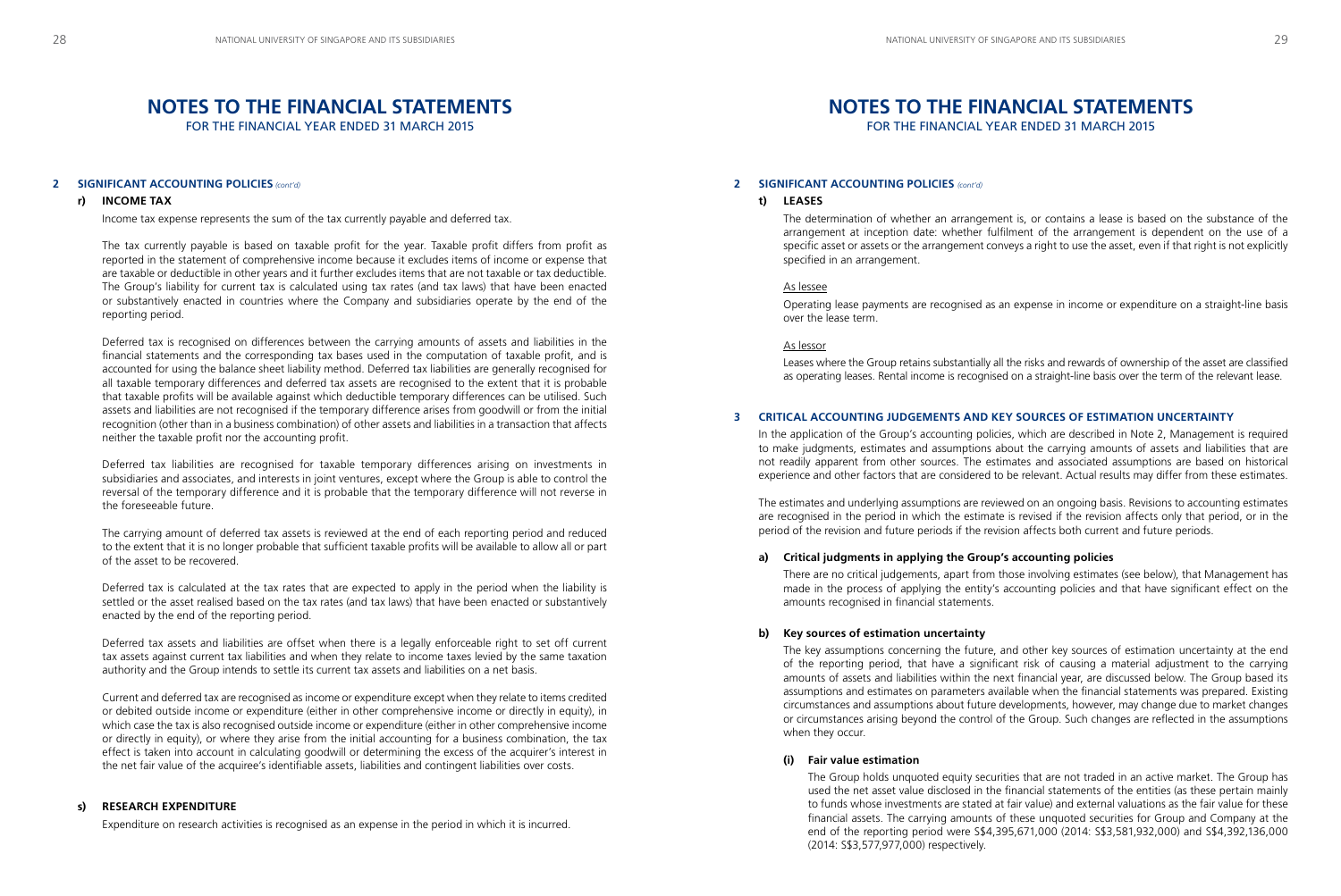# NOTES TO THE FINANCIAL STATEMENTS

FOR THE FINANCIAL YEAR ENDED 31 MARCH 2015

## 2 SIGNIFICANT ACCOUNTING POLICIES *(cont'd)*

### r) INCOME TAX

Income tax expense represents the sum of the tax currently payable and deferred tax.

The tax currently payable is based on taxable profit for the year. Taxable profit differs from profit as reported in the statement of comprehensive income because it excludes items of income or expense that are taxable or deductible in other years and it further excludes items that are not taxable or tax deductible. The Group's liability for current tax is calculated using tax rates (and tax laws) that have been enacted or substantively enacted in countries where the Company and subsidiaries operate by the end of the reporting period.

Deferred tax is recognised on differences between the carrying amounts of assets and liabilities in the financial statements and the corresponding tax bases used in the computation of taxable profit, and is accounted for using the balance sheet liability method. Deferred tax liabilities are generally recognised for all taxable temporary differences and deferred tax assets are recognised to the extent that it is probable that taxable profits will be available against which deductible temporary differences can be utilised. Such assets and liabilities are not recognised if the temporary difference arises from goodwill or from the initial recognition (other than in a business combination) of other assets and liabilities in a transaction that affects neither the taxable profit nor the accounting profit.

Deferred tax liabilities are recognised for taxable temporary differences arising on investments in subsidiaries and associates, and interests in joint ventures, except where the Group is able to control the reversal of the temporary difference and it is probable that the temporary difference will not reverse in the foreseeable future.

The carrying amount of deferred tax assets is reviewed at the end of each reporting period and reduced to the extent that it is no longer probable that sufficient taxable profits will be available to allow all or part of the asset to be recovered.

Deferred tax is calculated at the tax rates that are expected to apply in the period when the liability is settled or the asset realised based on the tax rates (and tax laws) that have been enacted or substantively enacted by the end of the reporting period.

Deferred tax assets and liabilities are offset when there is a legally enforceable right to set off current tax assets against current tax liabilities and when they relate to income taxes levied by the same taxation authority and the Group intends to settle its current tax assets and liabilities on a net basis.

Current and deferred tax are recognised as income or expenditure except when they relate to items credited or debited outside income or expenditure (either in other comprehensive income or directly in equity), in which case the tax is also recognised outside income or expenditure (either in other comprehensive income or directly in equity), or where they arise from the initial accounting for a business combination, the tax effect is taken into account in calculating goodwill or determining the excess of the acquirer's interest in the net fair value of the acquiree's identifiable assets, liabilities and contingent liabilities over costs.

### s) RESEARCH EXPENDITURE

Expenditure on research activities is recognised as an expense in the period in which it is incurred.

### t) LEASES

The determination of whether an arrangement is, or contains a lease is based on the substance of the arrangement at inception date: whether fulfilment of the arrangement is dependent on the use of a specific asset or assets or the arrangement conveys a right to use the asset, even if that right is not explicitly specified in an arrangement.

As lessee

Operating lease payments are recognised as an expense in income or expenditure on a straight-line basis over the lease term.

As lessor

Leases where the Group retains substantially all the risks and rewards of ownership of the asset are classified as operating leases. Rental income is recognised on a straight-line basis over the term of the relevant lease.

## 3 CRITICAL ACCOUNTING JUDGEMENTS AND KEY SOURCES OF ESTIMATION UNCERTAINTY

In the application of the Group's accounting policies, which are described in Note 2, Management is required to make judgments, estimates and assumptions about the carrying amounts of assets and liabilities that are not readily apparent from other sources. The estimates and associated assumptions are based on historical experience and other factors that are considered to be relevant. Actual results may differ from these estimates.

The estimates and underlying assumptions are reviewed on an ongoing basis. Revisions to accounting estimates are recognised in the period in which the estimate is revised if the revision affects only that period, or in the period of the revision and future periods if the revision affects both current and future periods.

### a) Critical judgments in applying the Group's accounting policies

There are no critical judgements, apart from those involving estimates (see below), that Management has made in the process of applying the entity's accounting policies and that have significant effect on the amounts recognised in financial statements.

### b) Key sources of estimation uncertainty

The key assumptions concerning the future, and other key sources of estimation uncertainty at the end of the reporting period, that have a significant risk of causing a material adjustment to the carrying amounts of assets and liabilities within the next financial year, are discussed below. The Group based its assumptions and estimates on parameters available when the financial statements was prepared. Existing circumstances and assumptions about future developments, however, may change due to market changes or circumstances arising beyond the control of the Group. Such changes are reflected in the assumptions when they occur.

#### (i) Fair value estimation

The Group holds unquoted equity securities that are not traded in an active market. The Group has used the net asset value disclosed in the financial statements of the entities (as these pertain mainly to funds whose investments are stated at fair value) and external valuations as the fair value for these financial assets. The carrying amounts of these unquoted securities for Group and Company at the end of the reporting period were S$4,395,671,000 (2014: S$3,581,932,000) and S$4,392,136,000 (2014: S$3,577,977,000) respectively.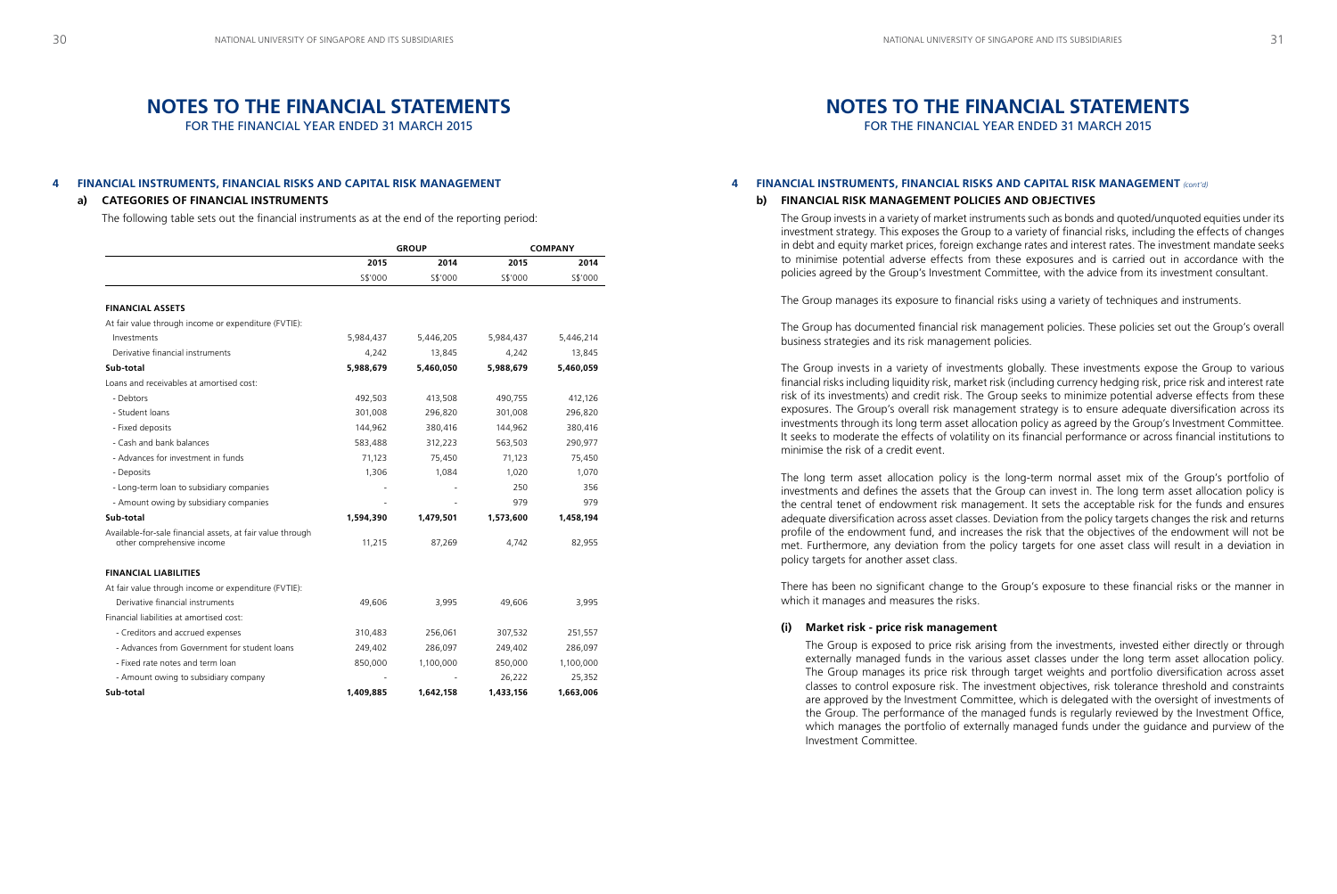# NOTES TO THE FINANCIAL STATEMENTS

FOR THE FINANCIAL YEAR ENDED 31 MARCH 2015

## 4 FINANCIAL INSTRUMENTS, FINANCIAL RISKS AND CAPITAL RISK MANAGEMENT

### a) CATEGORIES OF FINANCIAL INSTRUMENTS

The following table sets out the financial instruments as at the end of the reporting period:

| | GROUP | | COMPANY | |
|---|---|---|---|---|
| | 2015 | 2014 | 2015 | 2014 |
| | S$'000 | S$'000 | S$'000 | S$'000 |
| **FINANCIAL ASSETS** | | | | |
| At fair value through income or expenditure (FVTIE): | | | | |
| Investments | 5,984,437 | 5,446,205 | 5,984,437 | 5,446,214 |
| Derivative financial instruments | 4,242 | 13,845 | 4,242 | 13,845 |
| **Sub-total** | **5,988,679** | **5,460,050** | **5,988,679** | **5,460,059** |
| Loans and receivables at amortised cost: | | | | |
| - Debtors | 492,503 | 413,508 | 490,755 | 412,126 |
| - Student loans | 301,008 | 296,820 | 301,008 | 296,820 |
| - Fixed deposits | 144,962 | 380,416 | 144,962 | 380,416 |
| - Cash and bank balances | 583,488 | 312,223 | 563,503 | 290,977 |
| - Advances for investment in funds | 71,123 | 75,450 | 71,123 | 75,450 |
| - Deposits | 1,306 | 1,084 | 1,020 | 1,070 |
| - Long-term loan to subsidiary companies | - | - | 250 | 356 |
| - Amount owing by subsidiary companies | - | - | 979 | 979 |
| **Sub-total** | **1,594,390** | **1,479,501** | **1,573,600** | **1,458,194** |
| Available-for-sale financial assets, at fair value through other comprehensive income | 11,215 | 87,269 | 4,742 | 82,955 |
| **FINANCIAL LIABILITIES** | | | | |
| At fair value through income or expenditure (FVTIE): | | | | |
| Derivative financial instruments | 49,606 | 3,995 | 49,606 | 3,995 |
| Financial liabilities at amortised cost: | | | | |
| - Creditors and accrued expenses | 310,483 | 256,061 | 307,532 | 251,557 |
| - Advances from Government for student loans | 249,402 | 286,097 | 249,402 | 286,097 |
| - Fixed rate notes and term loan | 850,000 | 1,100,000 | 850,000 | 1,100,000 |
| - Amount owing to subsidiary company | - | - | 26,222 | 25,352 |
| **Sub-total** | **1,409,885** | **1,642,158** | **1,433,156** | **1,663,006** |

## 4 FINANCIAL INSTRUMENTS, FINANCIAL RISKS AND CAPITAL RISK MANAGEMENT *(cont'd)*

### b) FINANCIAL RISK MANAGEMENT POLICIES AND OBJECTIVES

The Group invests in a variety of market instruments such as bonds and quoted/unquoted equities under its investment strategy. This exposes the Group to a variety of financial risks, including the effects of changes in debt and equity market prices, foreign exchange rates and interest rates. The investment mandate seeks to minimise potential adverse effects from these exposures and is carried out in accordance with the policies agreed by the Group's Investment Committee, with the advice from its investment consultant.

The Group manages its exposure to financial risks using a variety of techniques and instruments.

The Group has documented financial risk management policies. These policies set out the Group's overall business strategies and its risk management policies.

The Group invests in a variety of investments globally. These investments expose the Group to various financial risks including liquidity risk, market risk (including currency hedging risk, price risk and interest rate risk of its investments) and credit risk. The Group seeks to minimize potential adverse effects from these exposures. The Group's overall risk management strategy is to ensure adequate diversification across its investments through its long term asset allocation policy as agreed by the Group's Investment Committee. It seeks to moderate the effects of volatility on its financial performance or across financial institutions to minimise the risk of a credit event.

The long term asset allocation policy is the long-term normal asset mix of the Group's portfolio of investments and defines the assets that the Group can invest in. The long term asset allocation policy is the central tenet of endowment risk management. It sets the acceptable risk for the funds and ensures adequate diversification across asset classes. Deviation from the policy targets changes the risk and returns profile of the endowment fund, and increases the risk that the objectives of the endowment will not be met. Furthermore, any deviation from the policy targets for one asset class will result in a deviation in policy targets for another asset class.

There has been no significant change to the Group's exposure to these financial risks or the manner in which it manages and measures the risks.

#### (i) Market risk - price risk management

The Group is exposed to price risk arising from the investments, invested either directly or through externally managed funds in the various asset classes under the long term asset allocation policy. The Group manages its price risk through target weights and portfolio diversification across asset classes to control exposure risk. The investment objectives, risk tolerance threshold and constraints are approved by the Investment Committee, which is delegated with the oversight of investments of the Group. The performance of the managed funds is regularly reviewed by the Investment Office, which manages the portfolio of externally managed funds under the guidance and purview of the Investment Committee.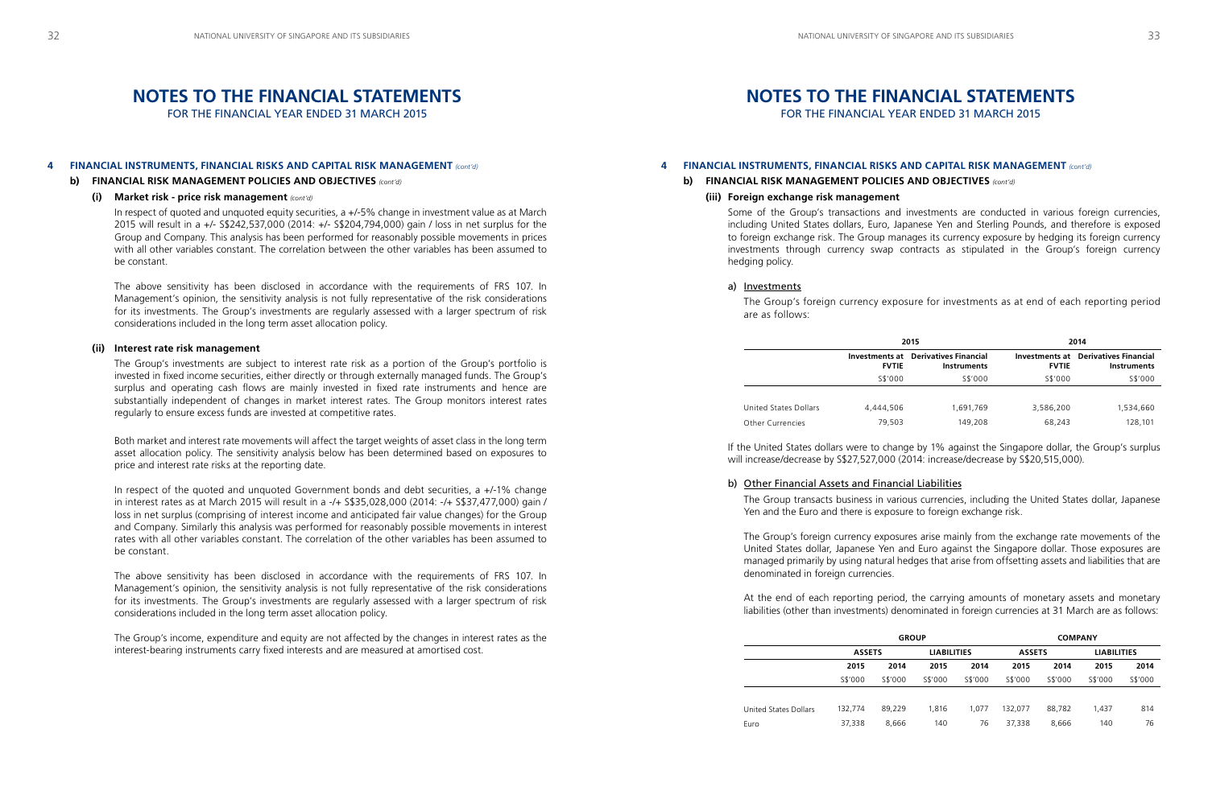# NOTES TO THE FINANCIAL STATEMENTS

FOR THE FINANCIAL YEAR ENDED 31 MARCH 2015

## 4 FINANCIAL INSTRUMENTS, FINANCIAL RISKS AND CAPITAL RISK MANAGEMENT *(cont'd)*

### b) FINANCIAL RISK MANAGEMENT POLICIES AND OBJECTIVES *(cont'd)*

#### (i) Market risk - price risk management *(cont'd)*

In respect of quoted and unquoted equity securities, a +/-5% change in investment value as at March 2015 will result in a +/- S$242,537,000 (2014: +/- S$204,794,000) gain / loss in net surplus for the Group and Company. This analysis has been performed for reasonably possible movements in prices with all other variables constant. The correlation between the other variables has been assumed to be constant.

The above sensitivity has been disclosed in accordance with the requirements of FRS 107. In Management's opinion, the sensitivity analysis is not fully representative of the risk considerations for its investments. The Group's investments are regularly assessed with a larger spectrum of risk considerations included in the long term asset allocation policy.

#### (ii) Interest rate risk management

The Group's investments are subject to interest rate risk as a portion of the Group's portfolio is invested in fixed income securities, either directly or through externally managed funds. The Group's surplus and operating cash flows are mainly invested in fixed rate instruments and hence are substantially independent of changes in market interest rates. The Group monitors interest rates regularly to ensure excess funds are invested at competitive rates.

Both market and interest rate movements will affect the target weights of asset class in the long term asset allocation policy. The sensitivity analysis below has been determined based on exposures to price and interest rate risks at the reporting date.

In respect of the quoted and unquoted Government bonds and debt securities, a +/-1% change in interest rates as at March 2015 will result in a -/+ S$35,028,000 (2014: -/+ S$37,477,000) gain / loss in net surplus (comprising of interest income and anticipated fair value changes) for the Group and Company. Similarly this analysis was performed for reasonably possible movements in interest rates with all other variables constant. The correlation of the other variables has been assumed to be constant.

The above sensitivity has been disclosed in accordance with the requirements of FRS 107. In Management's opinion, the sensitivity analysis is not fully representative of the risk considerations for its investments. The Group's investments are regularly assessed with a larger spectrum of risk considerations included in the long term asset allocation policy.

The Group's income, expenditure and equity are not affected by the changes in interest rates as the interest-bearing instruments carry fixed interests and are measured at amortised cost.

#### (iii) Foreign exchange risk management

Some of the Group's transactions and investments are conducted in various foreign currencies, including United States dollars, Euro, Japanese Yen and Sterling Pounds, and therefore is exposed to foreign exchange risk. The Group manages its currency exposure by hedging its foreign currency investments through currency swap contracts as stipulated in the Group's foreign currency hedging policy.

a) Investments

The Group's foreign currency exposure for investments as at end of each reporting period are as follows:

| | 2015 | | 2014 | |
|---|---|---|---|---|
| | Investments at FVTIE | Derivatives Financial Instruments | Investments at FVTIE | Derivatives Financial Instruments |
| | S$'000 | S$'000 | S$'000 | S$'000 |
| United States Dollars | 4,444,506 | 1,691,769 | 3,586,200 | 1,534,660 |
| Other Currencies | 79,503 | 149,208 | 68,243 | 128,101 |

If the United States dollars were to change by 1% against the Singapore dollar, the Group's surplus will increase/decrease by S$27,527,000 (2014: increase/decrease by S$20,515,000).

b) Other Financial Assets and Financial Liabilities

The Group transacts business in various currencies, including the United States dollar, Japanese Yen and the Euro and there is exposure to foreign exchange risk.

The Group's foreign currency exposures arise mainly from the exchange rate movements of the United States dollar, Japanese Yen and Euro against the Singapore dollar. Those exposures are managed primarily by using natural hedges that arise from offsetting assets and liabilities that are denominated in foreign currencies.

At the end of each reporting period, the carrying amounts of monetary assets and monetary liabilities (other than investments) denominated in foreign currencies at 31 March are as follows:

| | GROUP | | | | COMPANY | | | |
|---|---|---|---|---|---|---|---|---|
| | ASSETS | | LIABILITIES | | ASSETS | | LIABILITIES | |
| | 2015 | 2014 | 2015 | 2014 | 2015 | 2014 | 2015 | 2014 |
| | S$'000 | S$'000 | S$'000 | S$'000 | S$'000 | S$'000 | S$'000 | S$'000 |
| United States Dollars | 132,774 | 89,229 | 1,816 | 1,077 | 132,077 | 88,782 | 1,437 | 814 |
| Euro | 37,338 | 8,666 | 140 | 76 | 37,338 | 8,666 | 140 | 76 |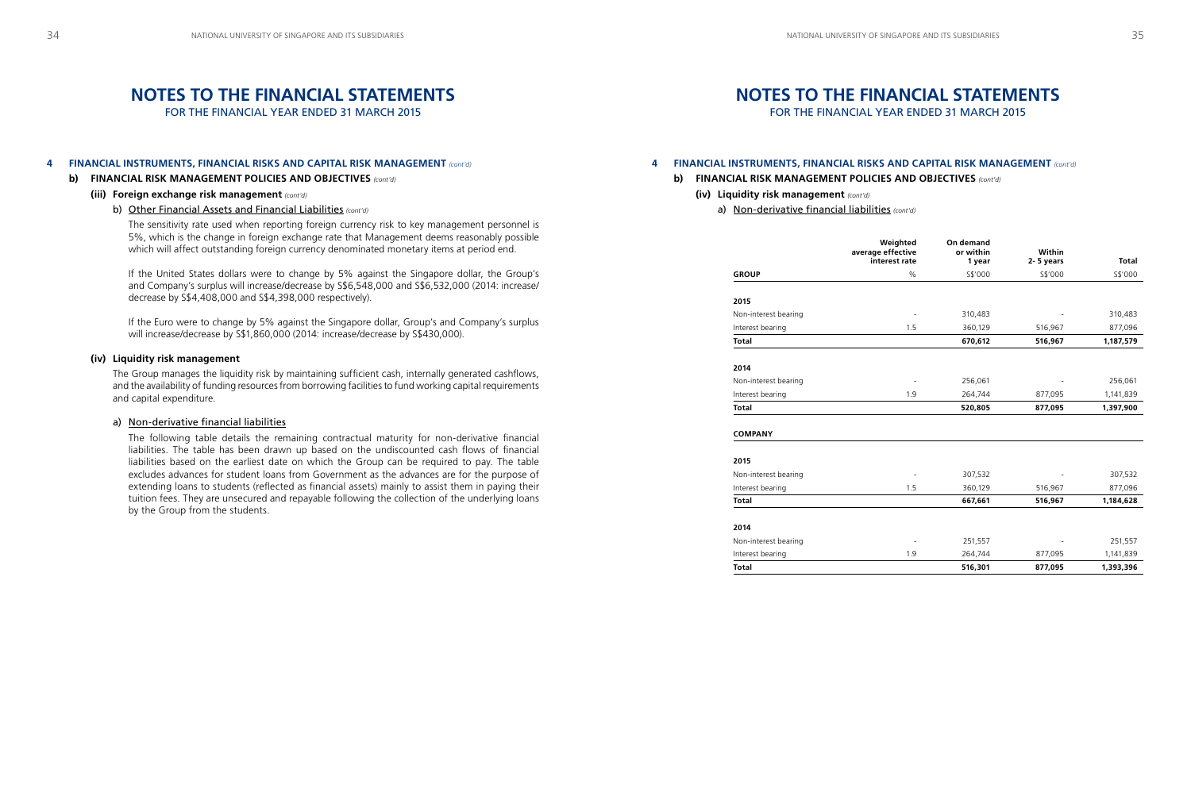# NOTES TO THE FINANCIAL STATEMENTS

FOR THE FINANCIAL YEAR ENDED 31 MARCH 2015

## 4 FINANCIAL INSTRUMENTS, FINANCIAL RISKS AND CAPITAL RISK MANAGEMENT *(cont'd)*

### b) FINANCIAL RISK MANAGEMENT POLICIES AND OBJECTIVES *(cont'd)*

#### (iii) Foreign exchange risk management *(cont'd)*

b) Other Financial Assets and Financial Liabilities *(cont'd)*

The sensitivity rate used when reporting foreign currency risk to key management personnel is 5%, which is the change in foreign exchange rate that Management deems reasonably possible which will affect outstanding foreign currency denominated monetary items at period end.

If the United States dollars were to change by 5% against the Singapore dollar, the Group's and Company's surplus will increase/decrease by S$6,548,000 and S$6,532,000 (2014: increase/decrease by S$4,408,000 and S$4,398,000 respectively).

If the Euro were to change by 5% against the Singapore dollar, Group's and Company's surplus will increase/decrease by S$1,860,000 (2014: increase/decrease by S$430,000).

#### (iv) Liquidity risk management

The Group manages the liquidity risk by maintaining sufficient cash, internally generated cashflows, and the availability of funding resources from borrowing facilities to fund working capital requirements and capital expenditure.

a) Non-derivative financial liabilities

The following table details the remaining contractual maturity for non-derivative financial liabilities. The table has been drawn up based on the undiscounted cash flows of financial liabilities based on the earliest date on which the Group can be required to pay. The table excludes advances for student loans from Government as the advances are for the purpose of extending loans to students (reflected as financial assets) mainly to assist them in paying their tuition fees. They are unsecured and repayable following the collection of the underlying loans by the Group from the students.

# NOTES TO THE FINANCIAL STATEMENTS

FOR THE FINANCIAL YEAR ENDED 31 MARCH 2015

## 4 FINANCIAL INSTRUMENTS, FINANCIAL RISKS AND CAPITAL RISK MANAGEMENT *(cont'd)*

### b) FINANCIAL RISK MANAGEMENT POLICIES AND OBJECTIVES *(cont'd)*

#### (iv) Liquidity risk management *(cont'd)*

a) Non-derivative financial liabilities *(cont'd)*

| | Weighted average effective interest rate | On demand or within 1 year | Within 2- 5 years | Total |
|---|---|---|---|---|
| **GROUP** | % | S$'000 | S$'000 | S$'000 |
| **2015** | | | | |
| Non-interest bearing | - | 310,483 | - | 310,483 |
| Interest bearing | 1.5 | 360,129 | 516,967 | 877,096 |
| **Total** | | **670,612** | **516,967** | **1,187,579** |
| **2014** | | | | |
| Non-interest bearing | - | 256,061 | - | 256,061 |
| Interest bearing | 1.9 | 264,744 | 877,095 | 1,141,839 |
| **Total** | | **520,805** | **877,095** | **1,397,900** |
| **COMPANY** | | | | |
| **2015** | | | | |
| Non-interest bearing | - | 307,532 | - | 307,532 |
| Interest bearing | 1.5 | 360,129 | 516,967 | 877,096 |
| **Total** | | **667,661** | **516,967** | **1,184,628** |
| **2014** | | | | |
| Non-interest bearing | - | 251,557 | - | 251,557 |
| Interest bearing | 1.9 | 264,744 | 877,095 | 1,141,839 |
| **Total** | | **516,301** | **877,095** | **1,393,396** |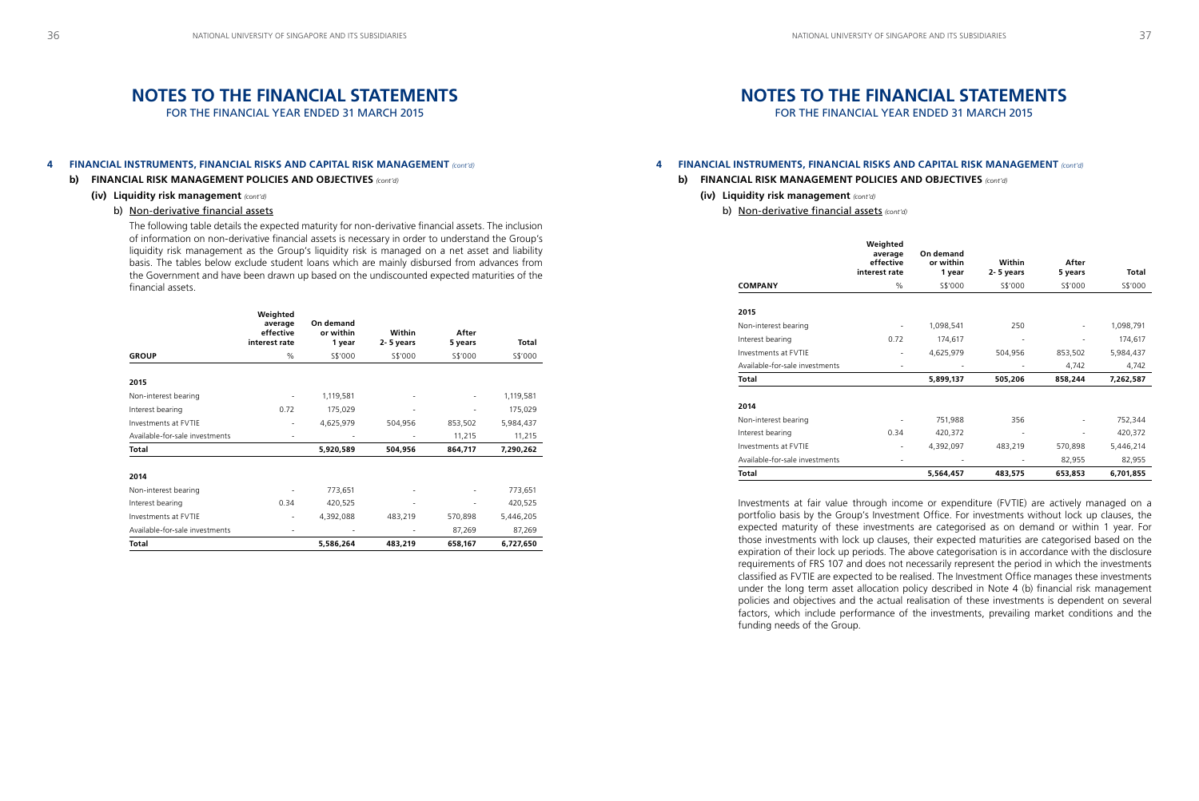# NOTES TO THE FINANCIAL STATEMENTS

FOR THE FINANCIAL YEAR ENDED 31 MARCH 2015

**4 FINANCIAL INSTRUMENTS, FINANCIAL RISKS AND CAPITAL RISK MANAGEMENT** *(cont'd)*

**b) FINANCIAL RISK MANAGEMENT POLICIES AND OBJECTIVES** *(cont'd)*

**(iv) Liquidity risk management** *(cont'd)*

b) Non-derivative financial assets

The following table details the expected maturity for non-derivative financial assets. The inclusion of information on non-derivative financial assets is necessary in order to understand the Group's liquidity risk management as the Group's liquidity risk is managed on a net asset and liability basis. The tables below exclude student loans which are mainly disbursed from advances from the Government and have been drawn up based on the undiscounted expected maturities of the financial assets.

| GROUP | Weighted average effective interest rate | On demand or within 1 year | Within 2- 5 years | After 5 years | Total |
|---|---|---|---|---|---|
| | % | S$'000 | S$'000 | S$'000 | S$'000 |
| **2015** | | | | | |
| Non-interest bearing | - | 1,119,581 | - | - | 1,119,581 |
| Interest bearing | 0.72 | 175,029 | - | - | 175,029 |
| Investments at FVTIE | - | 4,625,979 | 504,956 | 853,502 | 5,984,437 |
| Available-for-sale investments | - | - | - | 11,215 | 11,215 |
| **Total** | | **5,920,589** | **504,956** | **864,717** | **7,290,262** |
| **2014** | | | | | |
| Non-interest bearing | - | 773,651 | - | - | 773,651 |
| Interest bearing | 0.34 | 420,525 | - | - | 420,525 |
| Investments at FVTIE | - | 4,392,088 | 483,219 | 570,898 | 5,446,205 |
| Available-for-sale investments | - | - | - | 87,269 | 87,269 |
| **Total** | | **5,586,264** | **483,219** | **658,167** | **6,727,650** |

# NOTES TO THE FINANCIAL STATEMENTS

FOR THE FINANCIAL YEAR ENDED 31 MARCH 2015

**4 FINANCIAL INSTRUMENTS, FINANCIAL RISKS AND CAPITAL RISK MANAGEMENT** *(cont'd)*

**b) FINANCIAL RISK MANAGEMENT POLICIES AND OBJECTIVES** *(cont'd)*

**(iv) Liquidity risk management** *(cont'd)*

b) Non-derivative financial assets *(cont'd)*

| COMPANY | Weighted average effective interest rate | On demand or within 1 year | Within 2- 5 years | After 5 years | Total |
|---|---|---|---|---|---|
| | % | S$'000 | S$'000 | S$'000 | S$'000 |
| **2015** | | | | | |
| Non-interest bearing | - | 1,098,541 | 250 | - | 1,098,791 |
| Interest bearing | 0.72 | 174,617 | - | - | 174,617 |
| Investments at FVTIE | - | 4,625,979 | 504,956 | 853,502 | 5,984,437 |
| Available-for-sale investments | - | - | - | 4,742 | 4,742 |
| **Total** | | **5,899,137** | **505,206** | **858,244** | **7,262,587** |
| **2014** | | | | | |
| Non-interest bearing | - | 751,988 | 356 | - | 752,344 |
| Interest bearing | 0.34 | 420,372 | - | - | 420,372 |
| Investments at FVTIE | - | 4,392,097 | 483,219 | 570,898 | 5,446,214 |
| Available-for-sale investments | - | - | - | 82,955 | 82,955 |
| **Total** | | **5,564,457** | **483,575** | **653,853** | **6,701,855** |

Investments at fair value through income or expenditure (FVTIE) are actively managed on a portfolio basis by the Group's Investment Office. For investments without lock up clauses, the expected maturity of these investments are categorised as on demand or within 1 year. For those investments with lock up clauses, their expected maturities are categorised based on the expiration of their lock up periods. The above categorisation is in accordance with the disclosure requirements of FRS 107 and does not necessarily represent the period in which the investments classified as FVTIE are expected to be realised. The Investment Office manages these investments under the long term asset allocation policy described in Note 4 (b) financial risk management policies and objectives and the actual realisation of these investments is dependent on several factors, which include performance of the investments, prevailing market conditions and the funding needs of the Group.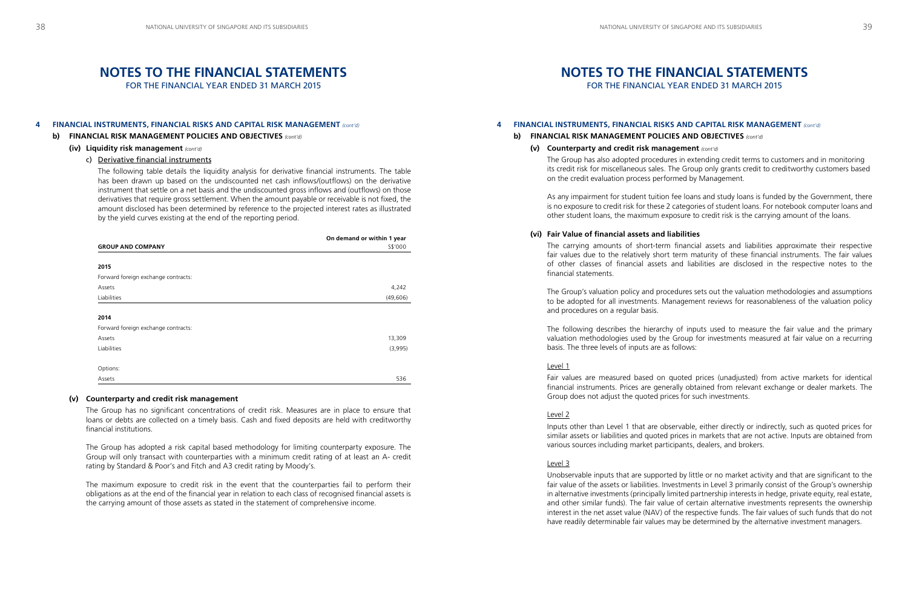# NOTES TO THE FINANCIAL STATEMENTS

FOR THE FINANCIAL YEAR ENDED 31 MARCH 2015

## 4 FINANCIAL INSTRUMENTS, FINANCIAL RISKS AND CAPITAL RISK MANAGEMENT *(cont'd)*

### b) FINANCIAL RISK MANAGEMENT POLICIES AND OBJECTIVES *(cont'd)*

#### (iv) Liquidity risk management *(cont'd)*

c) Derivative financial instruments

The following table details the liquidity analysis for derivative financial instruments. The table has been drawn up based on the undiscounted net cash inflows/(outflows) on the derivative instrument that settle on a net basis and the undiscounted gross inflows and (outflows) on those derivatives that require gross settlement. When the amount payable or receivable is not fixed, the amount disclosed has been determined by reference to the projected interest rates as illustrated by the yield curves existing at the end of the reporting period.

| GROUP AND COMPANY | On demand or within 1 year S$'000 |
|---|---|
| **2015** | |
| Forward foreign exchange contracts: | |
| Assets | 4,242 |
| Liabilities | (49,606) |
| **2014** | |
| Forward foreign exchange contracts: | |
| Assets | 13,309 |
| Liabilities | (3,995) |
| Options: | |
| Assets | 536 |

#### (v) Counterparty and credit risk management

The Group has no significant concentrations of credit risk. Measures are in place to ensure that loans or debts are collected on a timely basis. Cash and fixed deposits are held with creditworthy financial institutions.

The Group has adopted a risk capital based methodology for limiting counterparty exposure. The Group will only transact with counterparties with a minimum credit rating of at least an A- credit rating by Standard & Poor's and Fitch and A3 credit rating by Moody's.

The maximum exposure to credit risk in the event that the counterparties fail to perform their obligations as at the end of the financial year in relation to each class of recognised financial assets is the carrying amount of those assets as stated in the statement of comprehensive income.

The Group has also adopted procedures in extending credit terms to customers and in monitoring its credit risk for miscellaneous sales. The Group only grants credit to creditworthy customers based on the credit evaluation process performed by Management.

As any impairment for student tuition fee loans and study loans is funded by the Government, there is no exposure to credit risk for these 2 categories of student loans. For notebook computer loans and other student loans, the maximum exposure to credit risk is the carrying amount of the loans.

#### (vi) Fair Value of financial assets and liabilities

The carrying amounts of short-term financial assets and liabilities approximate their respective fair values due to the relatively short term maturity of these financial instruments. The fair values of other classes of financial assets and liabilities are disclosed in the respective notes to the financial statements.

The Group's valuation policy and procedures sets out the valuation methodologies and assumptions to be adopted for all investments. Management reviews for reasonableness of the valuation policy and procedures on a regular basis.

The following describes the hierarchy of inputs used to measure the fair value and the primary valuation methodologies used by the Group for investments measured at fair value on a recurring basis. The three levels of inputs are as follows:

Level 1

Fair values are measured based on quoted prices (unadjusted) from active markets for identical financial instruments. Prices are generally obtained from relevant exchange or dealer markets. The Group does not adjust the quoted prices for such investments.

Level 2

Inputs other than Level 1 that are observable, either directly or indirectly, such as quoted prices for similar assets or liabilities and quoted prices in markets that are not active. Inputs are obtained from various sources including market participants, dealers, and brokers.

Level 3

Unobservable inputs that are supported by little or no market activity and that are significant to the fair value of the assets or liabilities. Investments in Level 3 primarily consist of the Group's ownership in alternative investments (principally limited partnership interests in hedge, private equity, real estate, and other similar funds). The fair value of certain alternative investments represents the ownership interest in the net asset value (NAV) of the respective funds. The fair values of such funds that do not have readily determinable fair values may be determined by the alternative investment managers.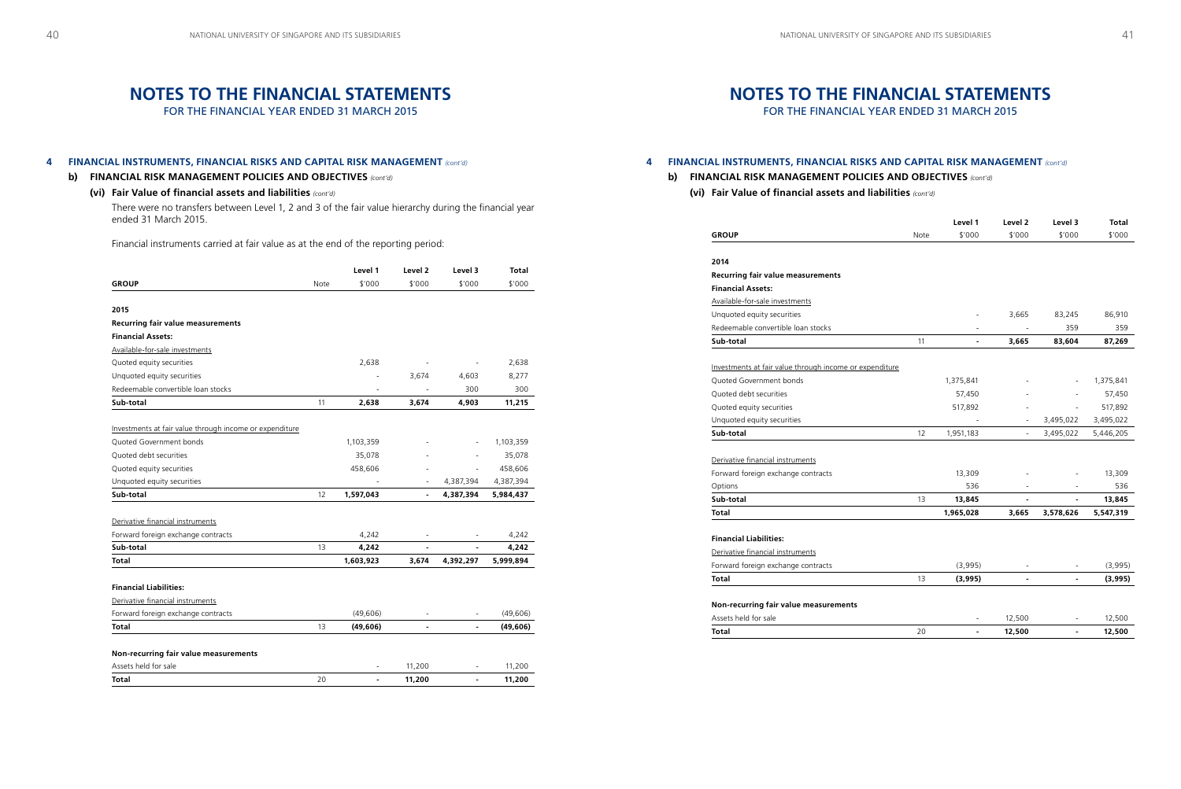# NOTES TO THE FINANCIAL STATEMENTS

FOR THE FINANCIAL YEAR ENDED 31 MARCH 2015

## 4 FINANCIAL INSTRUMENTS, FINANCIAL RISKS AND CAPITAL RISK MANAGEMENT *(cont'd)*

### b) FINANCIAL RISK MANAGEMENT POLICIES AND OBJECTIVES *(cont'd)*

#### (vi) Fair Value of financial assets and liabilities *(cont'd)*

There were no transfers between Level 1, 2 and 3 of the fair value hierarchy during the financial year ended 31 March 2015.

Financial instruments carried at fair value as at the end of the reporting period:

| GROUP | Note | Level 1 $'000 | Level 2 $'000 | Level 3 $'000 | Total $'000 |
|---|---|---|---|---|---|
| **2015** | | | | | |
| **Recurring fair value measurements** | | | | | |
| **Financial Assets:** | | | | | |
| Available-for-sale investments | | | | | |
| Quoted equity securities | | 2,638 | - | - | 2,638 |
| Unquoted equity securities | | - | 3,674 | 4,603 | 8,277 |
| Redeemable convertible loan stocks | | - | - | 300 | 300 |
| **Sub-total** | 11 | **2,638** | **3,674** | **4,903** | **11,215** |
| Investments at fair value through income or expenditure | | | | | |
| Quoted Government bonds | | 1,103,359 | - | - | 1,103,359 |
| Quoted debt securities | | 35,078 | - | - | 35,078 |
| Quoted equity securities | | 458,606 | - | - | 458,606 |
| Unquoted equity securities | | - | - | 4,387,394 | 4,387,394 |
| **Sub-total** | 12 | **1,597,043** | **-** | **4,387,394** | **5,984,437** |
| Derivative financial instruments | | | | | |
| Forward foreign exchange contracts | | 4,242 | - | - | 4,242 |
| **Sub-total** | 13 | **4,242** | **-** | **-** | **4,242** |
| **Total** | | **1,603,923** | **3,674** | **4,392,297** | **5,999,894** |
| **Financial Liabilities:** | | | | | |
| Derivative financial instruments | | | | | |
| Forward foreign exchange contracts | | (49,606) | - | - | (49,606) |
| **Total** | 13 | **(49,606)** | **-** | **-** | **(49,606)** |
| **Non-recurring fair value measurements** | | | | | |
| Assets held for sale | | - | 11,200 | - | 11,200 |
| **Total** | 20 | **-** | **11,200** | **-** | **11,200** |

| GROUP | Note | Level 1 $'000 | Level 2 $'000 | Level 3 $'000 | Total $'000 |
|---|---|---|---|---|---|
| **2014** | | | | | |
| **Recurring fair value measurements** | | | | | |
| **Financial Assets:** | | | | | |
| Available-for-sale investments | | | | | |
| Unquoted equity securities | | - | 3,665 | 83,245 | 86,910 |
| Redeemable convertible loan stocks | | - | - | 359 | 359 |
| **Sub-total** | 11 | **-** | **3,665** | **83,604** | **87,269** |
| Investments at fair value through income or expenditure | | | | | |
| Quoted Government bonds | | 1,375,841 | - | - | 1,375,841 |
| Quoted debt securities | | 57,450 | - | - | 57,450 |
| Quoted equity securities | | 517,892 | - | - | 517,892 |
| Unquoted equity securities | | - | - | 3,495,022 | 3,495,022 |
| **Sub-total** | 12 | **1,951,183** | **-** | **3,495,022** | **5,446,205** |
| Derivative financial instruments | | | | | |
| Forward foreign exchange contracts | | 13,309 | - | - | 13,309 |
| Options | | 536 | - | - | 536 |
| **Sub-total** | 13 | **13,845** | **-** | **-** | **13,845** |
| **Total** | | **1,965,028** | **3,665** | **3,578,626** | **5,547,319** |
| **Financial Liabilities:** | | | | | |
| Derivative financial instruments | | | | | |
| Forward foreign exchange contracts | | (3,995) | - | - | (3,995) |
| **Total** | 13 | **(3,995)** | **-** | **-** | **(3,995)** |
| **Non-recurring fair value measurements** | | | | | |
| Assets held for sale | | - | 12,500 | - | 12,500 |
| **Total** | 20 | **-** | **12,500** | **-** | **12,500** |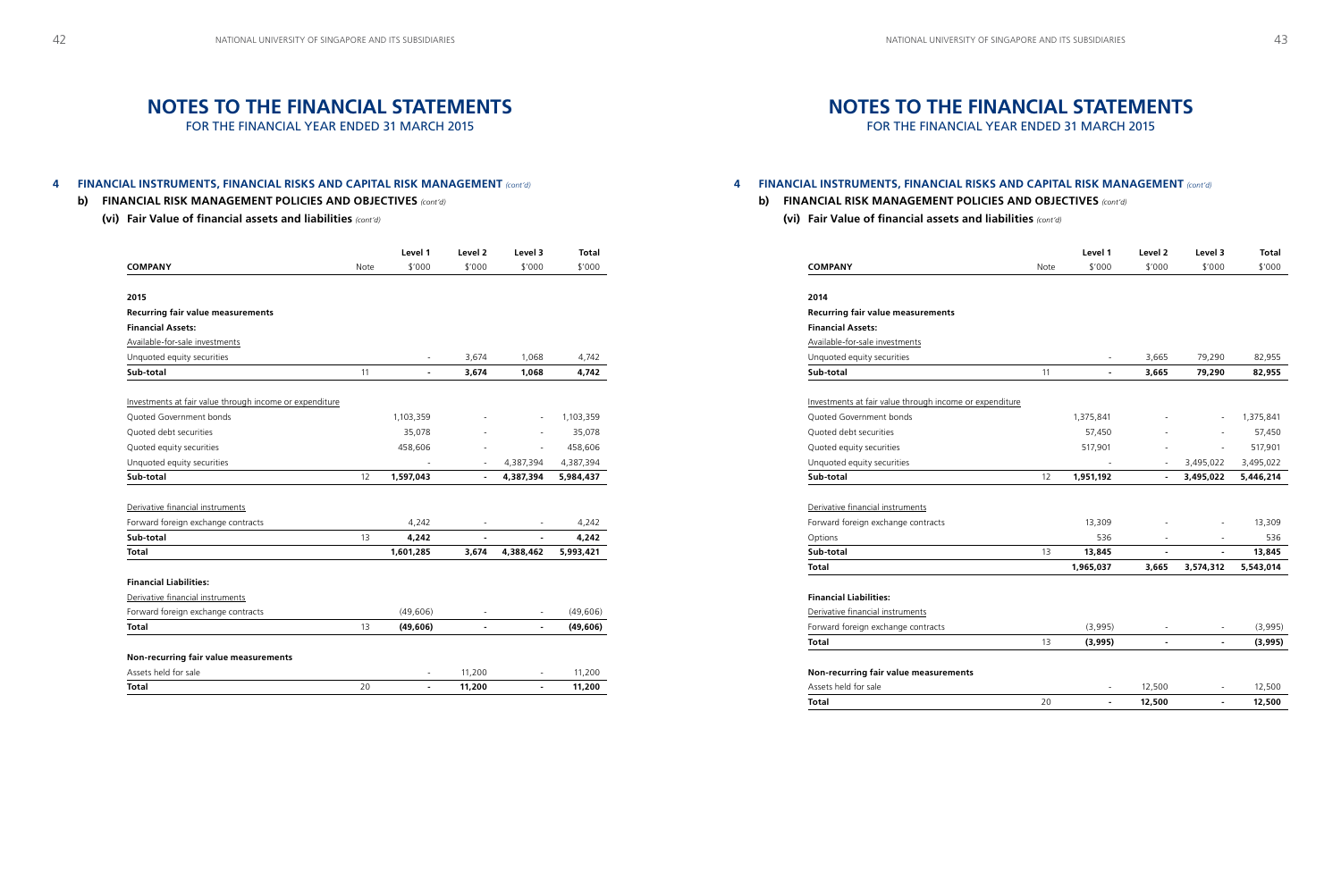# NOTES TO THE FINANCIAL STATEMENTS

FOR THE FINANCIAL YEAR ENDED 31 MARCH 2015

## 4 FINANCIAL INSTRUMENTS, FINANCIAL RISKS AND CAPITAL RISK MANAGEMENT *(cont'd)*

### b) FINANCIAL RISK MANAGEMENT POLICIES AND OBJECTIVES *(cont'd)*

#### (vi) Fair Value of financial assets and liabilities *(cont'd)*

| COMPANY | Note | Level 1 $'000 | Level 2 $'000 | Level 3 $'000 | Total $'000 |
|---|---|---|---|---|---|
| **2015** | | | | | |
| **Recurring fair value measurements** | | | | | |
| **Financial Assets:** | | | | | |
| Available-for-sale investments | | | | | |
| Unquoted equity securities | | - | 3,674 | 1,068 | 4,742 |
| **Sub-total** | 11 | **-** | **3,674** | **1,068** | **4,742** |
| Investments at fair value through income or expenditure | | | | | |
| Quoted Government bonds | | 1,103,359 | - | - | 1,103,359 |
| Quoted debt securities | | 35,078 | - | - | 35,078 |
| Quoted equity securities | | 458,606 | - | - | 458,606 |
| Unquoted equity securities | | - | - | 4,387,394 | 4,387,394 |
| **Sub-total** | 12 | **1,597,043** | **-** | **4,387,394** | **5,984,437** |
| Derivative financial instruments | | | | | |
| Forward foreign exchange contracts | | 4,242 | - | - | 4,242 |
| **Sub-total** | 13 | **4,242** | **-** | **-** | **4,242** |
| **Total** | | **1,601,285** | **3,674** | **4,388,462** | **5,993,421** |
| **Financial Liabilities:** | | | | | |
| Derivative financial instruments | | | | | |
| Forward foreign exchange contracts | | (49,606) | - | - | (49,606) |
| **Total** | 13 | **(49,606)** | **-** | **-** | **(49,606)** |
| **Non-recurring fair value measurements** | | | | | |
| Assets held for sale | | - | 11,200 | - | 11,200 |
| **Total** | 20 | **-** | **11,200** | **-** | **11,200** |

| COMPANY | Note | Level 1 $'000 | Level 2 $'000 | Level 3 $'000 | Total $'000 |
|---|---|---|---|---|---|
| **2014** | | | | | |
| **Recurring fair value measurements** | | | | | |
| **Financial Assets:** | | | | | |
| Available-for-sale investments | | | | | |
| Unquoted equity securities | | - | 3,665 | 79,290 | 82,955 |
| **Sub-total** | 11 | **-** | **3,665** | **79,290** | **82,955** |
| Investments at fair value through income or expenditure | | | | | |
| Quoted Government bonds | | 1,375,841 | - | - | 1,375,841 |
| Quoted debt securities | | 57,450 | - | - | 57,450 |
| Quoted equity securities | | 517,901 | - | - | 517,901 |
| Unquoted equity securities | | - | - | 3,495,022 | 3,495,022 |
| **Sub-total** | 12 | **1,951,192** | **-** | **3,495,022** | **5,446,214** |
| Derivative financial instruments | | | | | |
| Forward foreign exchange contracts | | 13,309 | - | - | 13,309 |
| Options | | 536 | - | - | 536 |
| **Sub-total** | 13 | **13,845** | **-** | **-** | **13,845** |
| **Total** | | **1,965,037** | **3,665** | **3,574,312** | **5,543,014** |
| **Financial Liabilities:** | | | | | |
| Derivative financial instruments | | | | | |
| Forward foreign exchange contracts | | (3,995) | - | - | (3,995) |
| **Total** | 13 | **(3,995)** | **-** | **-** | **(3,995)** |
| **Non-recurring fair value measurements** | | | | | |
| Assets held for sale | | - | 12,500 | - | 12,500 |
| **Total** | 20 | **-** | **12,500** | **-** | **12,500** |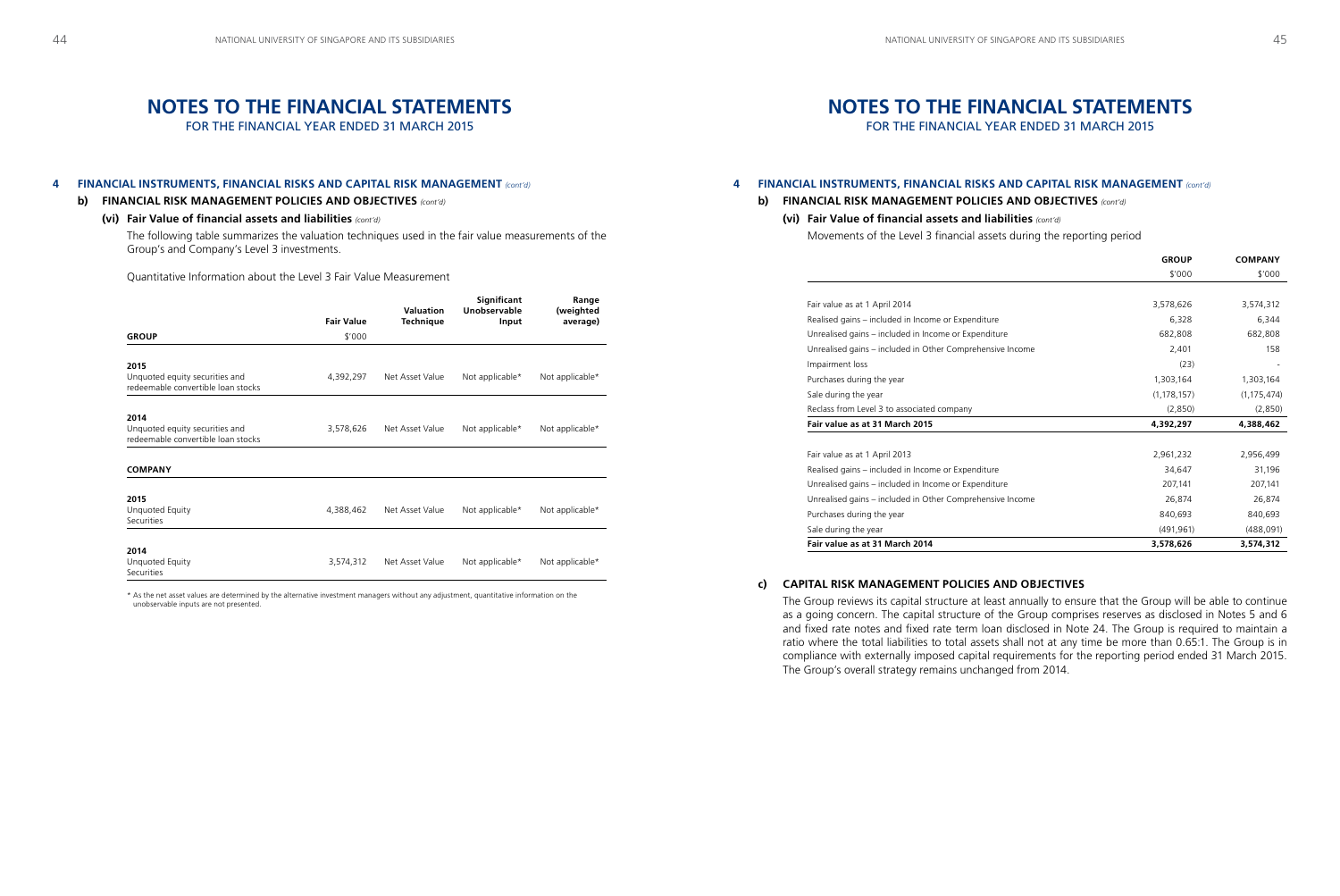# NOTES TO THE FINANCIAL STATEMENTS

FOR THE FINANCIAL YEAR ENDED 31 MARCH 2015

## 4 FINANCIAL INSTRUMENTS, FINANCIAL RISKS AND CAPITAL RISK MANAGEMENT *(cont'd)*

### b) FINANCIAL RISK MANAGEMENT POLICIES AND OBJECTIVES *(cont'd)*

#### (vi) Fair Value of financial assets and liabilities *(cont'd)*

The following table summarizes the valuation techniques used in the fair value measurements of the Group's and Company's Level 3 investments.

Quantitative Information about the Level 3 Fair Value Measurement

| | Fair Value | Valuation Technique | Significant Unobservable Input | Range (weighted average) |
|---|---|---|---|---|
| **GROUP** | $'000 | | | |
| **2015** | | | | |
| Unquoted equity securities and redeemable convertible loan stocks | 4,392,297 | Net Asset Value | Not applicable* | Not applicable* |
| **2014** | | | | |
| Unquoted equity securities and redeemable convertible loan stocks | 3,578,626 | Net Asset Value | Not applicable* | Not applicable* |
| **COMPANY** | | | | |
| **2015** | | | | |
| Unquoted Equity Securities | 4,388,462 | Net Asset Value | Not applicable* | Not applicable* |
| **2014** | | | | |
| Unquoted Equity Securities | 3,574,312 | Net Asset Value | Not applicable* | Not applicable* |

\* As the net asset values are determined by the alternative investment managers without any adjustment, quantitative information on the unobservable inputs are not presented.

Movements of the Level 3 financial assets during the reporting period

| | GROUP | COMPANY |
|---|---|---|
| | $'000 | $'000 |
| Fair value as at 1 April 2014 | 3,578,626 | 3,574,312 |
| Realised gains – included in Income or Expenditure | 6,328 | 6,344 |
| Unrealised gains – included in Income or Expenditure | 682,808 | 682,808 |
| Unrealised gains – included in Other Comprehensive Income | 2,401 | 158 |
| Impairment loss | (23) | - |
| Purchases during the year | 1,303,164 | 1,303,164 |
| Sale during the year | (1,178,157) | (1,175,474) |
| Reclass from Level 3 to associated company | (2,850) | (2,850) |
| **Fair value as at 31 March 2015** | **4,392,297** | **4,388,462** |
| | | |
| Fair value as at 1 April 2013 | 2,961,232 | 2,956,499 |
| Realised gains – included in Income or Expenditure | 34,647 | 31,196 |
| Unrealised gains – included in Income or Expenditure | 207,141 | 207,141 |
| Unrealised gains – included in Other Comprehensive Income | 26,874 | 26,874 |
| Purchases during the year | 840,693 | 840,693 |
| Sale during the year | (491,961) | (488,091) |
| **Fair value as at 31 March 2014** | **3,578,626** | **3,574,312** |

### c) CAPITAL RISK MANAGEMENT POLICIES AND OBJECTIVES

The Group reviews its capital structure at least annually to ensure that the Group will be able to continue as a going concern. The capital structure of the Group comprises reserves as disclosed in Notes 5 and 6 and fixed rate notes and fixed rate term loan disclosed in Note 24. The Group is required to maintain a ratio where the total liabilities to total assets shall not at any time be more than 0.65:1. The Group is in compliance with externally imposed capital requirements for the reporting period ended 31 March 2015. The Group's overall strategy remains unchanged from 2014.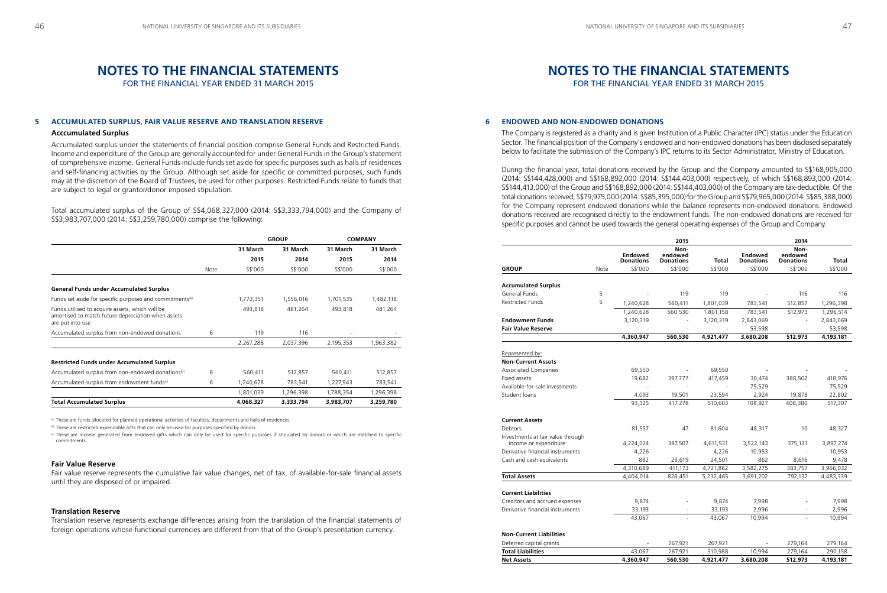# NOTES TO THE FINANCIAL STATEMENTS

FOR THE FINANCIAL YEAR ENDED 31 MARCH 2015

## 5 ACCUMULATED SURPLUS, FAIR VALUE RESERVE AND TRANSLATION RESERVE

### Acccumulated Surplus

Accumulated surplus under the statements of financial position comprise General Funds and Restricted Funds. Income and expenditure of the Group are generally accounted for under General Funds in the Group's statement of comprehensive income. General Funds include funds set aside for specific purposes such as halls of residences and self-financing activities by the Group. Although set aside for specific or committed purposes, such funds may at the discretion of the Board of Trustees, be used for other purposes. Restricted Funds relate to funds that are subject to legal or grantor/donor imposed stipulation.

Total accumulated surplus of the Group of S$4,068,327,000 (2014: S$3,333,794,000) and the Company of S$3,983,707,000 (2014: S$3,259,780,000) comprise the following:

| | | GROUP | | COMPANY | |
|---|---|---|---|---|---|
| | | 31 March 2015 | 31 March 2014 | 31 March 2015 | 31 March 2014 |
| | Note | S$'000 | S$'000 | S$'000 | S$'000 |
| **General Funds under Accumulated Surplus** | | | | | |
| Funds set aside for specific purposes and commitments[a] | | 1,773,351 | 1,556,016 | 1,701,535 | 1,482,118 |
| Funds utilised to acquire assets, which will be amortised to match future depreciation when assets are put into use | | 493,818 | 481,264 | 493,818 | 481,264 |
| Accumulated surplus from non-endowed donations | 6 | 119 | 116 | - | - |
| | | 2,267,288 | 2,037,396 | 2,195,353 | 1,963,382 |
| **Restricted Funds under Accumulated Surplus** | | | | | |
| Accumulated surplus from non-endowed donations[b] | 6 | 560,411 | 512,857 | 560,411 | 512,857 |
| Accumulated surplus from endowment funds[c] | 6 | 1,240,628 | 783,541 | 1,227,943 | 783,541 |
| | | 1,801,039 | 1,296,398 | 1,788,354 | 1,296,398 |
| **Total Accumulated Surplus** | | 4,068,327 | 3,333,794 | 3,983,707 | 3,259,780 |

[a] These are funds allocated for planned operational activities of faculties, departments and halls of residences.

[b] These are restricted expendable gifts that can only be used for purposes specified by donors.

[c] These are income generated from endowed gifts which can only be used for specific purposes if stipulated by donors or which are matched to specific commitments.

### Fair Value Reserve

Fair value reserve represents the cumulative fair value changes, net of tax, of available-for-sale financial assets until they are disposed of or impaired.

### Translation Reserve

Translation reserve represents exchange differences arising from the translation of the financial statements of foreign operations whose functional currencies are different from that of the Group's presentation currency.

## 6 ENDOWED AND NON-ENDOWED DONATIONS

The Company is registered as a charity and is given Institution of a Public Character (IPC) status under the Education Sector. The financial position of the Company's endowed and non-endowed donations has been disclosed separately below to facilitate the submission of the Company's IPC returns to its Sector Administrator, Ministry of Education.

During the financial year, total donations received by the Group and the Company amounted to S$168,905,000 (2014: S$144,428,000) and S$168,892,000 (2014: S$144,403,000) respectively, of which S$168,893,000 (2014: S$144,413,000) of the Group and S$168,892,000 (2014: S$144,403,000) of the Company are tax-deductible. Of the total donations received, S$79,975,000 (2014: S$85,395,000) for the Group and S$79,965,000 (2014: S$85,388,000) for the Company represent endowed donations while the balance represents non-endowed donations. Endowed donations received are recognised directly to the endowment funds. The non-endowed donations are received for specific purposes and cannot be used towards the general operating expenses of the Group and Company.

| | | 2015 | | | 2014 | | |
|---|---|---|---|---|---|---|---|
| **GROUP** | Note | Endowed Donations S$'000 | Non-endowed Donations S$'000 | Total S$'000 | Endowed Donations S$'000 | Non-endowed Donations S$'000 | Total S$'000 |
| **Accumulated Surplus** | | | | | | | |
| General Funds | 5 | - | 119 | 119 | - | 116 | 116 |
| Restricted Funds | 5 | 1,240,628 | 560,411 | 1,801,039 | 783,541 | 512,857 | 1,296,398 |
| | | 1,240,628 | 560,530 | 1,801,158 | 783,541 | 512,973 | 1,296,514 |
| **Endowment Funds** | | 3,120,319 | - | 3,120,319 | 2,843,069 | - | 2,843,069 |
| **Fair Value Reserve** | | - | - | - | 53,598 | - | 53,598 |
| | | **4,360,947** | **560,530** | **4,921,477** | **3,680,208** | **512,973** | **4,193,181** |
| Represented by: | | | | | | | |
| **Non-Current Assets** | | | | | | | |
| Associated Companies | | 69,550 | - | 69,550 | - | - | - |
| Fixed assets | | 19,682 | 397,777 | 417,459 | 30,474 | 388,502 | 418,976 |
| Available-for-sale investments | | - | - | - | 75,529 | - | 75,529 |
| Student loans | | 4,093 | 19,501 | 23,594 | 2,924 | 19,878 | 22,802 |
| | | 93,325 | 417,278 | 510,603 | 108,927 | 408,380 | 517,307 |
| **Current Assets** | | | | | | | |
| Debtors | | 81,557 | 47 | 81,604 | 48,317 | 10 | 48,327 |
| Investments at fair value through income or expenditure | | 4,224,024 | 387,507 | 4,611,531 | 3,522,143 | 375,131 | 3,897,274 |
| Derivative financial instruments | | 4,226 | - | 4,226 | 10,953 | - | 10,953 |
| Cash and cash equivalents | | 882 | 23,619 | 24,501 | 862 | 8,616 | 9,478 |
| | | 4,310,689 | 411,173 | 4,721,862 | 3,582,275 | 383,757 | 3,966,032 |
| **Total Assets** | | 4,404,014 | 828,451 | 5,232,465 | 3,691,202 | 792,137 | 4,483,339 |
| **Current Liabilities** | | | | | | | |
| Creditors and accrued expenses | | 9,874 | - | 9,874 | 7,998 | - | 7,998 |
| Derivative financial instruments | | 33,193 | - | 33,193 | 2,996 | - | 2,996 |
| | | 43,067 | - | 43,067 | 10,994 | - | 10,994 |
| **Non-Current Liabilities** | | | | | | | |
| Deferred capital grants | | - | 267,921 | 267,921 | - | 279,164 | 279,164 |
| **Total Liabilities** | | 43,067 | 267,921 | 310,988 | 10,994 | 279,164 | 290,158 |
| **Net Assets** | | **4,360,947** | **560,530** | **4,921,477** | **3,680,208** | **512,973** | **4,193,181** |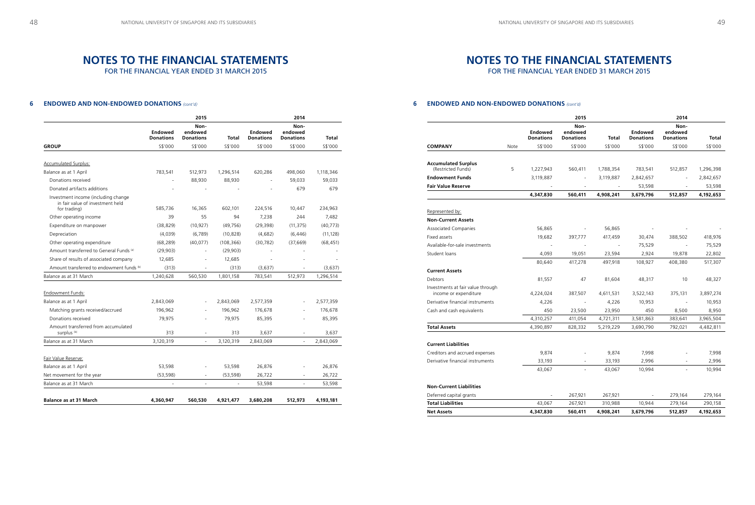# NOTES TO THE FINANCIAL STATEMENTS

FOR THE FINANCIAL YEAR ENDED 31 MARCH 2015

## 6 ENDOWED AND NON-ENDOWED DONATIONS *(cont'd)*

| | 2015 | | | 2014 | | |
|---|---|---|---|---|---|---|
| | **Endowed Donations** | **Non-endowed Donations** | **Total** | **Endowed Donations** | **Non-endowed Donations** | **Total** |
| **GROUP** | S$'000 | S$'000 | S$'000 | S$'000 | S$'000 | S$'000 |
| Accumulated Surplus: | | | | | | |
| Balance as at 1 April | 783,541 | 512,973 | 1,296,514 | 620,286 | 498,060 | 1,118,346 |
| Donations received | - | 88,930 | 88,930 | - | 59,033 | 59,033 |
| Donated artifacts additions | - | - | - | - | 679 | 679 |
| Investment income (including change in fair value of investment held for trading) | 585,736 | 16,365 | 602,101 | 224,516 | 10,447 | 234,963 |
| Other operating income | 39 | 55 | 94 | 7,238 | 244 | 7,482 |
| Expenditure on manpower | (38,829) | (10,927) | (49,756) | (29,398) | (11,375) | (40,773) |
| Depreciation | (4,039) | (6,789) | (10,828) | (4,682) | (6,446) | (11,128) |
| Other operating expenditure | (68,289) | (40,077) | (108,366) | (30,782) | (37,669) | (68,451) |
| Amount transferred to General Funds [a] | (29,903) | - | (29,903) | - | - | - |
| Share of results of associated company | 12,685 | - | 12,685 | - | - | - |
| Amount transferred to endowment funds [b] | (313) | - | (313) | (3,637) | - | (3,637) |
| Balance as at 31 March | 1,240,628 | 560,530 | 1,801,158 | 783,541 | 512,973 | 1,296,514 |
| Endowment Funds: | | | | | | |
| Balance as at 1 April | 2,843,069 | - | 2,843,069 | 2,577,359 | - | 2,577,359 |
| Matching grants received/accrued | 196,962 | - | 196,962 | 176,678 | - | 176,678 |
| Donations received | 79,975 | - | 79,975 | 85,395 | - | 85,395 |
| Amount transferred from accumulated surplus [b] | 313 | - | 313 | 3,637 | - | 3,637 |
| Balance as at 31 March | 3,120,319 | - | 3,120,319 | 2,843,069 | - | 2,843,069 |
| Fair Value Reserve: | | | | | | |
| Balance as at 1 April | 53,598 | - | 53,598 | 26,876 | - | 26,876 |
| Net movement for the year | (53,598) | - | (53,598) | 26,722 | - | 26,722 |
| Balance as at 31 March | - | - | - | 53,598 | - | 53,598 |
| **Balance as at 31 March** | **4,360,947** | **560,530** | **4,921,477** | **3,680,208** | **512,973** | **4,193,181** |

# NOTES TO THE FINANCIAL STATEMENTS

FOR THE FINANCIAL YEAR ENDED 31 MARCH 2015

## 6 ENDOWED AND NON-ENDOWED DONATIONS *(cont'd)*

| | | 2015 | | | 2014 | | |
|---|---|---|---|---|---|---|---|
| | | **Endowed Donations** | **Non-endowed Donations** | **Total** | **Endowed Donations** | **Non-endowed Donations** | **Total** |
| **COMPANY** | Note | S$'000 | S$'000 | S$'000 | S$'000 | S$'000 | S$'000 |
| **Accumulated Surplus** (Restricted Funds) | 5 | 1,227,943 | 560,411 | 1,788,354 | 783,541 | 512,857 | 1,296,398 |
| **Endowment Funds** | | 3,119,887 | - | 3,119,887 | 2,842,657 | - | 2,842,657 |
| **Fair Value Reserve** | | - | - | - | 53,598 | - | 53,598 |
| | | **4,347,830** | **560,411** | **4,908,241** | **3,679,796** | **512,857** | **4,192,653** |
| Represented by: | | | | | | | |
| **Non-Current Assets** | | | | | | | |
| Associated Companies | | 56,865 | - | 56,865 | - | - | - |
| Fixed assets | | 19,682 | 397,777 | 417,459 | 30,474 | 388,502 | 418,976 |
| Available-for-sale investments | | - | - | - | 75,529 | - | 75,529 |
| Student loans | | 4,093 | 19,051 | 23,594 | 2,924 | 19,878 | 22,802 |
| | | 80,640 | 417,278 | 497,918 | 108,927 | 408,380 | 517,307 |
| **Current Assets** | | | | | | | |
| Debtors | | 81,557 | 47 | 81,604 | 48,317 | 10 | 48,327 |
| Investments at fair value through income or expenditure | | 4,224,024 | 387,507 | 4,611,531 | 3,522,143 | 375,131 | 3,897,274 |
| Derivative financial instruments | | 4,226 | - | 4,226 | 10,953 | - | 10,953 |
| Cash and cash equivalents | | 450 | 23,500 | 23,950 | 450 | 8,500 | 8,950 |
| | | 4,310,257 | 411,054 | 4,721,311 | 3,581,863 | 383,641 | 3,965,504 |
| **Total Assets** | | 4,390,897 | 828,332 | 5,219,229 | 3,690,790 | 792,021 | 4,482,811 |
| **Current Liabilities** | | | | | | | |
| Creditors and accrued expenses | | 9,874 | - | 9,874 | 7,998 | - | 7,998 |
| Derivative financial instruments | | 33,193 | - | 33,193 | 2,996 | - | 2,996 |
| | | 43,067 | - | 43,067 | 10,994 | - | 10,994 |
| **Non-Current Liabilities** | | | | | | | |
| Deferred capital grants | | - | 267,921 | 267,921 | - | 279,164 | 279,164 |
| **Total Liabilities** | | 43,067 | 267,921 | 310,988 | 10,944 | 279,164 | 290,158 |
| **Net Assets** | | **4,347,830** | **560,411** | **4,908,241** | **3,679,796** | **512,857** | **4,192,653** |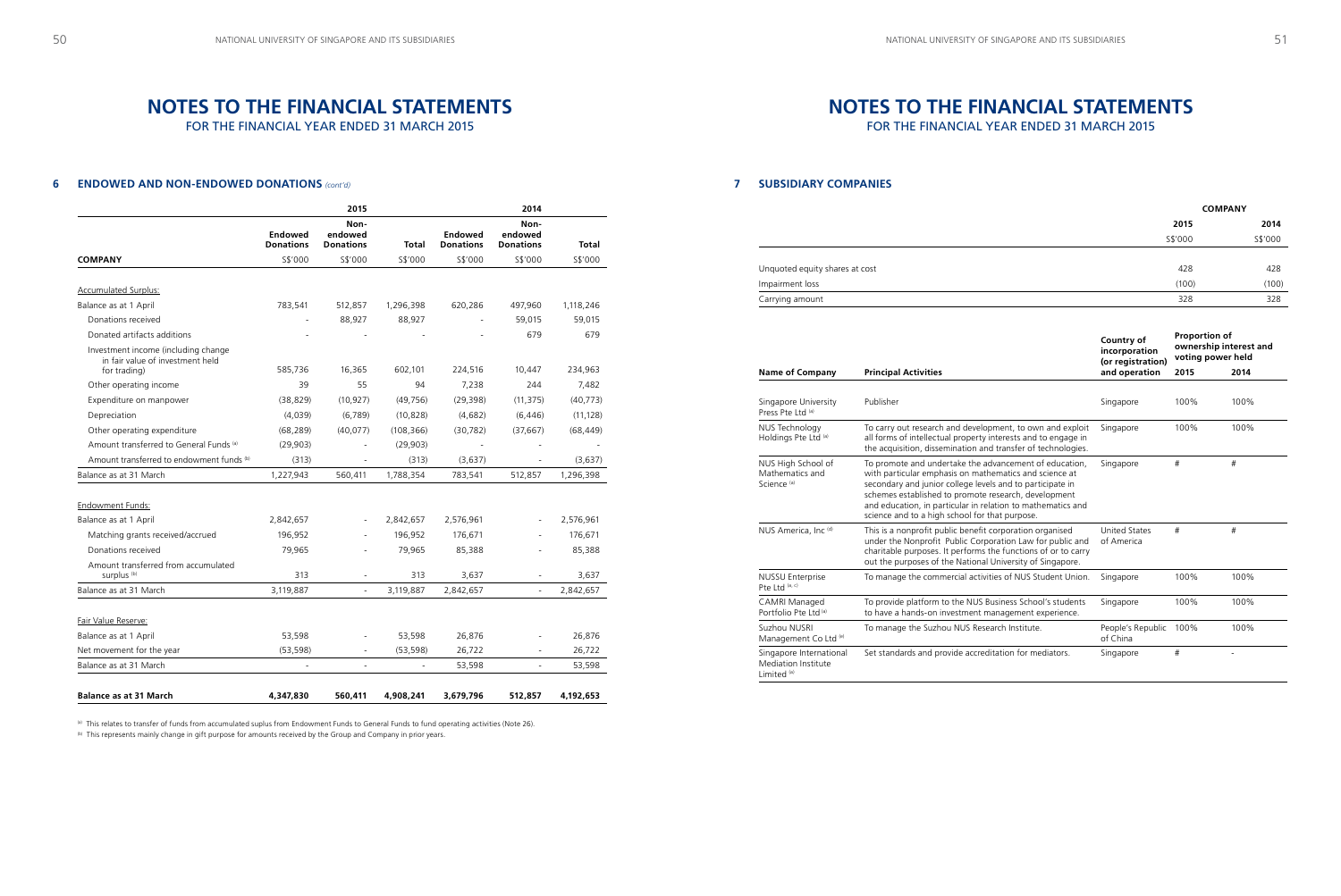# NOTES TO THE FINANCIAL STATEMENTS

FOR THE FINANCIAL YEAR ENDED 31 MARCH 2015

## 6 ENDOWED AND NON-ENDOWED DONATIONS *(cont'd)*

| | 2015 | | | 2014 | | |
|---|---|---|---|---|---|---|
| | Endowed Donations | Non-endowed Donations | Total | Endowed Donations | Non-endowed Donations | Total |
| **COMPANY** | S$'000 | S$'000 | S$'000 | S$'000 | S$'000 | S$'000 |
| Accumulated Surplus: | | | | | | |
| Balance as at 1 April | 783,541 | 512,857 | 1,296,398 | 620,286 | 497,960 | 1,118,246 |
| Donations received | - | 88,927 | 88,927 | - | 59,015 | 59,015 |
| Donated artifacts additions | - | - | - | - | 679 | 679 |
| Investment income (including change in fair value of investment held for trading) | 585,736 | 16,365 | 602,101 | 224,516 | 10,447 | 234,963 |
| Other operating income | 39 | 55 | 94 | 7,238 | 244 | 7,482 |
| Expenditure on manpower | (38,829) | (10,927) | (49,756) | (29,398) | (11,375) | (40,773) |
| Depreciation | (4,039) | (6,789) | (10,828) | (4,682) | (6,446) | (11,128) |
| Other operating expenditure | (68,289) | (40,077) | (108,366) | (30,782) | (37,667) | (68,449) |
| Amount transferred to General Funds [a] | (29,903) | - | (29,903) | - | - | - |
| Amount transferred to endowment funds [b] | (313) | - | (313) | (3,637) | - | (3,637) |
| Balance as at 31 March | 1,227,943 | 560,411 | 1,788,354 | 783,541 | 512,857 | 1,296,398 |
| Endowment Funds: | | | | | | |
| Balance as at 1 April | 2,842,657 | - | 2,842,657 | 2,576,961 | - | 2,576,961 |
| Matching grants received/accrued | 196,952 | - | 196,952 | 176,671 | - | 176,671 |
| Donations received | 79,965 | - | 79,965 | 85,388 | - | 85,388 |
| Amount transferred from accumulated surplus [b] | 313 | - | 313 | 3,637 | - | 3,637 |
| Balance as at 31 March | 3,119,887 | - | 3,119,887 | 2,842,657 | - | 2,842,657 |
| Fair Value Reserve: | | | | | | |
| Balance as at 1 April | 53,598 | - | 53,598 | 26,876 | - | 26,876 |
| Net movement for the year | (53,598) | - | (53,598) | 26,722 | - | 26,722 |
| Balance as at 31 March | - | - | - | 53,598 | - | 53,598 |
| **Balance as at 31 March** | **4,347,830** | **560,411** | **4,908,241** | **3,679,796** | **512,857** | **4,192,653** |

[a] This relates to transfer of funds from accumulated suplus from Endowment Funds to General Funds to fund operating activities (Note 26).

[b] This represents mainly change in gift purpose for amounts received by the Group and Company in prior years.

## 7 SUBSIDIARY COMPANIES

| | COMPANY | |
|---|---|---|
| | 2015 | 2014 |
| | S$'000 | S$'000 |
| Unquoted equity shares at cost | 428 | 428 |
| Impairment loss | (100) | (100) |
| Carrying amount | 328 | 328 |

| Name of Company | Principal Activities | Country of incorporation (or registration) and operation | Proportion of ownership interest and voting power held | |
|---|---|---|---|---|
| | | | 2015 | 2014 |
| Singapore University Press Pte Ltd [a] | Publisher | Singapore | 100% | 100% |
| NUS Technology Holdings Pte Ltd [a] | To carry out research and development, to own and exploit all forms of intellectual property interests and to engage in the acquisition, dissemination and transfer of technologies. | Singapore | 100% | 100% |
| NUS High School of Mathematics and Science [a] | To promote and undertake the advancement of education, with particular emphasis on mathematics and science at secondary and junior college levels and to participate in schemes established to promote research, development and education, in particular in relation to mathematics and science and to a high school for that purpose. | Singapore | # | # |
| NUS America, Inc [d] | This is a nonprofit public benefit corporation organised under the Nonprofit Public Corporation Law for public and charitable purposes. It performs the functions of or to carry out the purposes of the National University of Singapore. | United States of America | # | # |
| NUSSU Enterprise Pte Ltd [a, c] | To manage the commercial activities of NUS Student Union. | Singapore | 100% | 100% |
| CAMRI Managed Portfolio Pte Ltd [a] | To provide platform to the NUS Business School's students to have a hands-on investment management experience. | Singapore | 100% | 100% |
| Suzhou NUSRI Management Co Ltd [e] | To manage the Suzhou NUS Research Institute. | People's Republic of China | 100% | 100% |
| Singapore International Mediation Institute Limited [a] | Set standards and provide accreditation for mediators. | Singapore | # | - |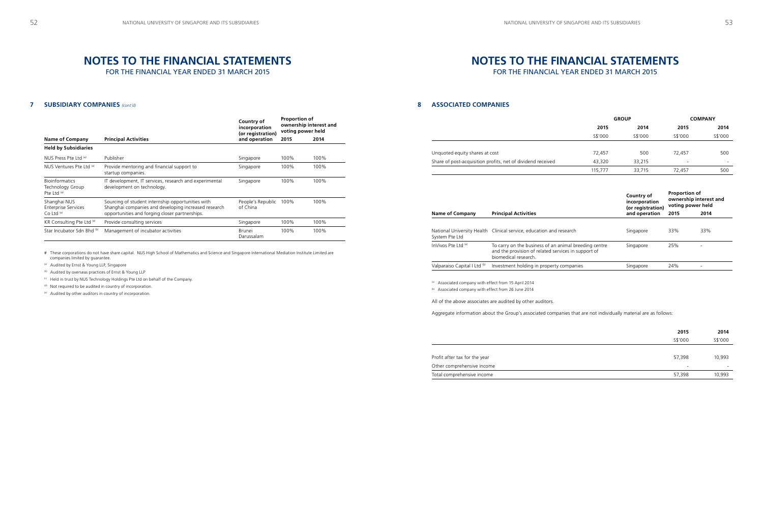# NOTES TO THE FINANCIAL STATEMENTS

FOR THE FINANCIAL YEAR ENDED 31 MARCH 2015

## 7 SUBSIDIARY COMPANIES *(cont'd)*

| Name of Company | Principal Activities | Country of incorporation (or registration) and operation | Proportion of ownership interest and voting power held 2015 | 2014 |
|---|---|---|---|---|
| **Held by Subsidiaries** | | | | |
| NUS Press Pte Ltd [a] | Publisher | Singapore | 100% | 100% |
| NUS Ventures Pte Ltd [a] | Provide mentoring and financial support to startup companies. | Singapore | 100% | 100% |
| Bioinformatics Technology Group Pte Ltd [a] | IT development, IT services, research and experimental development on technology. | Singapore | 100% | 100% |
| Shanghai NUS Enterprise Services Co Ltd [e] | Sourcing of student internship opportunities with Shanghai companies and developing increased research opportunities and forging closer partnerships. | People's Republic of China | 100% | 100% |
| KR Consulting Pte Ltd [a] | Provide consulting services | Singapore | 100% | 100% |
| Star Incubator Sdn Bhd [b] | Management of incubator activities | Brunei Darussalam | 100% | 100% |

\# These corporations do not have share capital. NUS High School of Mathematics and Science and Singapore International Mediation Institute Limited are companies limited by guarantee.

[a] Audited by Ernst & Young LLP, Singapore

[b] Audited by overseas practices of Ernst & Young LLP

[c] Held in trust by NUS Technology Holdings Pte Ltd on behalf of the Company.

[d] Not required to be audited in country of incorporation.

[e] Audited by other auditors in country of incorporation.

## 8 ASSOCIATED COMPANIES

| | GROUP 2015 | GROUP 2014 | COMPANY 2015 | COMPANY 2014 |
|---|---|---|---|---|
| | S$'000 | S$'000 | S$'000 | S$'000 |
| Unquoted equity shares at cost | 72,457 | 500 | 72,457 | 500 |
| Share of post-acquisition profits, net of dividend received | 43,320 | 33,215 | - | - |
| | 115,777 | 33,715 | 72,457 | 500 |

| Name of Company | Principal Activities | Country of incorporation (or registration) and operation | Proportion of ownership interest and voting power held 2015 | 2014 |
|---|---|---|---|---|
| National University Health System Pte Ltd | Clinical service, education and research | Singapore | 33% | 33% |
| InVivos Pte Ltd [a] | To carry on the business of an animal breeding centre and the provision of related services in support of biomedical research. | Singapore | 25% | - |
| Valparaiso Capital I Ltd [b] | Investment holding in property companies | Singapore | 24% | - |

[a] Associated company with effect from 15 April 2014

[b] Associated company with effect from 26 June 2014

All of the above associates are audited by other auditors.

Aggregate information about the Group's associated companies that are not individually material are as follows:

| | 2015 | 2014 |
|---|---|---|
| | S$'000 | S$'000 |
| Profit after tax for the year | 57,398 | 10,993 |
| Other comprehensive income | - | - |
| Total comprehensive income | 57,398 | 10,993 |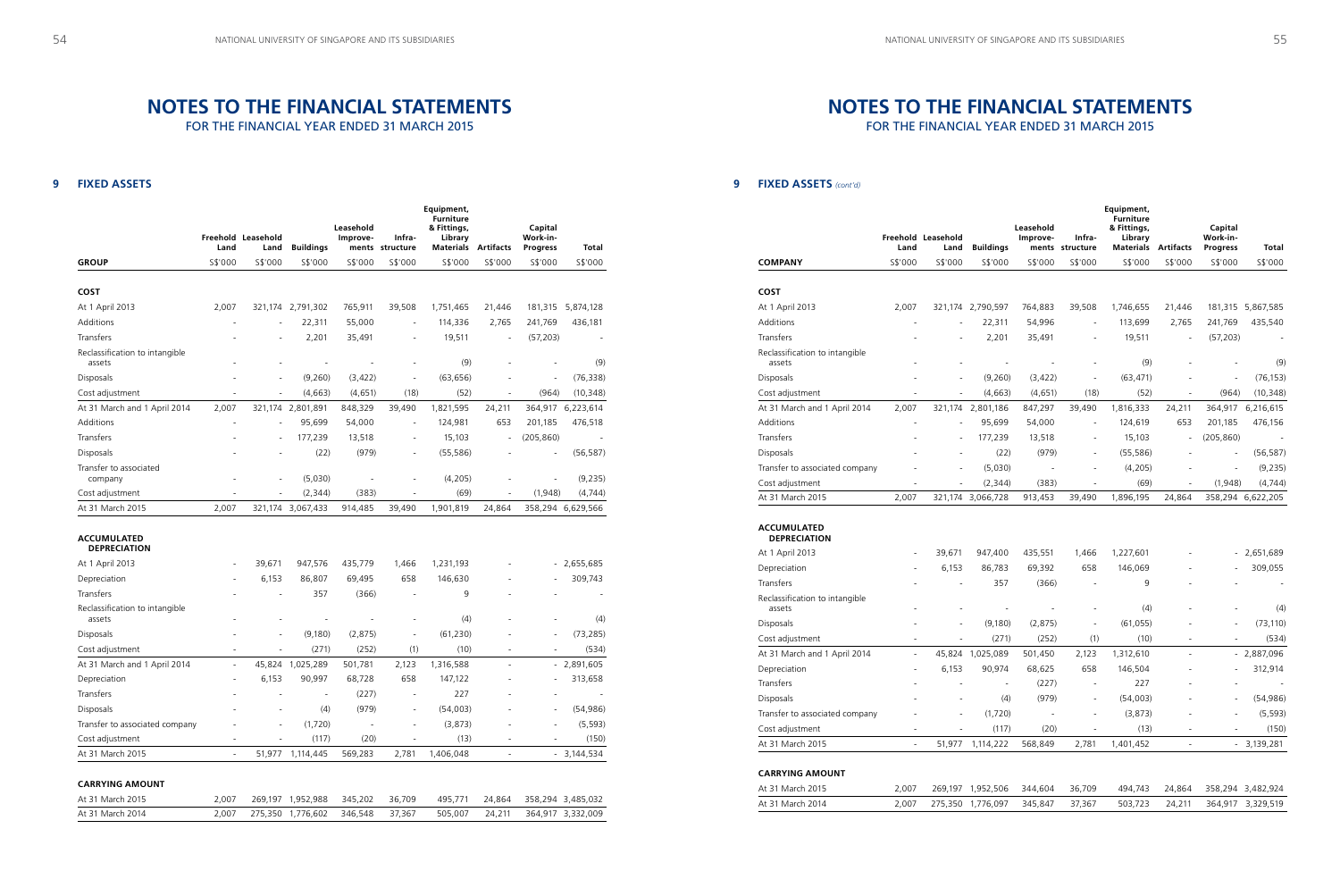# NOTES TO THE FINANCIAL STATEMENTS

FOR THE FINANCIAL YEAR ENDED 31 MARCH 2015

## 9 FIXED ASSETS

| GROUP | Freehold Land | Leasehold Land | Buildings | Leasehold Improve-ments | Infra-structure | Equipment, Furniture & Fittings, Library Materials | Artifacts | Capital Work-in-Progress | Total |
|---|---|---|---|---|---|---|---|---|---|
| | S$'000 | S$'000 | S$'000 | S$'000 | S$'000 | S$'000 | S$'000 | S$'000 | S$'000 |
| **COST** | | | | | | | | | |
| At 1 April 2013 | 2,007 | 321,174 | 2,791,302 | 765,911 | 39,508 | 1,751,465 | 21,446 | 181,315 | 5,874,128 |
| Additions | - | - | 22,311 | 55,000 | - | 114,336 | 2,765 | 241,769 | 436,181 |
| Transfers | - | - | 2,201 | 35,491 | - | 19,511 | - | (57,203) | - |
| Reclassification to intangible assets | - | - | - | - | - | (9) | - | - | (9) |
| Disposals | - | - | (9,260) | (3,422) | - | (63,656) | - | - | (76,338) |
| Cost adjustment | - | - | (4,663) | (4,651) | (18) | (52) | - | (964) | (10,348) |
| At 31 March and 1 April 2014 | 2,007 | 321,174 | 2,801,891 | 848,329 | 39,490 | 1,821,595 | 24,211 | 364,917 | 6,223,614 |
| Additions | - | - | 95,699 | 54,000 | - | 124,981 | 653 | 201,185 | 476,518 |
| Transfers | - | - | 177,239 | 13,518 | - | 15,103 | - | (205,860) | - |
| Disposals | - | - | (22) | (979) | - | (55,586) | - | - | (56,587) |
| Transfer to associated company | - | - | (5,030) | - | - | (4,205) | - | - | (9,235) |
| Cost adjustment | - | - | (2,344) | (383) | - | (69) | - | (1,948) | (4,744) |
| At 31 March 2015 | 2,007 | 321,174 | 3,067,433 | 914,485 | 39,490 | 1,901,819 | 24,864 | 358,294 | 6,629,566 |
| **ACCUMULATED DEPRECIATION** | | | | | | | | | |
| At 1 April 2013 | - | 39,671 | 947,576 | 435,779 | 1,466 | 1,231,193 | - | - | 2,655,685 |
| Depreciation | - | 6,153 | 86,807 | 69,495 | 658 | 146,630 | - | - | 309,743 |
| Transfers | - | - | 357 | (366) | - | 9 | - | - | - |
| Reclassification to intangible assets | - | - | - | - | - | (4) | - | - | (4) |
| Disposals | - | - | (9,180) | (2,875) | - | (61,230) | - | - | (73,285) |
| Cost adjustment | - | - | (271) | (252) | (1) | (10) | - | - | (534) |
| At 31 March and 1 April 2014 | - | 45,824 | 1,025,289 | 501,781 | 2,123 | 1,316,588 | - | - | 2,891,605 |
| Depreciation | - | 6,153 | 90,997 | 68,728 | 658 | 147,122 | - | - | 313,658 |
| Transfers | - | - | - | (227) | - | 227 | - | - | - |
| Disposals | - | - | (4) | (979) | - | (54,003) | - | - | (54,986) |
| Transfer to associated company | - | - | (1,720) | - | - | (3,873) | - | - | (5,593) |
| Cost adjustment | - | - | (117) | (20) | - | (13) | - | - | (150) |
| At 31 March 2015 | - | 51,977 | 1,114,445 | 569,283 | 2,781 | 1,406,048 | - | - | 3,144,534 |
| **CARRYING AMOUNT** | | | | | | | | | |
| At 31 March 2015 | 2,007 | 269,197 | 1,952,988 | 345,202 | 36,709 | 495,771 | 24,864 | 358,294 | 3,485,032 |
| At 31 March 2014 | 2,007 | 275,350 | 1,776,602 | 346,548 | 37,367 | 505,007 | 24,211 | 364,917 | 3,332,009 |

# NOTES TO THE FINANCIAL STATEMENTS

FOR THE FINANCIAL YEAR ENDED 31 MARCH 2015

## 9 FIXED ASSETS *(cont'd)*

| COMPANY | Freehold Land | Leasehold Land | Buildings | Leasehold Improve-ments | Infra-structure | Equipment, Furniture & Fittings, Library Materials | Artifacts | Capital Work-in-Progress | Total |
|---|---|---|---|---|---|---|---|---|---|
| | S$'000 | S$'000 | S$'000 | S$'000 | S$'000 | S$'000 | S$'000 | S$'000 | S$'000 |
| **COST** | | | | | | | | | |
| At 1 April 2013 | 2,007 | 321,174 | 2,790,597 | 764,883 | 39,508 | 1,746,655 | 21,446 | 181,315 | 5,867,585 |
| Additions | - | - | 22,311 | 54,996 | - | 113,699 | 2,765 | 241,769 | 435,540 |
| Transfers | - | - | 2,201 | 35,491 | - | 19,511 | - | (57,203) | - |
| Reclassification to intangible assets | - | - | - | - | - | (9) | - | - | (9) |
| Disposals | - | - | (9,260) | (3,422) | - | (63,471) | - | - | (76,153) |
| Cost adjustment | - | - | (4,663) | (4,651) | (18) | (52) | - | (964) | (10,348) |
| At 31 March and 1 April 2014 | 2,007 | 321,174 | 2,801,186 | 847,297 | 39,490 | 1,816,333 | 24,211 | 364,917 | 6,216,615 |
| Additions | - | - | 95,699 | 54,000 | - | 124,619 | 653 | 201,185 | 476,156 |
| Transfers | - | - | 177,239 | 13,518 | - | 15,103 | - | (205,860) | - |
| Disposals | - | - | (22) | (979) | - | (55,586) | - | - | (56,587) |
| Transfer to associated company | - | - | (5,030) | - | - | (4,205) | - | - | (9,235) |
| Cost adjustment | - | - | (2,344) | (383) | - | (69) | - | (1,948) | (4,744) |
| At 31 March 2015 | 2,007 | 321,174 | 3,066,728 | 913,453 | 39,490 | 1,896,195 | 24,864 | 358,294 | 6,622,205 |
| **ACCUMULATED DEPRECIATION** | | | | | | | | | |
| At 1 April 2013 | - | 39,671 | 947,400 | 435,551 | 1,466 | 1,227,601 | - | - | 2,651,689 |
| Depreciation | - | 6,153 | 86,783 | 69,392 | 658 | 146,069 | - | - | 309,055 |
| Transfers | - | - | 357 | (366) | - | 9 | - | - | - |
| Reclassification to intangible assets | - | - | - | - | - | (4) | - | - | (4) |
| Disposals | - | - | (9,180) | (2,875) | - | (61,055) | - | - | (73,110) |
| Cost adjustment | - | - | (271) | (252) | (1) | (10) | - | - | (534) |
| At 31 March and 1 April 2014 | - | 45,824 | 1,025,089 | 501,450 | 2,123 | 1,312,610 | - | - | 2,887,096 |
| Depreciation | - | 6,153 | 90,974 | 68,625 | 658 | 146,504 | - | - | 312,914 |
| Transfers | - | - | - | (227) | - | 227 | - | - | - |
| Disposals | - | - | (4) | (979) | - | (54,003) | - | - | (54,986) |
| Transfer to associated company | - | - | (1,720) | - | - | (3,873) | - | - | (5,593) |
| Cost adjustment | - | - | (117) | (20) | - | (13) | - | - | (150) |
| At 31 March 2015 | - | 51,977 | 1,114,222 | 568,849 | 2,781 | 1,401,452 | - | - | 3,139,281 |
| **CARRYING AMOUNT** | | | | | | | | | |
| At 31 March 2015 | 2,007 | 269,197 | 1,952,506 | 344,604 | 36,709 | 494,743 | 24,864 | 358,294 | 3,482,924 |
| At 31 March 2014 | 2,007 | 275,350 | 1,776,097 | 345,847 | 37,367 | 503,723 | 24,211 | 364,917 | 3,329,519 |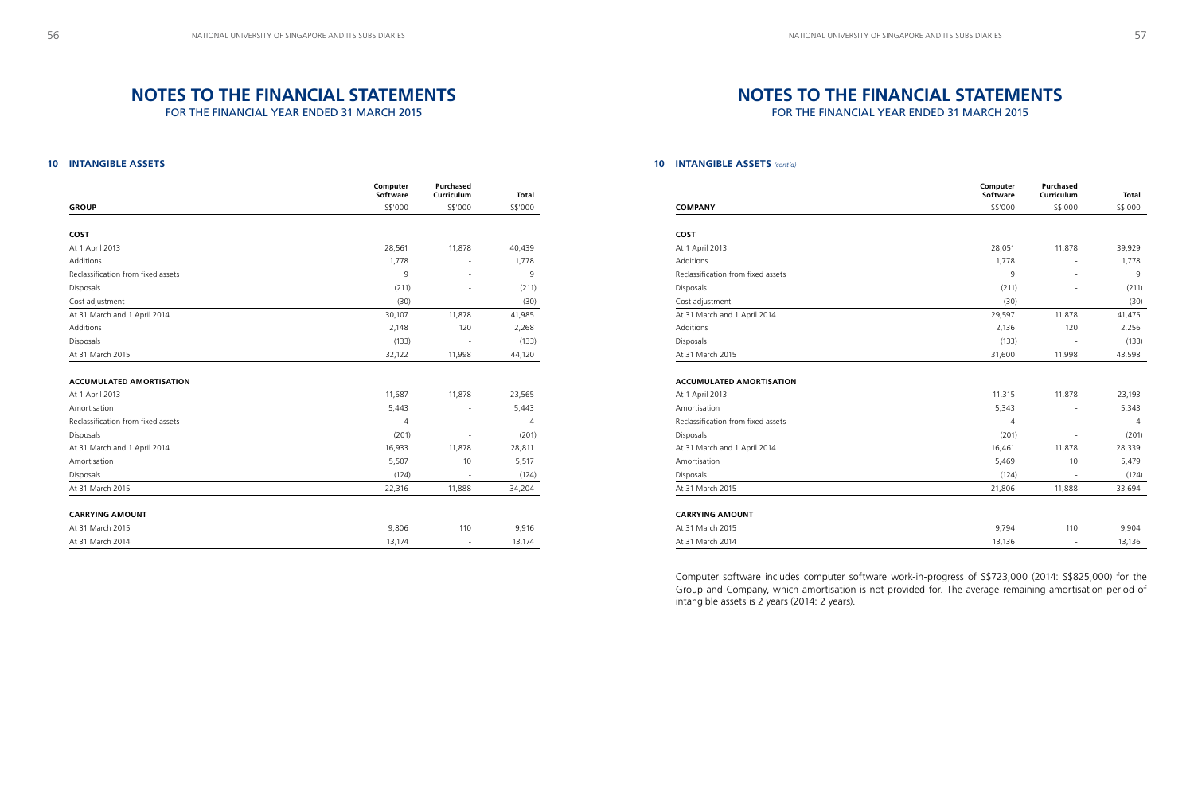# NOTES TO THE FINANCIAL STATEMENTS

FOR THE FINANCIAL YEAR ENDED 31 MARCH 2015

## 10 INTANGIBLE ASSETS

| GROUP | Computer Software S$'000 | Purchased Curriculum S$'000 | Total S$'000 |
|---|---|---|---|
| **COST** | | | |
| At 1 April 2013 | 28,561 | 11,878 | 40,439 |
| Additions | 1,778 | - | 1,778 |
| Reclassification from fixed assets | 9 | - | 9 |
| Disposals | (211) | - | (211) |
| Cost adjustment | (30) | - | (30) |
| At 31 March and 1 April 2014 | 30,107 | 11,878 | 41,985 |
| Additions | 2,148 | 120 | 2,268 |
| Disposals | (133) | - | (133) |
| At 31 March 2015 | 32,122 | 11,998 | 44,120 |
| **ACCUMULATED AMORTISATION** | | | |
| At 1 April 2013 | 11,687 | 11,878 | 23,565 |
| Amortisation | 5,443 | - | 5,443 |
| Reclassification from fixed assets | 4 | - | 4 |
| Disposals | (201) | - | (201) |
| At 31 March and 1 April 2014 | 16,933 | 11,878 | 28,811 |
| Amortisation | 5,507 | 10 | 5,517 |
| Disposals | (124) | - | (124) |
| At 31 March 2015 | 22,316 | 11,888 | 34,204 |
| **CARRYING AMOUNT** | | | |
| At 31 March 2015 | 9,806 | 110 | 9,916 |
| At 31 March 2014 | 13,174 | - | 13,174 |

# NOTES TO THE FINANCIAL STATEMENTS

FOR THE FINANCIAL YEAR ENDED 31 MARCH 2015

## 10 INTANGIBLE ASSETS *(cont'd)*

| COMPANY | Computer Software S$'000 | Purchased Curriculum S$'000 | Total S$'000 |
|---|---|---|---|
| **COST** | | | |
| At 1 April 2013 | 28,051 | 11,878 | 39,929 |
| Additions | 1,778 | - | 1,778 |
| Reclassification from fixed assets | 9 | - | 9 |
| Disposals | (211) | - | (211) |
| Cost adjustment | (30) | - | (30) |
| At 31 March and 1 April 2014 | 29,597 | 11,878 | 41,475 |
| Additions | 2,136 | 120 | 2,256 |
| Disposals | (133) | - | (133) |
| At 31 March 2015 | 31,600 | 11,998 | 43,598 |
| **ACCUMULATED AMORTISATION** | | | |
| At 1 April 2013 | 11,315 | 11,878 | 23,193 |
| Amortisation | 5,343 | - | 5,343 |
| Reclassification from fixed assets | 4 | - | 4 |
| Disposals | (201) | - | (201) |
| At 31 March and 1 April 2014 | 16,461 | 11,878 | 28,339 |
| Amortisation | 5,469 | 10 | 5,479 |
| Disposals | (124) | - | (124) |
| At 31 March 2015 | 21,806 | 11,888 | 33,694 |
| **CARRYING AMOUNT** | | | |
| At 31 March 2015 | 9,794 | 110 | 9,904 |
| At 31 March 2014 | 13,136 | - | 13,136 |

Computer software includes computer software work-in-progress of S$723,000 (2014: S$825,000) for the Group and Company, which amortisation is not provided for. The average remaining amortisation period of intangible assets is 2 years (2014: 2 years).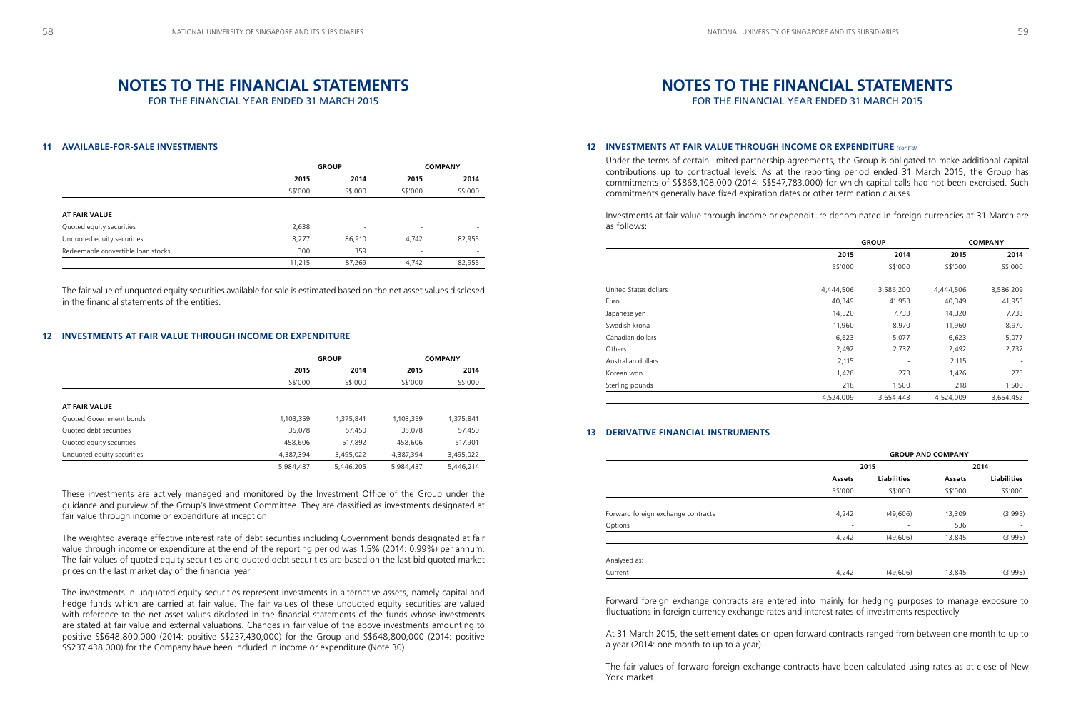# NOTES TO THE FINANCIAL STATEMENTS

FOR THE FINANCIAL YEAR ENDED 31 MARCH 2015

## 11 AVAILABLE-FOR-SALE INVESTMENTS

| | GROUP | | COMPANY | |
|---|---|---|---|---|
| | 2015 | 2014 | 2015 | 2014 |
| | S$'000 | S$'000 | S$'000 | S$'000 |
| **AT FAIR VALUE** | | | | |
| Quoted equity securities | 2,638 | - | - | - |
| Unquoted equity securities | 8,277 | 86,910 | 4,742 | 82,955 |
| Redeemable convertible loan stocks | 300 | 359 | - | - |
| | 11,215 | 87,269 | 4,742 | 82,955 |

The fair value of unquoted equity securities available for sale is estimated based on the net asset values disclosed in the financial statements of the entities.

## 12 INVESTMENTS AT FAIR VALUE THROUGH INCOME OR EXPENDITURE

| | GROUP | | COMPANY | |
|---|---|---|---|---|
| | 2015 | 2014 | 2015 | 2014 |
| | S$'000 | S$'000 | S$'000 | S$'000 |
| **AT FAIR VALUE** | | | | |
| Quoted Government bonds | 1,103,359 | 1,375,841 | 1,103,359 | 1,375,841 |
| Quoted debt securities | 35,078 | 57,450 | 35,078 | 57,450 |
| Quoted equity securities | 458,606 | 517,892 | 458,606 | 517,901 |
| Unquoted equity securities | 4,387,394 | 3,495,022 | 4,387,394 | 3,495,022 |
| | 5,984,437 | 5,446,205 | 5,984,437 | 5,446,214 |

These investments are actively managed and monitored by the Investment Office of the Group under the guidance and purview of the Group's Investment Committee. They are classified as investments designated at fair value through income or expenditure at inception.

The weighted average effective interest rate of debt securities including Government bonds designated at fair value through income or expenditure at the end of the reporting period was 1.5% (2014: 0.99%) per annum. The fair values of quoted equity securities and quoted debt securities are based on the last bid quoted market prices on the last market day of the financial year.

The investments in unquoted equity securities represent investments in alternative assets, namely capital and hedge funds which are carried at fair value. The fair values of these unquoted equity securities are valued with reference to the net asset values disclosed in the financial statements of the funds whose investments are stated at fair value and external valuations. Changes in fair value of the above investments amounting to positive S$648,800,000 (2014: positive S$237,430,000) for the Group and S$648,800,000 (2014: positive S$237,438,000) for the Company have been included in income or expenditure (Note 30).

## 12 INVESTMENTS AT FAIR VALUE THROUGH INCOME OR EXPENDITURE *(cont'd)*

Under the terms of certain limited partnership agreements, the Group is obligated to make additional capital contributions up to contractual levels. As at the reporting period ended 31 March 2015, the Group has commitments of S$868,108,000 (2014: S$547,783,000) for which capital calls had not been exercised. Such commitments generally have fixed expiration dates or other termination clauses.

Investments at fair value through income or expenditure denominated in foreign currencies at 31 March are as follows:

| | GROUP | | COMPANY | |
|---|---|---|---|---|
| | 2015 | 2014 | 2015 | 2014 |
| | S$'000 | S$'000 | S$'000 | S$'000 |
| United States dollars | 4,444,506 | 3,586,200 | 4,444,506 | 3,586,209 |
| Euro | 40,349 | 41,953 | 40,349 | 41,953 |
| Japanese yen | 14,320 | 7,733 | 14,320 | 7,733 |
| Swedish krona | 11,960 | 8,970 | 11,960 | 8,970 |
| Canadian dollars | 6,623 | 5,077 | 6,623 | 5,077 |
| Others | 2,492 | 2,737 | 2,492 | 2,737 |
| Australian dollars | 2,115 | - | 2,115 | - |
| Korean won | 1,426 | 273 | 1,426 | 273 |
| Sterling pounds | 218 | 1,500 | 218 | 1,500 |
| | 4,524,009 | 3,654,443 | 4,524,009 | 3,654,452 |

## 13 DERIVATIVE FINANCIAL INSTRUMENTS

| | GROUP AND COMPANY | | | |
|---|---|---|---|---|
| | 2015 | | 2014 | |
| | Assets | Liabilities | Assets | Liabilities |
| | S$'000 | S$'000 | S$'000 | S$'000 |
| Forward foreign exchange contracts | 4,242 | (49,606) | 13,309 | (3,995) |
| Options | - | - | 536 | - |
| | 4,242 | (49,606) | 13,845 | (3,995) |
| Analysed as: | | | | |
| Current | 4,242 | (49,606) | 13,845 | (3,995) |

Forward foreign exchange contracts are entered into mainly for hedging purposes to manage exposure to fluctuations in foreign currency exchange rates and interest rates of investments respectively.

At 31 March 2015, the settlement dates on open forward contracts ranged from between one month to up to a year (2014: one month to up to a year).

The fair values of forward foreign exchange contracts have been calculated using rates as at close of New York market.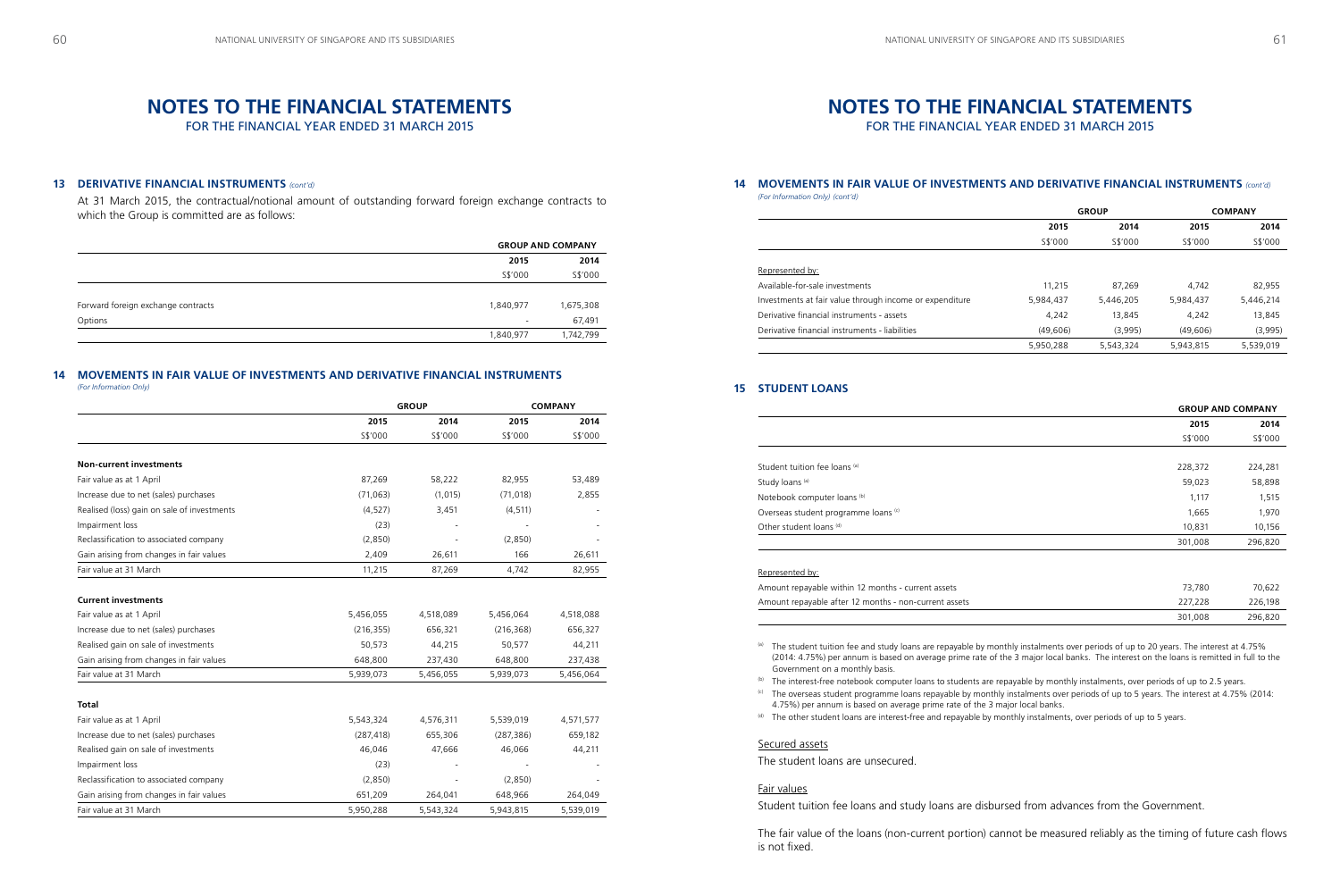# NOTES TO THE FINANCIAL STATEMENTS

FOR THE FINANCIAL YEAR ENDED 31 MARCH 2015

### 13 DERIVATIVE FINANCIAL INSTRUMENTS *(cont'd)*

At 31 March 2015, the contractual/notional amount of outstanding forward foreign exchange contracts to which the Group is committed are as follows:

| | GROUP AND COMPANY | |
|---|---|---|
| | 2015 | 2014 |
| | S$'000 | S$'000 |
| Forward foreign exchange contracts | 1,840,977 | 1,675,308 |
| Options | - | 67,491 |
| | 1,840,977 | 1,742,799 |

### 14 MOVEMENTS IN FAIR VALUE OF INVESTMENTS AND DERIVATIVE FINANCIAL INSTRUMENTS

*(For Information Only)*

| | GROUP | | COMPANY | |
|---|---|---|---|---|
| | 2015 | 2014 | 2015 | 2014 |
| | S$'000 | S$'000 | S$'000 | S$'000 |
| **Non-current investments** | | | | |
| Fair value as at 1 April | 87,269 | 58,222 | 82,955 | 53,489 |
| Increase due to net (sales) purchases | (71,063) | (1,015) | (71,018) | 2,855 |
| Realised (loss) gain on sale of investments | (4,527) | 3,451 | (4,511) | - |
| Impairment loss | (23) | - | - | - |
| Reclassification to associated company | (2,850) | - | (2,850) | - |
| Gain arising from changes in fair values | 2,409 | 26,611 | 166 | 26,611 |
| Fair value at 31 March | 11,215 | 87,269 | 4,742 | 82,955 |
| **Current investments** | | | | |
| Fair value as at 1 April | 5,456,055 | 4,518,089 | 5,456,064 | 4,518,088 |
| Increase due to net (sales) purchases | (216,355) | 656,321 | (216,368) | 656,327 |
| Realised gain on sale of investments | 50,573 | 44,215 | 50,577 | 44,211 |
| Gain arising from changes in fair values | 648,800 | 237,430 | 648,800 | 237,438 |
| Fair value at 31 March | 5,939,073 | 5,456,055 | 5,939,073 | 5,456,064 |
| **Total** | | | | |
| Fair value as at 1 April | 5,543,324 | 4,576,311 | 5,539,019 | 4,571,577 |
| Increase due to net (sales) purchases | (287,418) | 655,306 | (287,386) | 659,182 |
| Realised gain on sale of investments | 46,046 | 47,666 | 46,066 | 44,211 |
| Impairment loss | (23) | - | - | - |
| Reclassification to associated company | (2,850) | - | (2,850) | - |
| Gain arising from changes in fair values | 651,209 | 264,041 | 648,966 | 264,049 |
| Fair value at 31 March | 5,950,288 | 5,543,324 | 5,943,815 | 5,539,019 |

### 14 MOVEMENTS IN FAIR VALUE OF INVESTMENTS AND DERIVATIVE FINANCIAL INSTRUMENTS *(cont'd)*

*(For Information Only) (cont'd)*

| | GROUP | | COMPANY | |
|---|---|---|---|---|
| | 2015 | 2014 | 2015 | 2014 |
| | S$'000 | S$'000 | S$'000 | S$'000 |
| Represented by: | | | | |
| Available-for-sale investments | 11,215 | 87,269 | 4,742 | 82,955 |
| Investments at fair value through income or expenditure | 5,984,437 | 5,446,205 | 5,984,437 | 5,446,214 |
| Derivative financial instruments - assets | 4,242 | 13,845 | 4,242 | 13,845 |
| Derivative financial instruments - liabilities | (49,606) | (3,995) | (49,606) | (3,995) |
| | 5,950,288 | 5,543,324 | 5,943,815 | 5,539,019 |

### 15 STUDENT LOANS

| | GROUP AND COMPANY | |
|---|---|---|
| | 2015 | 2014 |
| | S$'000 | S$'000 |
| Student tuition fee loans [a] | 228,372 | 224,281 |
| Study loans [a] | 59,023 | 58,898 |
| Notebook computer loans [b] | 1,117 | 1,515 |
| Overseas student programme loans [c] | 1,665 | 1,970 |
| Other student loans [d] | 10,831 | 10,156 |
| | 301,008 | 296,820 |
| Represented by: | | |
| Amount repayable within 12 months - current assets | 73,780 | 70,622 |
| Amount repayable after 12 months - non-current assets | 227,228 | 226,198 |
| | 301,008 | 296,820 |

[a] The student tuition fee and study loans are repayable by monthly instalments over periods of up to 20 years. The interest at 4.75% (2014: 4.75%) per annum is based on average prime rate of the 3 major local banks. The interest on the loans is remitted in full to the Government on a monthly basis.

[b] The interest-free notebook computer loans to students are repayable by monthly instalments, over periods of up to 2.5 years.

[c] The overseas student programme loans repayable by monthly instalments over periods of up to 5 years. The interest at 4.75% (2014: 4.75%) per annum is based on average prime rate of the 3 major local banks.

[d] The other student loans are interest-free and repayable by monthly instalments, over periods of up to 5 years.

Secured assets

The student loans are unsecured.

Fair values

Student tuition fee loans and study loans are disbursed from advances from the Government.

The fair value of the loans (non-current portion) cannot be measured reliably as the timing of future cash flows is not fixed.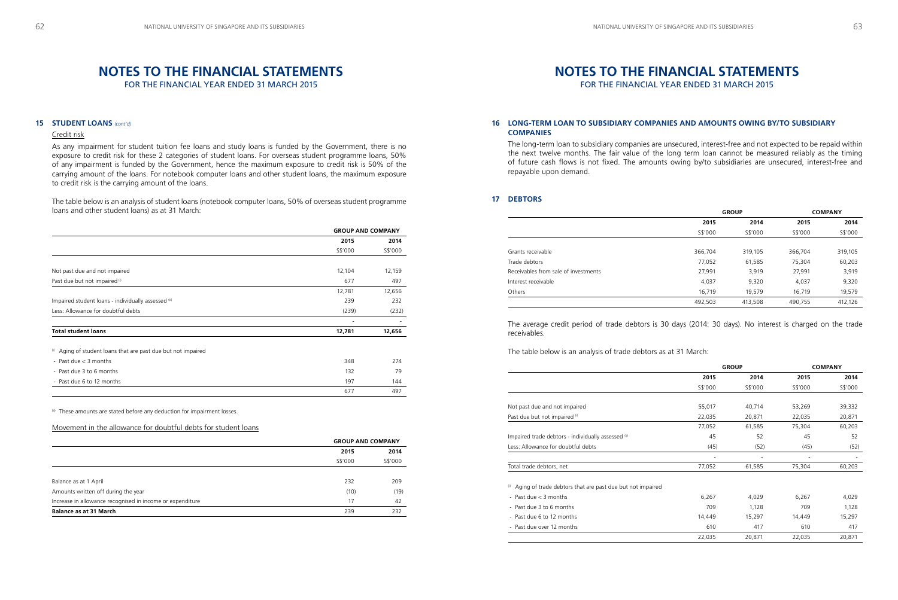# NOTES TO THE FINANCIAL STATEMENTS

FOR THE FINANCIAL YEAR ENDED 31 MARCH 2015

## 15 STUDENT LOANS *(cont'd)*

### Credit risk

As any impairment for student tuition fee loans and study loans is funded by the Government, there is no exposure to credit risk for these 2 categories of student loans. For overseas student programme loans, 50% of any impairment is funded by the Government, hence the maximum exposure to credit risk is 50% of the carrying amount of the loans. For notebook computer loans and other student loans, the maximum exposure to credit risk is the carrying amount of the loans.

The table below is an analysis of student loans (notebook computer loans, 50% of overseas student programme loans and other student loans) as at 31 March:

| | GROUP AND COMPANY | |
|---|---|---|
| | 2015 | 2014 |
| | S$'000 | S$'000 |
| Not past due and not impaired | 12,104 | 12,159 |
| Past due but not impaired [i] | 677 | 497 |
| | 12,781 | 12,656 |
| Impaired student loans - individually assessed [ii] | 239 | 232 |
| Less: Allowance for doubtful debts | (239) | (232) |
| | - | - |
| **Total student loans** | **12,781** | **12,656** |
| [i] Aging of student loans that are past due but not impaired | | |
| - Past due < 3 months | 348 | 274 |
| - Past due 3 to 6 months | 132 | 79 |
| - Past due 6 to 12 months | 197 | 144 |
| | 677 | 497 |

[ii] These amounts are stated before any deduction for impairment losses.

### Movement in the allowance for doubtful debts for student loans

| | GROUP AND COMPANY | |
|---|---|---|
| | 2015 | 2014 |
| | S$'000 | S$'000 |
| Balance as at 1 April | 232 | 209 |
| Amounts written off during the year | (10) | (19) |
| Increase in allowance recognised in income or expenditure | 17 | 42 |
| **Balance as at 31 March** | 239 | 232 |

## 16 LONG-TERM LOAN TO SUBSIDIARY COMPANIES AND AMOUNTS OWING BY/TO SUBSIDIARY COMPANIES

The long-term loan to subsidiary companies are unsecured, interest-free and not expected to be repaid within the next twelve months. The fair value of the long term loan cannot be measured reliably as the timing of future cash flows is not fixed. The amounts owing by/to subsidiaries are unsecured, interest-free and repayable upon demand.

## 17 DEBTORS

| | GROUP | | COMPANY | |
|---|---|---|---|---|
| | 2015 | 2014 | 2015 | 2014 |
| | S$'000 | S$'000 | S$'000 | S$'000 |
| Grants receivable | 366,704 | 319,105 | 366,704 | 319,105 |
| Trade debtors | 77,052 | 61,585 | 75,304 | 60,203 |
| Receivables from sale of investments | 27,991 | 3,919 | 27,991 | 3,919 |
| Interest receivable | 4,037 | 9,320 | 4,037 | 9,320 |
| Others | 16,719 | 19,579 | 16,719 | 19,579 |
| | 492,503 | 413,508 | 490,755 | 412,126 |

The average credit period of trade debtors is 30 days (2014: 30 days). No interest is charged on the trade receivables.

The table below is an analysis of trade debtors as at 31 March:

| | GROUP | | COMPANY | |
|---|---|---|---|---|
| | 2015 | 2014 | 2015 | 2014 |
| | S$'000 | S$'000 | S$'000 | S$'000 |
| Not past due and not impaired | 55,017 | 40,714 | 53,269 | 39,332 |
| Past due but not impaired [i] | 22,035 | 20,871 | 22,035 | 20,871 |
| | 77,052 | 61,585 | 75,304 | 60,203 |
| Impaired trade debtors - individually assessed [ii] | 45 | 52 | 45 | 52 |
| Less: Allowance for doubtful debts | (45) | (52) | (45) | (52) |
| | - | - | - | - |
| Total trade debtors, net | 77,052 | 61,585 | 75,304 | 60,203 |
| [i] Aging of trade debtors that are past due but not impaired | | | | |
| - Past due < 3 months | 6,267 | 4,029 | 6,267 | 4,029 |
| - Past due 3 to 6 months | 709 | 1,128 | 709 | 1,128 |
| - Past due 6 to 12 months | 14,449 | 15,297 | 14,449 | 15,297 |
| - Past due over 12 months | 610 | 417 | 610 | 417 |
| | 22,035 | 20,871 | 22,035 | 20,871 |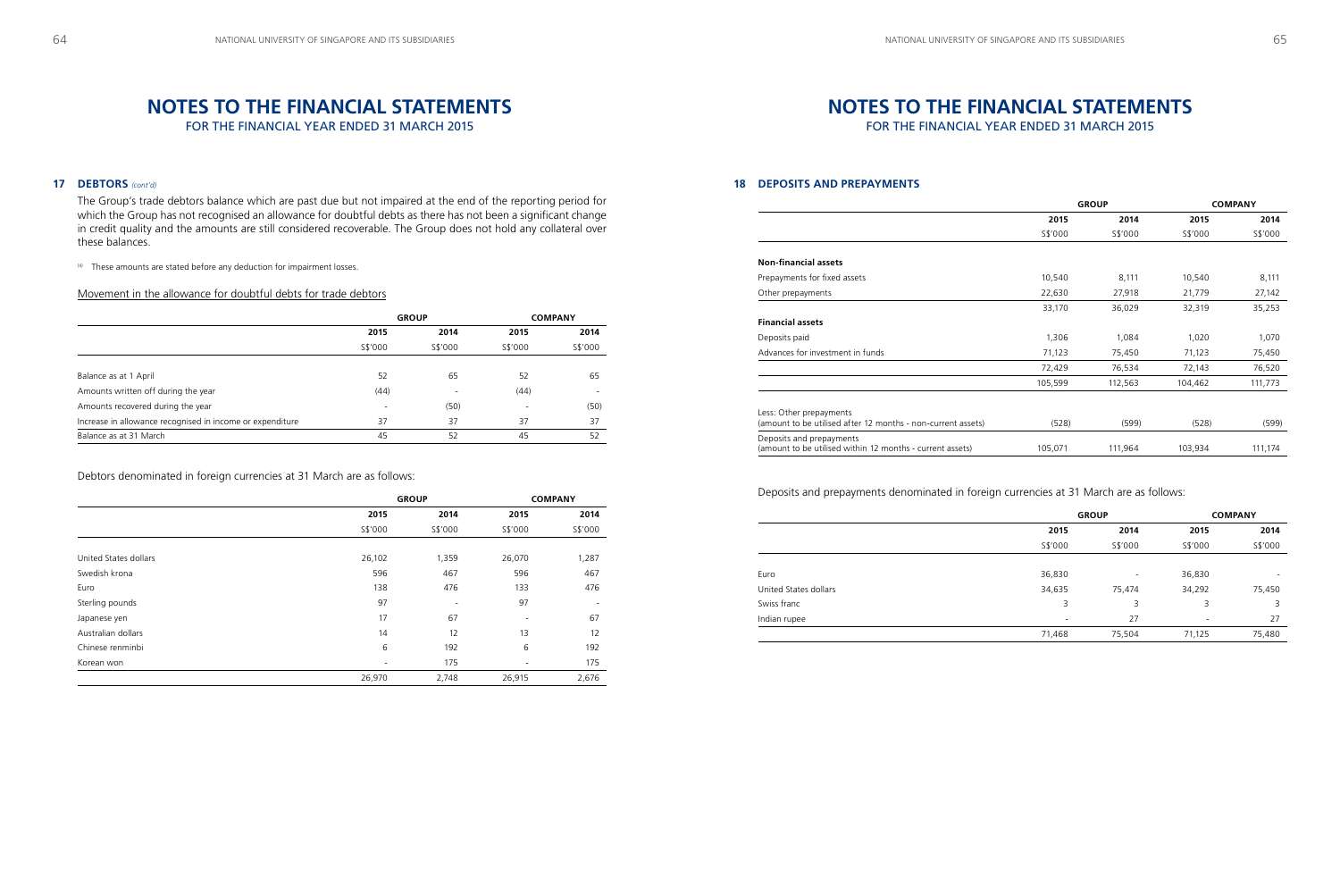# NOTES TO THE FINANCIAL STATEMENTS

FOR THE FINANCIAL YEAR ENDED 31 MARCH 2015

## 17 DEBTORS *(cont'd)*

The Group's trade debtors balance which are past due but not impaired at the end of the reporting period for which the Group has not recognised an allowance for doubtful debts as there has not been a significant change in credit quality and the amounts are still considered recoverable. The Group does not hold any collateral over these balances.

(a) These amounts are stated before any deduction for impairment losses.

Movement in the allowance for doubtful debts for trade debtors

| | GROUP | | COMPANY | |
|---|---|---|---|---|
| | 2015 | 2014 | 2015 | 2014 |
| | S$'000 | S$'000 | S$'000 | S$'000 |
| Balance as at 1 April | 52 | 65 | 52 | 65 |
| Amounts written off during the year | (44) | - | (44) | - |
| Amounts recovered during the year | - | (50) | - | (50) |
| Increase in allowance recognised in income or expenditure | 37 | 37 | 37 | 37 |
| Balance as at 31 March | 45 | 52 | 45 | 52 |

Debtors denominated in foreign currencies at 31 March are as follows:

| | GROUP | | COMPANY | |
|---|---|---|---|---|
| | 2015 | 2014 | 2015 | 2014 |
| | S$'000 | S$'000 | S$'000 | S$'000 |
| United States dollars | 26,102 | 1,359 | 26,070 | 1,287 |
| Swedish krona | 596 | 467 | 596 | 467 |
| Euro | 138 | 476 | 133 | 476 |
| Sterling pounds | 97 | - | 97 | - |
| Japanese yen | 17 | 67 | - | 67 |
| Australian dollars | 14 | 12 | 13 | 12 |
| Chinese renminbi | 6 | 192 | 6 | 192 |
| Korean won | - | 175 | - | 175 |
| | 26,970 | 2,748 | 26,915 | 2,676 |

# NOTES TO THE FINANCIAL STATEMENTS

FOR THE FINANCIAL YEAR ENDED 31 MARCH 2015

## 18 DEPOSITS AND PREPAYMENTS

| | GROUP | | COMPANY | |
|---|---|---|---|---|
| | 2015 | 2014 | 2015 | 2014 |
| | S$'000 | S$'000 | S$'000 | S$'000 |
| **Non-financial assets** | | | | |
| Prepayments for fixed assets | 10,540 | 8,111 | 10,540 | 8,111 |
| Other prepayments | 22,630 | 27,918 | 21,779 | 27,142 |
| | 33,170 | 36,029 | 32,319 | 35,253 |
| **Financial assets** | | | | |
| Deposits paid | 1,306 | 1,084 | 1,020 | 1,070 |
| Advances for investment in funds | 71,123 | 75,450 | 71,123 | 75,450 |
| | 72,429 | 76,534 | 72,143 | 76,520 |
| | 105,599 | 112,563 | 104,462 | 111,773 |
| Less: Other prepayments (amount to be utilised after 12 months - non-current assets) | (528) | (599) | (528) | (599) |
| Deposits and prepayments (amount to be utilised within 12 months - current assets) | 105,071 | 111,964 | 103,934 | 111,174 |

Deposits and prepayments denominated in foreign currencies at 31 March are as follows:

| | GROUP | | COMPANY | |
|---|---|---|---|---|
| | 2015 | 2014 | 2015 | 2014 |
| | S$'000 | S$'000 | S$'000 | S$'000 |
| Euro | 36,830 | - | 36,830 | - |
| United States dollars | 34,635 | 75,474 | 34,292 | 75,450 |
| Swiss franc | 3 | 3 | 3 | 3 |
| Indian rupee | - | 27 | - | 27 |
| | 71,468 | 75,504 | 71,125 | 75,480 |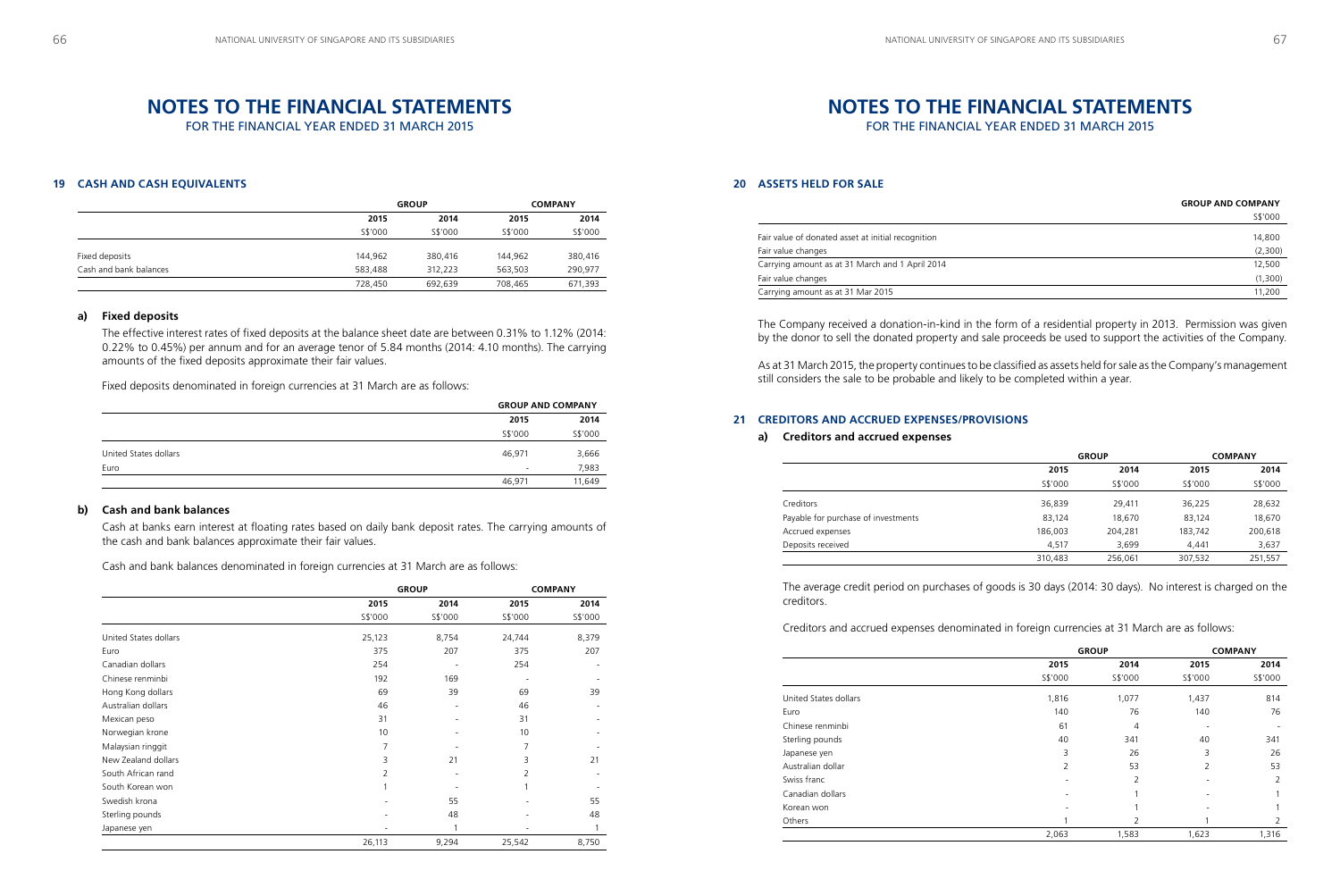# NOTES TO THE FINANCIAL STATEMENTS

FOR THE FINANCIAL YEAR ENDED 31 MARCH 2015

## 19 CASH AND CASH EQUIVALENTS

| | GROUP | | COMPANY | |
|---|---|---|---|---|
| | 2015 | 2014 | 2015 | 2014 |
| | S$'000 | S$'000 | S$'000 | S$'000 |
| Fixed deposits | 144,962 | 380,416 | 144,962 | 380,416 |
| Cash and bank balances | 583,488 | 312,223 | 563,503 | 290,977 |
| | 728,450 | 692,639 | 708,465 | 671,393 |

### a) Fixed deposits

The effective interest rates of fixed deposits at the balance sheet date are between 0.31% to 1.12% (2014: 0.22% to 0.45%) per annum and for an average tenor of 5.84 months (2014: 4.10 months). The carrying amounts of the fixed deposits approximate their fair values.

Fixed deposits denominated in foreign currencies at 31 March are as follows:

| | GROUP AND COMPANY | |
|---|---|---|
| | 2015 | 2014 |
| | S$'000 | S$'000 |
| United States dollars | 46,971 | 3,666 |
| Euro | - | 7,983 |
| | 46,971 | 11,649 |

### b) Cash and bank balances

Cash at banks earn interest at floating rates based on daily bank deposit rates. The carrying amounts of the cash and bank balances approximate their fair values.

Cash and bank balances denominated in foreign currencies at 31 March are as follows:

| | GROUP | | COMPANY | |
|---|---|---|---|---|
| | 2015 | 2014 | 2015 | 2014 |
| | S$'000 | S$'000 | S$'000 | S$'000 |
| United States dollars | 25,123 | 8,754 | 24,744 | 8,379 |
| Euro | 375 | 207 | 375 | 207 |
| Canadian dollars | 254 | - | 254 | - |
| Chinese renminbi | 192 | 169 | - | - |
| Hong Kong dollars | 69 | 39 | 69 | 39 |
| Australian dollars | 46 | - | 46 | - |
| Mexican peso | 31 | - | 31 | - |
| Norwegian krone | 10 | - | 10 | - |
| Malaysian ringgit | 7 | - | 7 | - |
| New Zealand dollars | 3 | 21 | 3 | 21 |
| South African rand | 2 | - | 2 | - |
| South Korean won | 1 | - | 1 | - |
| Swedish krona | - | 55 | - | 55 |
| Sterling pounds | - | 48 | - | 48 |
| Japanese yen | - | 1 | - | 1 |
| | 26,113 | 9,294 | 25,542 | 8,750 |

## 20 ASSETS HELD FOR SALE

| | GROUP AND COMPANY |
|---|---|
| | S$'000 |
| Fair value of donated asset at initial recognition | 14,800 |
| Fair value changes | (2,300) |
| Carrying amount as at 31 March and 1 April 2014 | 12,500 |
| Fair value changes | (1,300) |
| Carrying amount as at 31 Mar 2015 | 11,200 |

The Company received a donation-in-kind in the form of a residential property in 2013. Permission was given by the donor to sell the donated property and sale proceeds be used to support the activities of the Company.

As at 31 March 2015, the property continues to be classified as assets held for sale as the Company's management still considers the sale to be probable and likely to be completed within a year.

## 21 CREDITORS AND ACCRUED EXPENSES/PROVISIONS

### a) Creditors and accrued expenses

| | GROUP | | COMPANY | |
|---|---|---|---|---|
| | 2015 | 2014 | 2015 | 2014 |
| | S$'000 | S$'000 | S$'000 | S$'000 |
| Creditors | 36,839 | 29,411 | 36,225 | 28,632 |
| Payable for purchase of investments | 83,124 | 18,670 | 83,124 | 18,670 |
| Accrued expenses | 186,003 | 204,281 | 183,742 | 200,618 |
| Deposits received | 4,517 | 3,699 | 4,441 | 3,637 |
| | 310,483 | 256,061 | 307,532 | 251,557 |

The average credit period on purchases of goods is 30 days (2014: 30 days). No interest is charged on the creditors.

Creditors and accrued expenses denominated in foreign currencies at 31 March are as follows:

| | GROUP | | COMPANY | |
|---|---|---|---|---|
| | 2015 | 2014 | 2015 | 2014 |
| | S$'000 | S$'000 | S$'000 | S$'000 |
| United States dollars | 1,816 | 1,077 | 1,437 | 814 |
| Euro | 140 | 76 | 140 | 76 |
| Chinese renminbi | 61 | 4 | - | - |
| Sterling pounds | 40 | 341 | 40 | 341 |
| Japanese yen | 3 | 26 | 3 | 26 |
| Australian dollar | 2 | 53 | 2 | 53 |
| Swiss franc | - | 2 | - | 2 |
| Canadian dollars | - | 1 | - | 1 |
| Korean won | - | 1 | - | 1 |
| Others | 1 | 2 | 1 | 2 |
| | 2,063 | 1,583 | 1,623 | 1,316 |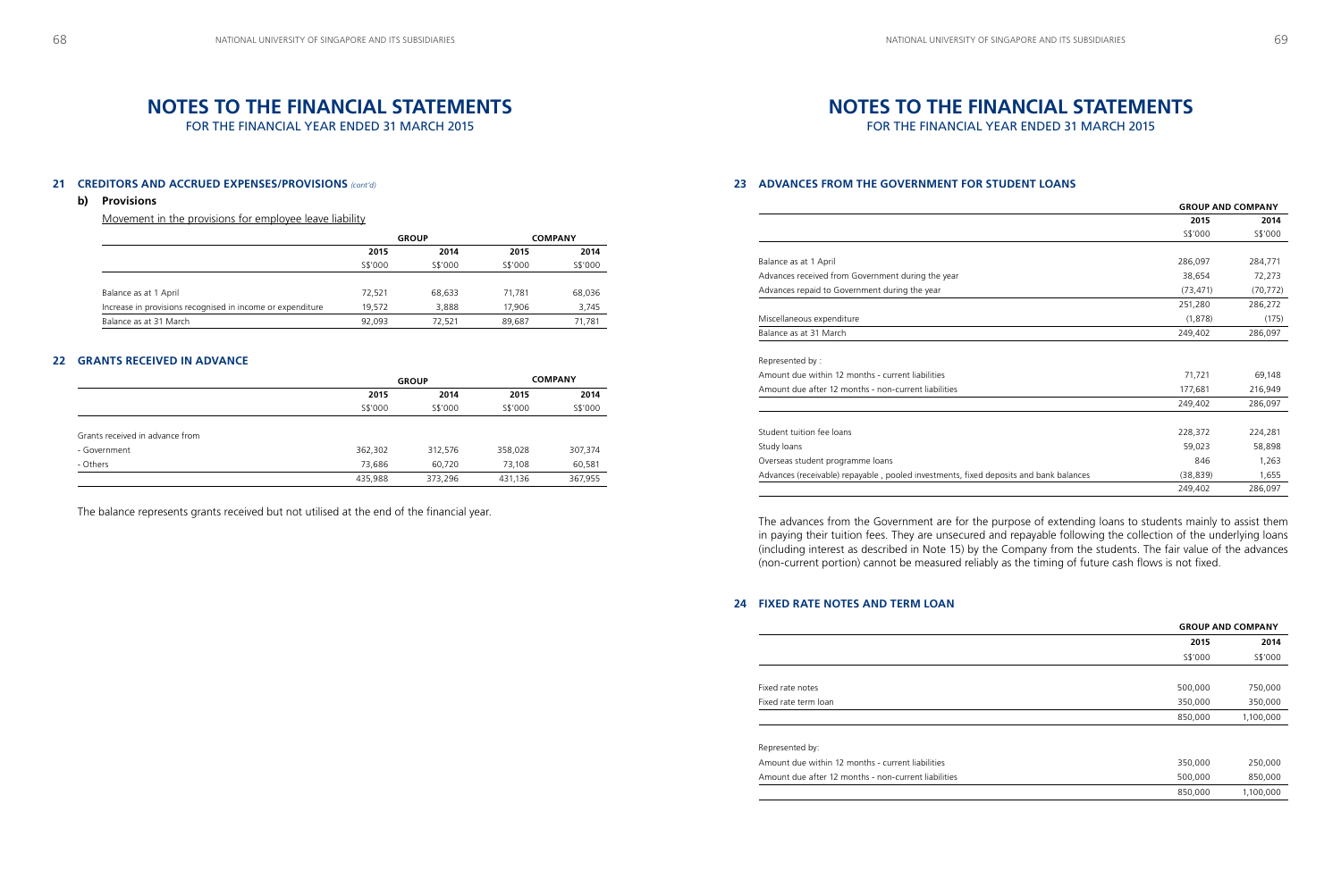# NOTES TO THE FINANCIAL STATEMENTS

FOR THE FINANCIAL YEAR ENDED 31 MARCH 2015

## 21 CREDITORS AND ACCRUED EXPENSES/PROVISIONS *(cont'd)*

### b) Provisions

Movement in the provisions for employee leave liability

| | GROUP | | COMPANY | |
|---|---|---|---|---|
| | **2015** | **2014** | **2015** | **2014** |
| | S$'000 | S$'000 | S$'000 | S$'000 |
| Balance as at 1 April | 72,521 | 68,633 | 71,781 | 68,036 |
| Increase in provisions recognised in income or expenditure | 19,572 | 3,888 | 17,906 | 3,745 |
| Balance as at 31 March | 92,093 | 72,521 | 89,687 | 71,781 |

## 22 GRANTS RECEIVED IN ADVANCE

| | GROUP | | COMPANY | |
|---|---|---|---|---|
| | **2015** | **2014** | **2015** | **2014** |
| | S$'000 | S$'000 | S$'000 | S$'000 |
| Grants received in advance from | | | | |
| - Government | 362,302 | 312,576 | 358,028 | 307,374 |
| - Others | 73,686 | 60,720 | 73,108 | 60,581 |
| | 435,988 | 373,296 | 431,136 | 367,955 |

The balance represents grants received but not utilised at the end of the financial year.

# NOTES TO THE FINANCIAL STATEMENTS

FOR THE FINANCIAL YEAR ENDED 31 MARCH 2015

## 23 ADVANCES FROM THE GOVERNMENT FOR STUDENT LOANS

| | GROUP AND COMPANY | |
|---|---|---|
| | **2015** | **2014** |
| | S$'000 | S$'000 |
| Balance as at 1 April | 286,097 | 284,771 |
| Advances received from Government during the year | 38,654 | 72,273 |
| Advances repaid to Government during the year | (73,471) | (70,772) |
| | 251,280 | 286,272 |
| Miscellaneous expenditure | (1,878) | (175) |
| Balance as at 31 March | 249,402 | 286,097 |
| | | |
| Represented by : | | |
| Amount due within 12 months - current liabilities | 71,721 | 69,148 |
| Amount due after 12 months - non-current liabilities | 177,681 | 216,949 |
| | 249,402 | 286,097 |
| | | |
| Student tuition fee loans | 228,372 | 224,281 |
| Study loans | 59,023 | 58,898 |
| Overseas student programme loans | 846 | 1,263 |
| Advances (receivable) repayable , pooled investments, fixed deposits and bank balances | (38,839) | 1,655 |
| | 249,402 | 286,097 |

The advances from the Government are for the purpose of extending loans to students mainly to assist them in paying their tuition fees. They are unsecured and repayable following the collection of the underlying loans (including interest as described in Note 15) by the Company from the students. The fair value of the advances (non-current portion) cannot be measured reliably as the timing of future cash flows is not fixed.

## 24 FIXED RATE NOTES AND TERM LOAN

| | GROUP AND COMPANY | |
|---|---|---|
| | **2015** | **2014** |
| | S$'000 | S$'000 |
| Fixed rate notes | 500,000 | 750,000 |
| Fixed rate term loan | 350,000 | 350,000 |
| | 850,000 | 1,100,000 |
| | | |
| Represented by: | | |
| Amount due within 12 months - current liabilities | 350,000 | 250,000 |
| Amount due after 12 months - non-current liabilities | 500,000 | 850,000 |
| | 850,000 | 1,100,000 |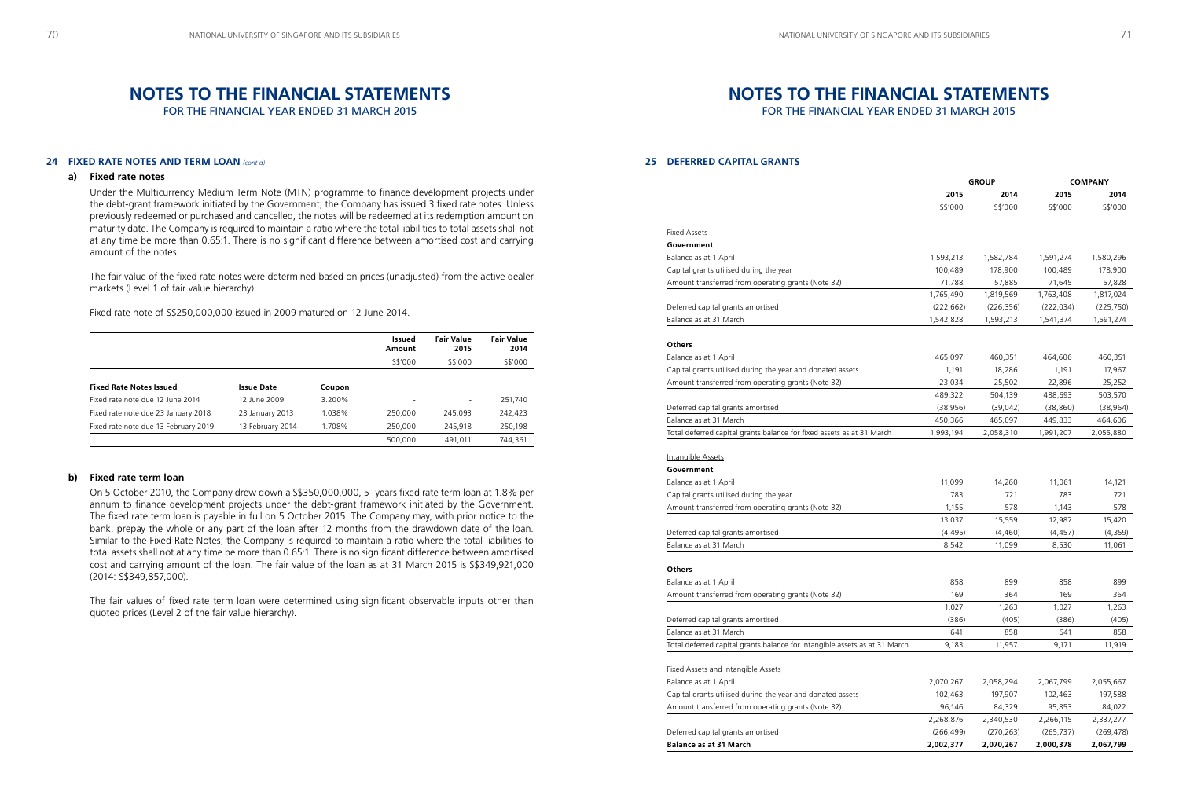# NOTES TO THE FINANCIAL STATEMENTS

FOR THE FINANCIAL YEAR ENDED 31 MARCH 2015

## 24 FIXED RATE NOTES AND TERM LOAN *(cont'd)*

### a) Fixed rate notes

Under the Multicurrency Medium Term Note (MTN) programme to finance development projects under the debt-grant framework initiated by the Government, the Company has issued 3 fixed rate notes. Unless previously redeemed or purchased and cancelled, the notes will be redeemed at its redemption amount on maturity date. The Company is required to maintain a ratio where the total liabilities to total assets shall not at any time be more than 0.65:1. There is no significant difference between amortised cost and carrying amount of the notes.

The fair value of the fixed rate notes were determined based on prices (unadjusted) from the active dealer markets (Level 1 of fair value hierarchy).

Fixed rate note of S$250,000,000 issued in 2009 matured on 12 June 2014.

| | | | Issued Amount | Fair Value 2015 | Fair Value 2014 |
|---|---|---|---|---|---|
| | | | S$'000 | S$'000 | S$'000 |
| **Fixed Rate Notes Issued** | **Issue Date** | **Coupon** | | | |
| Fixed rate note due 12 June 2014 | 12 June 2009 | 3.200% | - | - | 251,740 |
| Fixed rate note due 23 January 2018 | 23 January 2013 | 1.038% | 250,000 | 245,093 | 242,423 |
| Fixed rate note due 13 February 2019 | 13 February 2014 | 1.708% | 250,000 | 245,918 | 250,198 |
| | | | 500,000 | 491,011 | 744,361 |

### b) Fixed rate term loan

On 5 October 2010, the Company drew down a S$350,000,000, 5- years fixed rate term loan at 1.8% per annum to finance development projects under the debt-grant framework initiated by the Government. The fixed rate term loan is payable in full on 5 October 2015. The Company may, with prior notice to the bank, prepay the whole or any part of the loan after 12 months from the drawdown date of the loan. Similar to the Fixed Rate Notes, the Company is required to maintain a ratio where the total liabilities to total assets shall not at any time be more than 0.65:1. There is no significant difference between amortised cost and carrying amount of the loan. The fair value of the loan as at 31 March 2015 is S$349,921,000 (2014: S$349,857,000).

The fair values of fixed rate term loan were determined using significant observable inputs other than quoted prices (Level 2 of the fair value hierarchy).

## 25 DEFERRED CAPITAL GRANTS

| | GROUP | | COMPANY | |
|---|---|---|---|---|
| | 2015 | 2014 | 2015 | 2014 |
| | S$'000 | S$'000 | S$'000 | S$'000 |
| Fixed Assets | | | | |
| **Government** | | | | |
| Balance as at 1 April | 1,593,213 | 1,582,784 | 1,591,274 | 1,580,296 |
| Capital grants utilised during the year | 100,489 | 178,900 | 100,489 | 178,900 |
| Amount transferred from operating grants (Note 32) | 71,788 | 57,885 | 71,645 | 57,828 |
| | 1,765,490 | 1,819,569 | 1,763,408 | 1,817,024 |
| Deferred capital grants amortised | (222,662) | (226,356) | (222,034) | (225,750) |
| Balance as at 31 March | 1,542,828 | 1,593,213 | 1,541,374 | 1,591,274 |
| **Others** | | | | |
| Balance as at 1 April | 465,097 | 460,351 | 464,606 | 460,351 |
| Capital grants utilised during the year and donated assets | 1,191 | 18,286 | 1,191 | 17,967 |
| Amount transferred from operating grants (Note 32) | 23,034 | 25,502 | 22,896 | 25,252 |
| | 489,322 | 504,139 | 488,693 | 503,570 |
| Deferred capital grants amortised | (38,956) | (39,042) | (38,860) | (38,964) |
| Balance as at 31 March | 450,366 | 465,097 | 449,833 | 464,606 |
| Total deferred capital grants balance for fixed assets as at 31 March | 1,993,194 | 2,058,310 | 1,991,207 | 2,055,880 |
| Intangible Assets | | | | |
| **Government** | | | | |
| Balance as at 1 April | 11,099 | 14,260 | 11,061 | 14,121 |
| Capital grants utilised during the year | 783 | 721 | 783 | 721 |
| Amount transferred from operating grants (Note 32) | 1,155 | 578 | 1,143 | 578 |
| | 13,037 | 15,559 | 12,987 | 15,420 |
| Deferred capital grants amortised | (4,495) | (4,460) | (4,457) | (4,359) |
| Balance as at 31 March | 8,542 | 11,099 | 8,530 | 11,061 |
| **Others** | | | | |
| Balance as at 1 April | 858 | 899 | 858 | 899 |
| Amount transferred from operating grants (Note 32) | 169 | 364 | 169 | 364 |
| | 1,027 | 1,263 | 1,027 | 1,263 |
| Deferred capital grants amortised | (386) | (405) | (386) | (405) |
| Balance as at 31 March | 641 | 858 | 641 | 858 |
| Total deferred capital grants balance for intangible assets as at 31 March | 9,183 | 11,957 | 9,171 | 11,919 |
| Fixed Assets and Intangible Assets | | | | |
| Balance as at 1 April | 2,070,267 | 2,058,294 | 2,067,799 | 2,055,667 |
| Capital grants utilised during the year and donated assets | 102,463 | 197,907 | 102,463 | 197,588 |
| Amount transferred from operating grants (Note 32) | 96,146 | 84,329 | 95,853 | 84,022 |
| | 2,268,876 | 2,340,530 | 2,266,115 | 2,337,277 |
| Deferred capital grants amortised | (266,499) | (270,263) | (265,737) | (269,478) |
| **Balance as at 31 March** | **2,002,377** | **2,070,267** | **2,000,378** | **2,067,799** |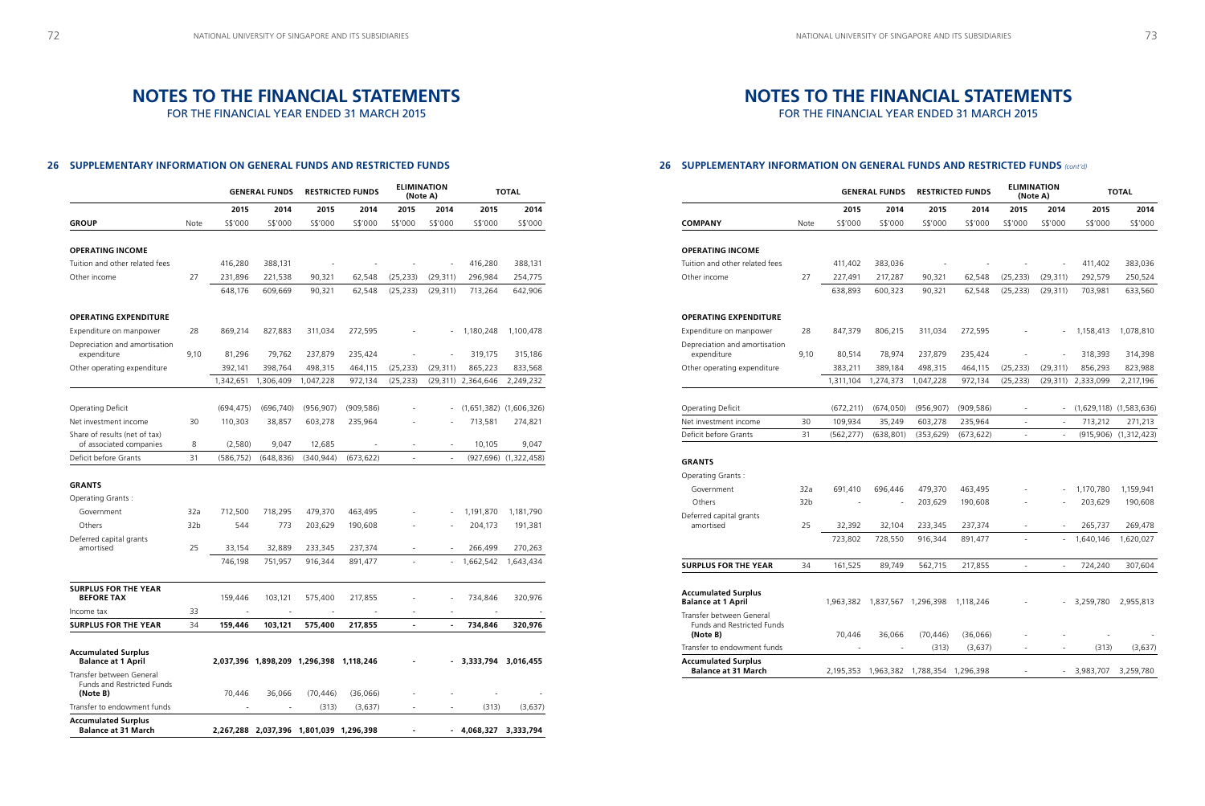# NOTES TO THE FINANCIAL STATEMENTS

FOR THE FINANCIAL YEAR ENDED 31 MARCH 2015

## 26 SUPPLEMENTARY INFORMATION ON GENERAL FUNDS AND RESTRICTED FUNDS

| | | GENERAL FUNDS | | RESTRICTED FUNDS | | ELIMINATION (Note A) | | TOTAL | |
|---|---|---|---|---|---|---|---|---|---|
| | | 2015 | 2014 | 2015 | 2014 | 2015 | 2014 | 2015 | 2014 |
| **GROUP** | Note | S$'000 | S$'000 | S$'000 | S$'000 | S$'000 | S$'000 | S$'000 | S$'000 |
| **OPERATING INCOME** | | | | | | | | | |
| Tuition and other related fees | | 416,280 | 388,131 | - | - | - | - | 416,280 | 388,131 |
| Other income | 27 | 231,896 | 221,538 | 90,321 | 62,548 | (25,233) | (29,311) | 296,984 | 254,775 |
| | | 648,176 | 609,669 | 90,321 | 62,548 | (25,233) | (29,311) | 713,264 | 642,906 |
| **OPERATING EXPENDITURE** | | | | | | | | | |
| Expenditure on manpower | 28 | 869,214 | 827,883 | 311,034 | 272,595 | - | - | 1,180,248 | 1,100,478 |
| Depreciation and amortisation expenditure | 9,10 | 81,296 | 79,762 | 237,879 | 235,424 | - | - | 319,175 | 315,186 |
| Other operating expenditure | | 392,141 | 398,764 | 498,315 | 464,115 | (25,233) | (29,311) | 865,223 | 833,568 |
| | | 1,342,651 | 1,306,409 | 1,047,228 | 972,134 | (25,233) | (29,311) | 2,364,646 | 2,249,232 |
| Operating Deficit | | (694,475) | (696,740) | (956,907) | (909,586) | - | - | (1,651,382) | (1,606,326) |
| Net investment income | 30 | 110,303 | 38,857 | 603,278 | 235,964 | - | - | 713,581 | 274,821 |
| Share of results (net of tax) of associated companies | 8 | (2,580) | 9,047 | 12,685 | - | - | - | 10,105 | 9,047 |
| Deficit before Grants | 31 | (586,752) | (648,836) | (340,944) | (673,622) | - | - | (927,696) | (1,322,458) |
| **GRANTS** | | | | | | | | | |
| Operating Grants : | | | | | | | | | |
| Government | 32a | 712,500 | 718,295 | 479,370 | 463,495 | - | - | 1,191,870 | 1,181,790 |
| Others | 32b | 544 | 773 | 203,629 | 190,608 | - | - | 204,173 | 191,381 |
| Deferred capital grants amortised | 25 | 33,154 | 32,889 | 233,345 | 237,374 | - | - | 266,499 | 270,263 |
| | | 746,198 | 751,957 | 916,344 | 891,477 | - | - | 1,662,542 | 1,643,434 |
| **SURPLUS FOR THE YEAR BEFORE TAX** | | 159,446 | 103,121 | 575,400 | 217,855 | - | - | 734,846 | 320,976 |
| Income tax | 33 | - | - | - | - | - | - | - | - |
| **SURPLUS FOR THE YEAR** | 34 | **159,446** | **103,121** | **575,400** | **217,855** | **-** | **-** | **734,846** | **320,976** |
| **Accumulated Surplus Balance at 1 April** | | **2,037,396** | **1,898,209** | **1,296,398** | **1,118,246** | **-** | **-** | **3,333,794** | **3,016,455** |
| Transfer between General Funds and Restricted Funds **(Note B)** | | 70,446 | 36,066 | (70,446) | (36,066) | - | - | - | - |
| Transfer to endowment funds | | - | - | (313) | (3,637) | - | - | (313) | (3,637) |
| **Accumulated Surplus Balance at 31 March** | | **2,267,288** | **2,037,396** | **1,801,039** | **1,296,398** | **-** | **-** | **4,068,327** | **3,333,794** |

## 26 SUPPLEMENTARY INFORMATION ON GENERAL FUNDS AND RESTRICTED FUNDS *(cont'd)*

| | | GENERAL FUNDS | | RESTRICTED FUNDS | | ELIMINATION (Note A) | | TOTAL | |
|---|---|---|---|---|---|---|---|---|---|
| | | 2015 | 2014 | 2015 | 2014 | 2015 | 2014 | 2015 | 2014 |
| **COMPANY** | Note | S$'000 | S$'000 | S$'000 | S$'000 | S$'000 | S$'000 | S$'000 | S$'000 |
| **OPERATING INCOME** | | | | | | | | | |
| Tuition and other related fees | | 411,402 | 383,036 | - | - | - | - | 411,402 | 383,036 |
| Other income | 27 | 227,491 | 217,287 | 90,321 | 62,548 | (25,233) | (29,311) | 292,579 | 250,524 |
| | | 638,893 | 600,323 | 90,321 | 62,548 | (25,233) | (29,311) | 703,981 | 633,560 |
| **OPERATING EXPENDITURE** | | | | | | | | | |
| Expenditure on manpower | 28 | 847,379 | 806,215 | 311,034 | 272,595 | - | - | 1,158,413 | 1,078,810 |
| Depreciation and amortisation expenditure | 9,10 | 80,514 | 78,974 | 237,879 | 235,424 | - | - | 318,393 | 314,398 |
| Other operating expenditure | | 383,211 | 389,184 | 498,315 | 464,115 | (25,233) | (29,311) | 856,293 | 823,988 |
| | | 1,311,104 | 1,274,373 | 1,047,228 | 972,134 | (25,233) | (29,311) | 2,333,099 | 2,217,196 |
| Operating Deficit | | (672,211) | (674,050) | (956,907) | (909,586) | - | - | (1,629,118) | (1,583,636) |
| Net investment income | 30 | 109,934 | 35,249 | 603,278 | 235,964 | - | - | 713,212 | 271,213 |
| Deficit before Grants | 31 | (562,277) | (638,801) | (353,629) | (673,622) | - | - | (915,906) | (1,312,423) |
| **GRANTS** | | | | | | | | | |
| Operating Grants : | | | | | | | | | |
| Government | 32a | 691,410 | 696,446 | 479,370 | 463,495 | - | - | 1,170,780 | 1,159,941 |
| Others | 32b | - | - | 203,629 | 190,608 | - | - | 203,629 | 190,608 |
| Deferred capital grants amortised | 25 | 32,392 | 32,104 | 233,345 | 237,374 | - | - | 265,737 | 269,478 |
| | | 723,802 | 728,550 | 916,344 | 891,477 | - | - | 1,640,146 | 1,620,027 |
| **SURPLUS FOR THE YEAR** | 34 | 161,525 | 89,749 | 562,715 | 217,855 | - | - | 724,240 | 307,604 |
| **Accumulated Surplus Balance at 1 April** | | 1,963,382 | 1,837,567 | 1,296,398 | 1,118,246 | - | - | 3,259,780 | 2,955,813 |
| Transfer between General Funds and Restricted Funds **(Note B)** | | 70,446 | 36,066 | (70,446) | (36,066) | - | - | - | - |
| Transfer to endowment funds | | - | - | (313) | (3,637) | - | - | (313) | (3,637) |
| **Accumulated Surplus Balance at 31 March** | | 2,195,353 | 1,963,382 | 1,788,354 | 1,296,398 | - | - | 3,983,707 | 3,259,780 |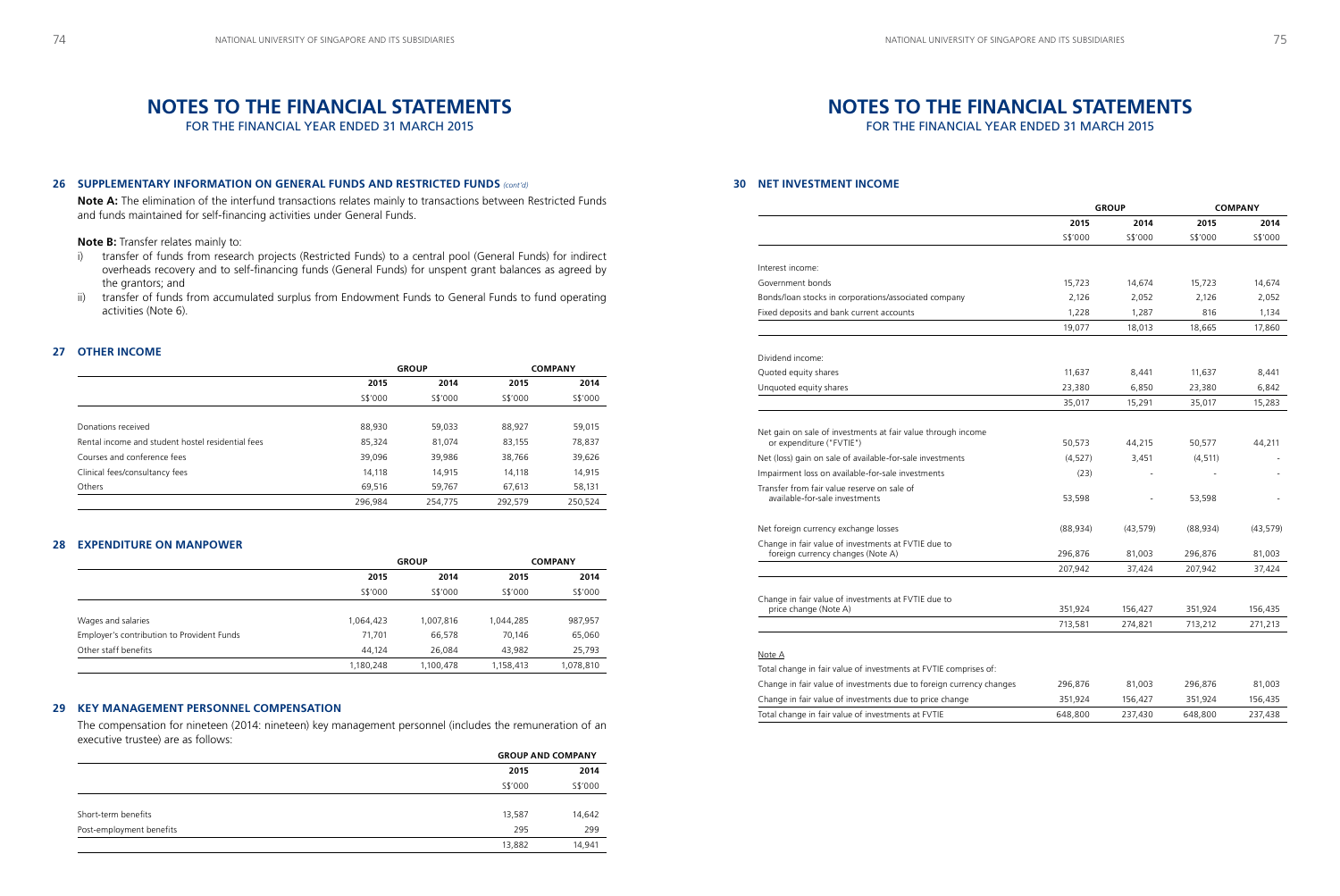# NOTES TO THE FINANCIAL STATEMENTS

FOR THE FINANCIAL YEAR ENDED 31 MARCH 2015

## 26 SUPPLEMENTARY INFORMATION ON GENERAL FUNDS AND RESTRICTED FUNDS *(cont'd)*

**Note A:** The elimination of the interfund transactions relates mainly to transactions between Restricted Funds and funds maintained for self-financing activities under General Funds.

**Note B:** Transfer relates mainly to:

i) transfer of funds from research projects (Restricted Funds) to a central pool (General Funds) for indirect overheads recovery and to self-financing funds (General Funds) for unspent grant balances as agreed by the grantors; and

ii) transfer of funds from accumulated surplus from Endowment Funds to General Funds to fund operating activities (Note 6).

## 27 OTHER INCOME

| | GROUP | | COMPANY | |
|---|---|---|---|---|
| | 2015 | 2014 | 2015 | 2014 |
| | S$'000 | S$'000 | S$'000 | S$'000 |
| Donations received | 88,930 | 59,033 | 88,927 | 59,015 |
| Rental income and student hostel residential fees | 85,324 | 81,074 | 83,155 | 78,837 |
| Courses and conference fees | 39,096 | 39,986 | 38,766 | 39,626 |
| Clinical fees/consultancy fees | 14,118 | 14,915 | 14,118 | 14,915 |
| Others | 69,516 | 59,767 | 67,613 | 58,131 |
| | 296,984 | 254,775 | 292,579 | 250,524 |

## 28 EXPENDITURE ON MANPOWER

| | GROUP | | COMPANY | |
|---|---|---|---|---|
| | 2015 | 2014 | 2015 | 2014 |
| | S$'000 | S$'000 | S$'000 | S$'000 |
| Wages and salaries | 1,064,423 | 1,007,816 | 1,044,285 | 987,957 |
| Employer's contribution to Provident Funds | 71,701 | 66,578 | 70,146 | 65,060 |
| Other staff benefits | 44,124 | 26,084 | 43,982 | 25,793 |
| | 1,180,248 | 1,100,478 | 1,158,413 | 1,078,810 |

## 29 KEY MANAGEMENT PERSONNEL COMPENSATION

The compensation for nineteen (2014: nineteen) key management personnel (includes the remuneration of an executive trustee) are as follows:

| | GROUP AND COMPANY | |
|---|---|---|
| | 2015 | 2014 |
| | S$'000 | S$'000 |
| Short-term benefits | 13,587 | 14,642 |
| Post-employment benefits | 295 | 299 |
| | 13,882 | 14,941 |

## 30 NET INVESTMENT INCOME

| | GROUP | | COMPANY | |
|---|---|---|---|---|
| | 2015 | 2014 | 2015 | 2014 |
| | S$'000 | S$'000 | S$'000 | S$'000 |
| Interest income: | | | | |
| Government bonds | 15,723 | 14,674 | 15,723 | 14,674 |
| Bonds/loan stocks in corporations/associated company | 2,126 | 2,052 | 2,126 | 2,052 |
| Fixed deposits and bank current accounts | 1,228 | 1,287 | 816 | 1,134 |
| | 19,077 | 18,013 | 18,665 | 17,860 |
| Dividend income: | | | | |
| Quoted equity shares | 11,637 | 8,441 | 11,637 | 8,441 |
| Unquoted equity shares | 23,380 | 6,850 | 23,380 | 6,842 |
| | 35,017 | 15,291 | 35,017 | 15,283 |
| Net gain on sale of investments at fair value through income or expenditure ("FVTIE") | 50,573 | 44,215 | 50,577 | 44,211 |
| Net (loss) gain on sale of available-for-sale investments | (4,527) | 3,451 | (4,511) | - |
| Impairment loss on available-for-sale investments | (23) | - | - | - |
| Transfer from fair value reserve on sale of available-for-sale investments | 53,598 | - | 53,598 | - |
| Net foreign currency exchange losses | (88,934) | (43,579) | (88,934) | (43,579) |
| Change in fair value of investments at FVTIE due to foreign currency changes (Note A) | 296,876 | 81,003 | 296,876 | 81,003 |
| | 207,942 | 37,424 | 207,942 | 37,424 |
| Change in fair value of investments at FVTIE due to price change (Note A) | 351,924 | 156,427 | 351,924 | 156,435 |
| | 713,581 | 274,821 | 713,212 | 271,213 |

Note A

Total change in fair value of investments at FVTIE comprises of:

| | GROUP 2015 | GROUP 2014 | COMPANY 2015 | COMPANY 2014 |
|---|---|---|---|---|
| Change in fair value of investments due to foreign currency changes | 296,876 | 81,003 | 296,876 | 81,003 |
| Change in fair value of investments due to price change | 351,924 | 156,427 | 351,924 | 156,435 |
| Total change in fair value of investments at FVTIE | 648,800 | 237,430 | 648,800 | 237,438 |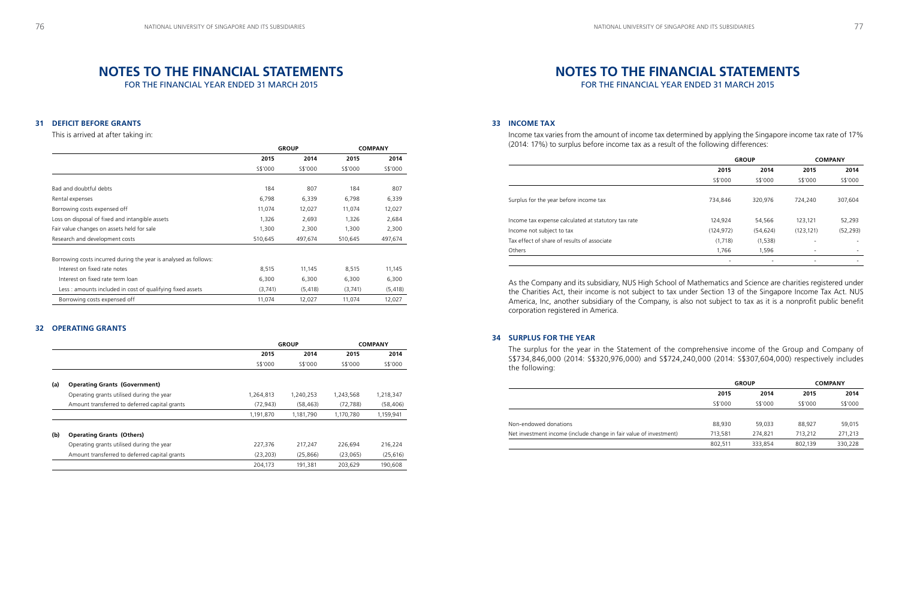# NOTES TO THE FINANCIAL STATEMENTS

FOR THE FINANCIAL YEAR ENDED 31 MARCH 2015

## 31 DEFICIT BEFORE GRANTS

This is arrived at after taking in:

| | GROUP | | COMPANY | |
|---|---|---|---|---|
| | **2015** | **2014** | **2015** | **2014** |
| | S$'000 | S$'000 | S$'000 | S$'000 |
| Bad and doubtful debts | 184 | 807 | 184 | 807 |
| Rental expenses | 6,798 | 6,339 | 6,798 | 6,339 |
| Borrowing costs expensed off | 11,074 | 12,027 | 11,074 | 12,027 |
| Loss on disposal of fixed and intangible assets | 1,326 | 2,693 | 1,326 | 2,684 |
| Fair value changes on assets held for sale | 1,300 | 2,300 | 1,300 | 2,300 |
| Research and development costs | 510,645 | 497,674 | 510,645 | 497,674 |
| Borrowing costs incurred during the year is analysed as follows: | | | | |
| Interest on fixed rate notes | 8,515 | 11,145 | 8,515 | 11,145 |
| Interest on fixed rate term loan | 6,300 | 6,300 | 6,300 | 6,300 |
| Less : amounts included in cost of qualifying fixed assets | (3,741) | (5,418) | (3,741) | (5,418) |
| Borrowing costs expensed off | 11,074 | 12,027 | 11,074 | 12,027 |

## 32 OPERATING GRANTS

| | | GROUP | | COMPANY | |
|---|---|---|---|---|---|
| | | **2015** | **2014** | **2015** | **2014** |
| | | S$'000 | S$'000 | S$'000 | S$'000 |
| **(a)** | **Operating Grants (Government)** | | | | |
| | Operating grants utilised during the year | 1,264,813 | 1,240,253 | 1,243,568 | 1,218,347 |
| | Amount transferred to deferred capital grants | (72,943) | (58,463) | (72,788) | (58,406) |
| | | 1,191,870 | 1,181,790 | 1,170,780 | 1,159,941 |
| **(b)** | **Operating Grants (Others)** | | | | |
| | Operating grants utilised during the year | 227,376 | 217,247 | 226,694 | 216,224 |
| | Amount transferred to deferred capital grants | (23,203) | (25,866) | (23,065) | (25,616) |
| | | 204,173 | 191,381 | 203,629 | 190,608 |

## 33 INCOME TAX

Income tax varies from the amount of income tax determined by applying the Singapore income tax rate of 17% (2014: 17%) to surplus before income tax as a result of the following differences:

| | GROUP | | COMPANY | |
|---|---|---|---|---|
| | **2015** | **2014** | **2015** | **2014** |
| | S$'000 | S$'000 | S$'000 | S$'000 |
| Surplus for the year before income tax | 734,846 | 320,976 | 724,240 | 307,604 |
| Income tax expense calculated at statutory tax rate | 124,924 | 54,566 | 123,121 | 52,293 |
| Income not subject to tax | (124,972) | (54,624) | (123,121) | (52,293) |
| Tax effect of share of results of associate | (1,718) | (1,538) | - | - |
| Others | 1,766 | 1,596 | - | - |
| | - | - | - | - |

As the Company and its subsidiary, NUS High School of Mathematics and Science are charities registered under the Charities Act, their income is not subject to tax under Section 13 of the Singapore Income Tax Act. NUS America, Inc, another subsidiary of the Company, is also not subject to tax as it is a nonprofit public benefit corporation registered in America.

## 34 SURPLUS FOR THE YEAR

The surplus for the year in the Statement of the comprehensive income of the Group and Company of S$734,846,000 (2014: S$320,976,000) and S$724,240,000 (2014: S$307,604,000) respectively includes the following:

| | GROUP | | COMPANY | |
|---|---|---|---|---|
| | **2015** | **2014** | **2015** | **2014** |
| | S$'000 | S$'000 | S$'000 | S$'000 |
| Non-endowed donations | 88,930 | 59,033 | 88,927 | 59,015 |
| Net investment income (include change in fair value of investment) | 713,581 | 274,821 | 713,212 | 271,213 |
| | 802,511 | 333,854 | 802,139 | 330,228 |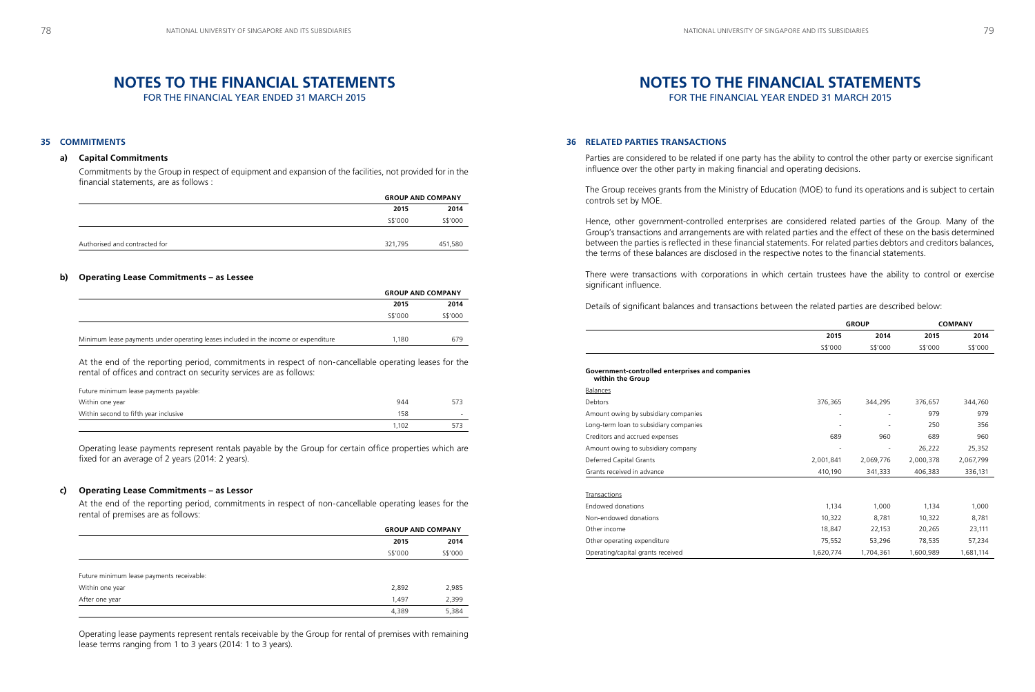# NOTES TO THE FINANCIAL STATEMENTS

FOR THE FINANCIAL YEAR ENDED 31 MARCH 2015

## 35 COMMITMENTS

### a) Capital Commitments

Commitments by the Group in respect of equipment and expansion of the facilities, not provided for in the financial statements, are as follows :

| | GROUP AND COMPANY | |
|---|---|---|
| | 2015 | 2014 |
| | S$'000 | S$'000 |
| Authorised and contracted for | 321,795 | 451,580 |

### b) Operating Lease Commitments – as Lessee

| | GROUP AND COMPANY | |
|---|---|---|
| | 2015 | 2014 |
| | S$'000 | S$'000 |
| Minimum lease payments under operating leases included in the income or expenditure | 1,180 | 679 |

At the end of the reporting period, commitments in respect of non-cancellable operating leases for the rental of offices and contract on security services are as follows:

| | | |
|---|---|---|
| Future minimum lease payments payable: | | |
| Within one year | 944 | 573 |
| Within second to fifth year inclusive | 158 | - |
| | 1,102 | 573 |

Operating lease payments represent rentals payable by the Group for certain office properties which are fixed for an average of 2 years (2014: 2 years).

### c) Operating Lease Commitments – as Lessor

At the end of the reporting period, commitments in respect of non-cancellable operating leases for the rental of premises are as follows:

| | GROUP AND COMPANY | |
|---|---|---|
| | 2015 | 2014 |
| | S$'000 | S$'000 |
| Future minimum lease payments receivable: | | |
| Within one year | 2,892 | 2,985 |
| After one year | 1,497 | 2,399 |
| | 4,389 | 5,384 |

Operating lease payments represent rentals receivable by the Group for rental of premises with remaining lease terms ranging from 1 to 3 years (2014: 1 to 3 years).

## 36 RELATED PARTIES TRANSACTIONS

Parties are considered to be related if one party has the ability to control the other party or exercise significant influence over the other party in making financial and operating decisions.

The Group receives grants from the Ministry of Education (MOE) to fund its operations and is subject to certain controls set by MOE.

Hence, other government-controlled enterprises are considered related parties of the Group. Many of the Group's transactions and arrangements are with related parties and the effect of these on the basis determined between the parties is reflected in these financial statements. For related parties debtors and creditors balances, the terms of these balances are disclosed in the respective notes to the financial statements.

There were transactions with corporations in which certain trustees have the ability to control or exercise significant influence.

Details of significant balances and transactions between the related parties are described below:

| | GROUP | | COMPANY | |
|---|---|---|---|---|
| | 2015 | 2014 | 2015 | 2014 |
| | S$'000 | S$'000 | S$'000 | S$'000 |
| **Government-controlled enterprises and companies within the Group** | | | | |
| Balances | | | | |
| Debtors | 376,365 | 344,295 | 376,657 | 344,760 |
| Amount owing by subsidiary companies | - | - | 979 | 979 |
| Long-term loan to subsidiary companies | - | - | 250 | 356 |
| Creditors and accrued expenses | 689 | 960 | 689 | 960 |
| Amount owing to subsidiary company | - | - | 26,222 | 25,352 |
| Deferred Capital Grants | 2,001,841 | 2,069,776 | 2,000,378 | 2,067,799 |
| Grants received in advance | 410,190 | 341,333 | 406,383 | 336,131 |
| Transactions | | | | |
| Endowed donations | 1,134 | 1,000 | 1,134 | 1,000 |
| Non-endowed donations | 10,322 | 8,781 | 10,322 | 8,781 |
| Other income | 18,847 | 22,153 | 20,265 | 23,111 |
| Other operating expenditure | 75,552 | 53,296 | 78,535 | 57,234 |
| Operating/capital grants received | 1,620,774 | 1,704,361 | 1,600,989 | 1,681,114 |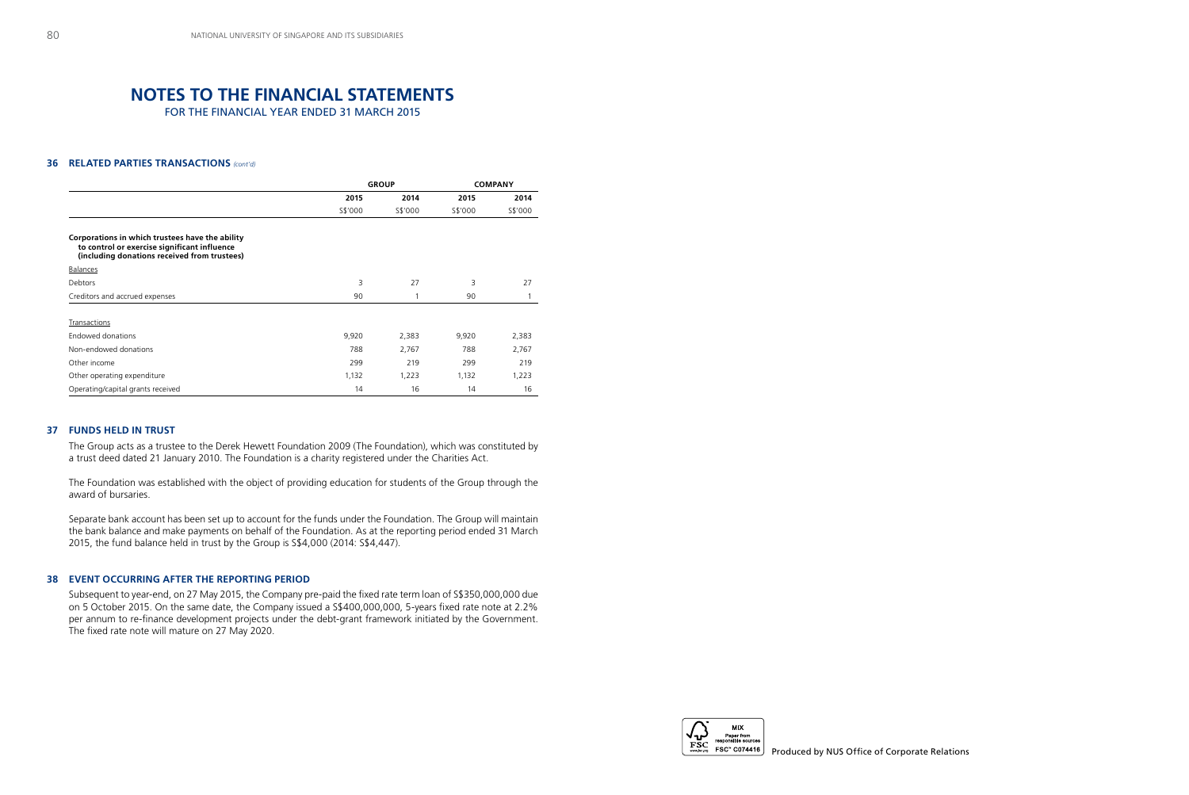# NOTES TO THE FINANCIAL STATEMENTS

FOR THE FINANCIAL YEAR ENDED 31 MARCH 2015

### 36 RELATED PARTIES TRANSACTIONS *(cont'd)*

| | GROUP | | COMPANY | |
|---|---|---|---|---|
| | 2015 | 2014 | 2015 | 2014 |
| | S$'000 | S$'000 | S$'000 | S$'000 |
| **Corporations in which trustees have the ability to control or exercise significant influence (including donations received from trustees)** | | | | |
| Balances | | | | |
| Debtors | 3 | 27 | 3 | 27 |
| Creditors and accrued expenses | 90 | 1 | 90 | 1 |
| Transactions | | | | |
| Endowed donations | 9,920 | 2,383 | 9,920 | 2,383 |
| Non-endowed donations | 788 | 2,767 | 788 | 2,767 |
| Other income | 299 | 219 | 299 | 219 |
| Other operating expenditure | 1,132 | 1,223 | 1,132 | 1,223 |
| Operating/capital grants received | 14 | 16 | 14 | 16 |

### 37 FUNDS HELD IN TRUST

The Group acts as a trustee to the Derek Hewett Foundation 2009 (The Foundation), which was constituted by a trust deed dated 21 January 2010. The Foundation is a charity registered under the Charities Act.

The Foundation was established with the object of providing education for students of the Group through the award of bursaries.

Separate bank account has been set up to account for the funds under the Foundation. The Group will maintain the bank balance and make payments on behalf of the Foundation. As at the reporting period ended 31 March 2015, the fund balance held in trust by the Group is S$4,000 (2014: S$4,447).

### 38 EVENT OCCURRING AFTER THE REPORTING PERIOD

Subsequent to year-end, on 27 May 2015, the Company pre-paid the fixed rate term loan of S$350,000,000 due on 5 October 2015. On the same date, the Company issued a S$400,000,000, 5-years fixed rate note at 2.2% per annum to re-finance development projects under the debt-grant framework initiated by the Government. The fixed rate note will mature on 27 May 2020.

Produced by NUS Office of Corporate Relations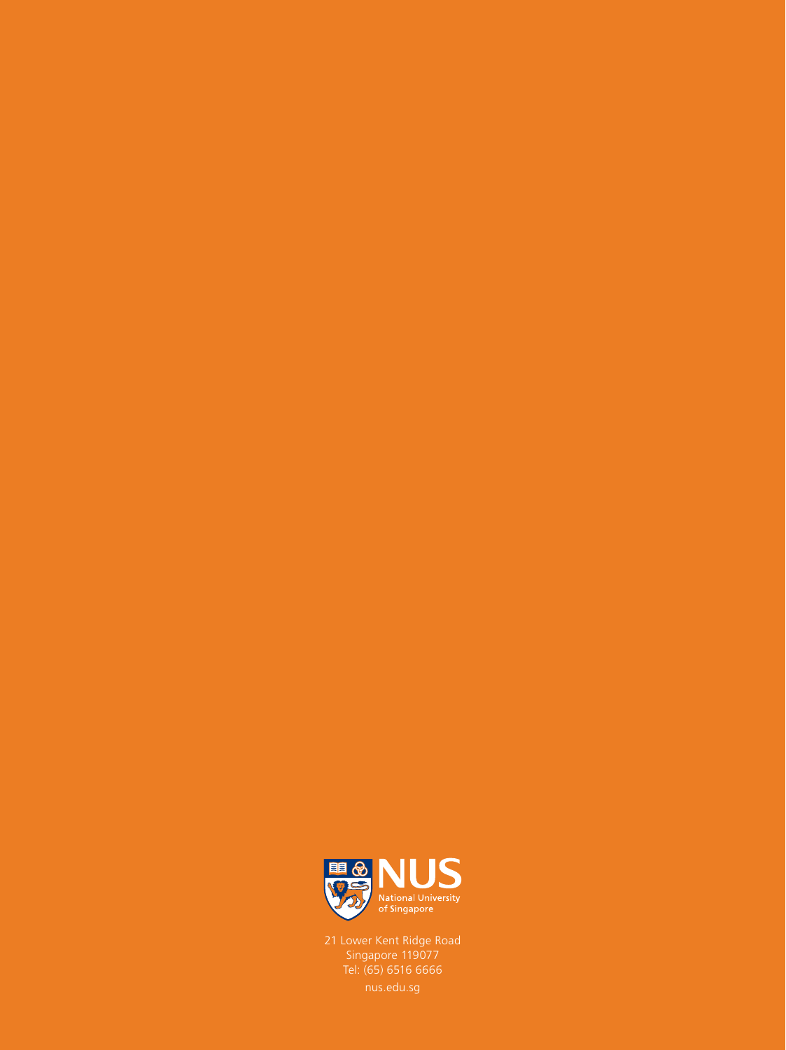NUS
National University
of Singapore

21 Lower Kent Ridge Road
Singapore 119077
Tel: (65) 6516 6666
nus.edu.sg